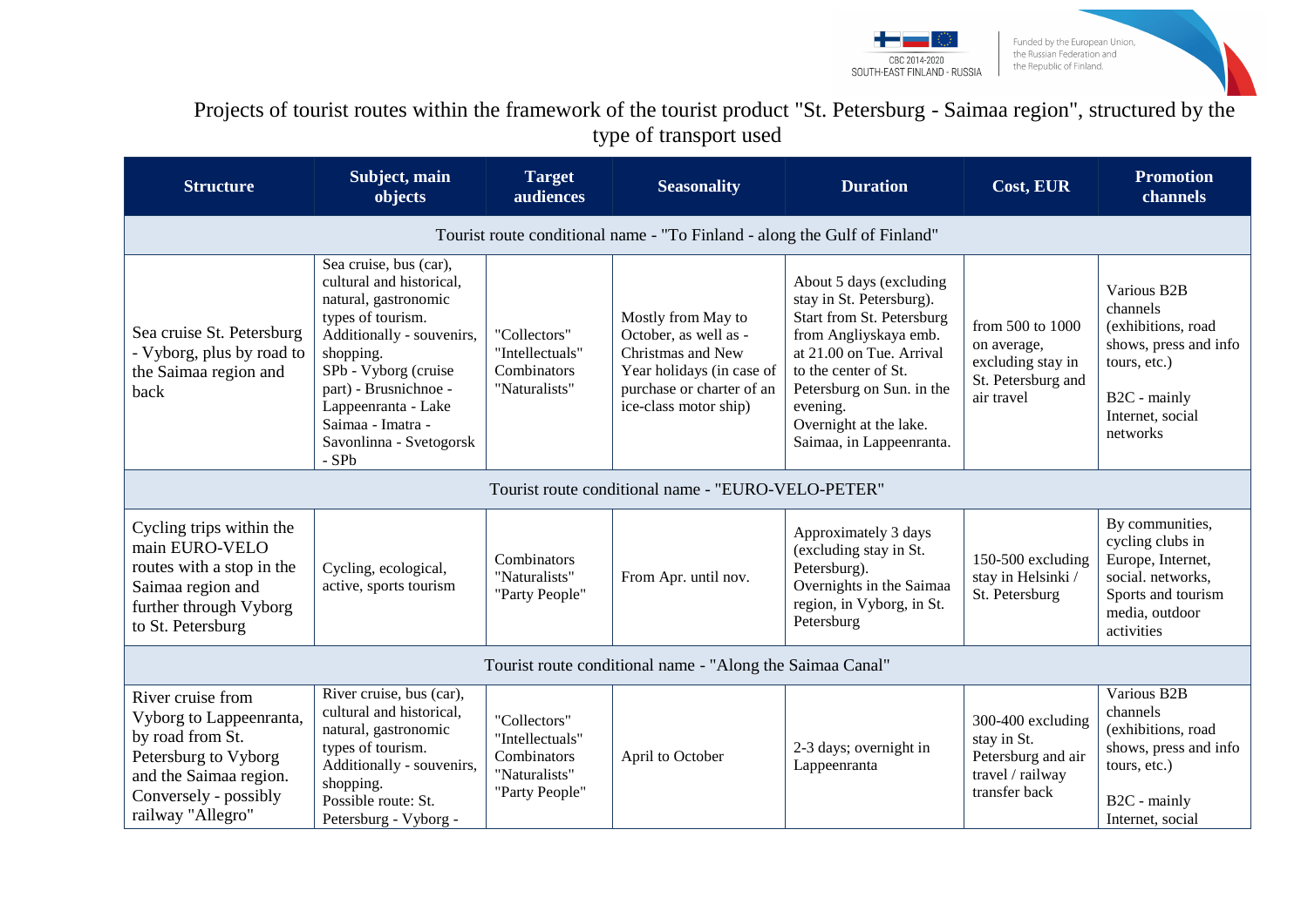Projects of tourist routes within the framework of the tourist product "St. Petersburg - Saimaa region", structured by the type of transport used

| Structure | Subject, main objects | Target audiences | Seasonality | Duration | Cost, EUR | Promotion channels |
|---|---|---|---|---|---|---|
| Tourist route conditional name - "To Finland - along the Gulf of Finland" | | | | | | |
| Sea cruise St. Petersburg - Vyborg, plus by road to the Saimaa region and back | Sea cruise, bus (car), cultural and historical, natural, gastronomic types of tourism. Additionally - souvenirs, shopping. SPb - Vyborg (cruise part) - Brusnichnoe - Lappeenranta - Lake Saimaa - Imatra - Savonlinna - Svetogorsk - SPb | "Collectors" "Intellectuals" Combinators "Naturalists" | Mostly from May to October, as well as - Christmas and New Year holidays (in case of purchase or charter of an ice-class motor ship) | About 5 days (excluding stay in St. Petersburg). Start from St. Petersburg from Angliyskaya emb. at 21.00 on Tue. Arrival to the center of St. Petersburg on Sun. in the evening. Overnight at the lake. Saimaa, in Lappeenranta. | from 500 to 1000 on average, excluding stay in St. Petersburg and air travel | Various B2B channels (exhibitions, road shows, press and info tours, etc.) B2C - mainly Internet, social networks |
| Tourist route conditional name - "EURO-VELO-PETER" | | | | | | |
| Cycling trips within the main EURO-VELO routes with a stop in the Saimaa region and further through Vyborg to St. Petersburg | Cycling, ecological, active, sports tourism | Combinators "Naturalists" "Party People" | From Apr. until nov. | Approximately 3 days (excluding stay in St. Petersburg). Overnights in the Saimaa region, in Vyborg, in St. Petersburg | 150-500 excluding stay in Helsinki / St. Petersburg | By communities, cycling clubs in Europe, Internet, social. networks, Sports and tourism media, outdoor activities |
| Tourist route conditional name - "Along the Saimaa Canal" | | | | | | |
| River cruise from Vyborg to Lappeenranta, by road from St. Petersburg to Vyborg and the Saimaa region. Conversely - possibly railway "Allegro" | River cruise, bus (car), cultural and historical, natural, gastronomic types of tourism. Additionally - souvenirs, shopping. Possible route: St. Petersburg - Vyborg - | "Collectors" "Intellectuals" Combinators "Naturalists" "Party People" | April to October | 2-3 days; overnight in Lappeenranta | 300-400 excluding stay in St. Petersburg and air travel / railway transfer back | Various B2B channels (exhibitions, road shows, press and info tours, etc.) B2C - mainly Internet, social |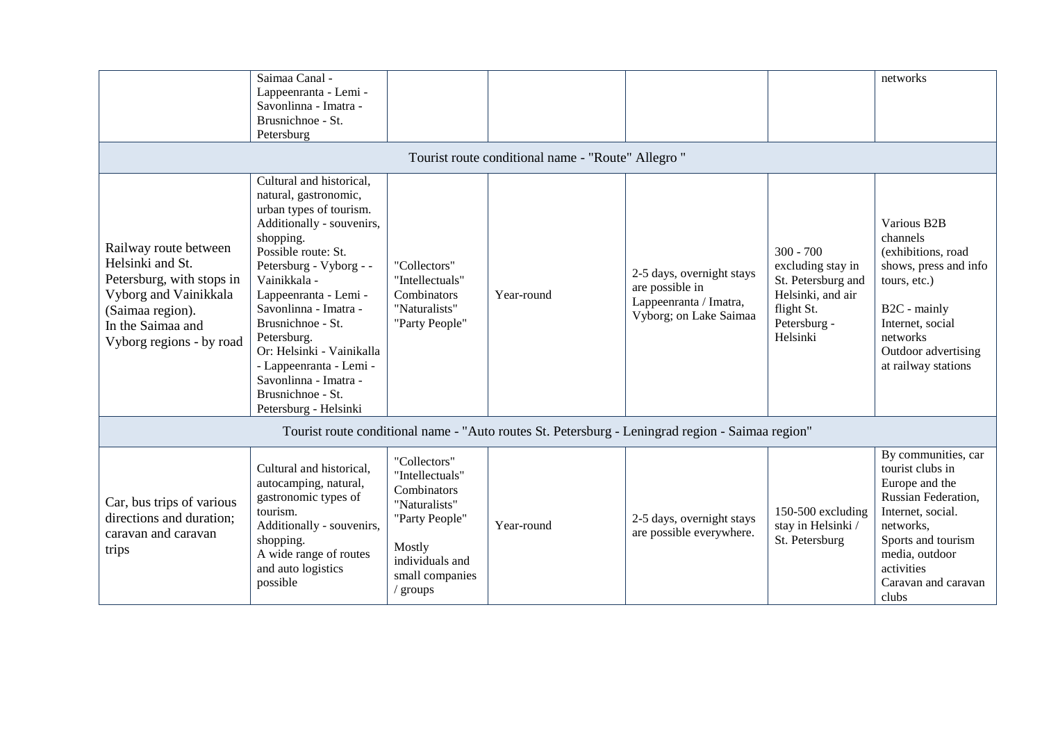| | | | | | | |
|---|---|---|---|---|---|---|
| | Saimaa Canal - Lappeenranta - Lemi - Savonlinna - Imatra - Brusnichnoe - St. Petersburg | | | | | networks |
| Tourist route conditional name - "Route" Allegro " | | | | | | |
| Railway route between Helsinki and St. Petersburg, with stops in Vyborg and Vainikkala (Saimaa region). In the Saimaa and Vyborg regions - by road | Cultural and historical, natural, gastronomic, urban types of tourism. Additionally - souvenirs, shopping. Possible route: St. Petersburg - Vyborg - - Vainikkala - Lappeenranta - Lemi - Savonlinna - Imatra - Brusnichnoe - St. Petersburg. Or: Helsinki - Vainikalla - Lappeenranta - Lemi - Savonlinna - Imatra - Brusnichnoe - St. Petersburg - Helsinki | "Collectors" "Intellectuals" Combinators "Naturalists" "Party People" | Year-round | 2-5 days, overnight stays are possible in Lappeenranta / Imatra, Vyborg; on Lake Saimaa | 300 - 700 excluding stay in St. Petersburg and Helsinki, and air flight St. Petersburg - Helsinki | Various B2B channels (exhibitions, road shows, press and info tours, etc.) B2C - mainly Internet, social networks Outdoor advertising at railway stations |
| Tourist route conditional name - "Auto routes St. Petersburg - Leningrad region - Saimaa region" | | | | | | |
| Car, bus trips of various directions and duration; caravan and caravan trips | Cultural and historical, autocamping, natural, gastronomic types of tourism. Additionally - souvenirs, shopping. A wide range of routes and auto logistics possible | "Collectors" "Intellectuals" Combinators "Naturalists" "Party People" Mostly individuals and small companies / groups | Year-round | 2-5 days, overnight stays are possible everywhere. | 150-500 excluding stay in Helsinki / St. Petersburg | By communities, car tourist clubs in Europe and the Russian Federation, Internet, social. networks, Sports and tourism media, outdoor activities Caravan and caravan clubs |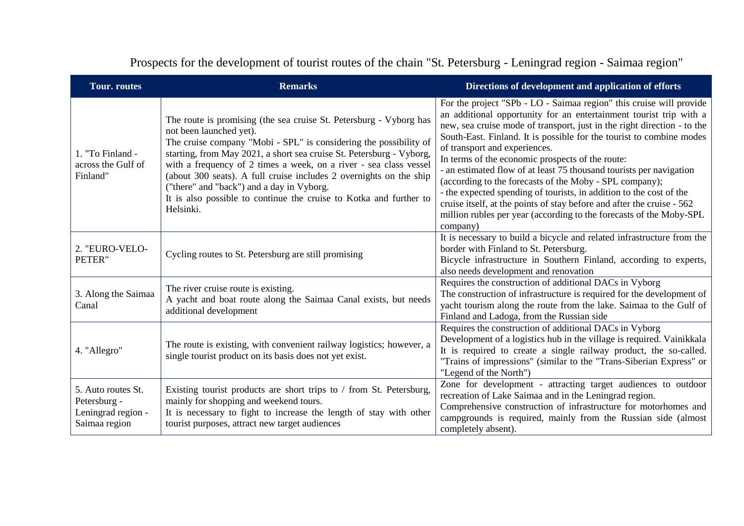# Prospects for the development of tourist routes of the chain "St. Petersburg - Leningrad region - Saimaa region"

| Tour. routes | Remarks | Directions of development and application of efforts |
|---|---|---|
| 1. "To Finland - across the Gulf of Finland" | The route is promising (the sea cruise St. Petersburg - Vyborg has not been launched yet).<br>The cruise company "Mobi - SPL" is considering the possibility of starting, from May 2021, a short sea cruise St. Petersburg - Vyborg, with a frequency of 2 times a week, on a river - sea class vessel (about 300 seats). A full cruise includes 2 overnights on the ship ("there" and "back") and a day in Vyborg.<br>It is also possible to continue the cruise to Kotka and further to Helsinki. | For the project "SPb - LO - Saimaa region" this cruise will provide an additional opportunity for an entertainment tourist trip with a new, sea cruise mode of transport, just in the right direction - to the South-East. Finland. It is possible for the tourist to combine modes of transport and experiences.<br>In terms of the economic prospects of the route:<br>- an estimated flow of at least 75 thousand tourists per navigation (according to the forecasts of the Moby - SPL company);<br>- the expected spending of tourists, in addition to the cost of the cruise itself, at the points of stay before and after the cruise - 562 million rubles per year (according to the forecasts of the Moby-SPL company) |
| 2. "EURO-VELO-PETER" | Cycling routes to St. Petersburg are still promising | It is necessary to build a bicycle and related infrastructure from the border with Finland to St. Petersburg.<br>Bicycle infrastructure in Southern Finland, according to experts, also needs development and renovation |
| 3. Along the Saimaa Canal | The river cruise route is existing.<br>A yacht and boat route along the Saimaa Canal exists, but needs additional development | Requires the construction of additional DACs in Vyborg<br>The construction of infrastructure is required for the development of yacht tourism along the route from the lake. Saimaa to the Gulf of Finland and Ladoga, from the Russian side |
| 4. "Allegro" | The route is existing, with convenient railway logistics; however, a single tourist product on its basis does not yet exist. | Requires the construction of additional DACs in Vyborg<br>Development of a logistics hub in the village is required. Vainikkala<br>It is required to create a single railway product, the so-called. "Trains of impressions" (similar to the "Trans-Siberian Express" or "Legend of the North") |
| 5. Auto routes St. Petersburg - Leningrad region - Saimaa region | Existing tourist products are short trips to / from St. Petersburg, mainly for shopping and weekend tours.<br>It is necessary to fight to increase the length of stay with other tourist purposes, attract new target audiences | Zone for development - attracting target audiences to outdoor recreation of Lake Saimaa and in the Leningrad region.<br>Comprehensive construction of infrastructure for motorhomes and campgrounds is required, mainly from the Russian side (almost completely absent). |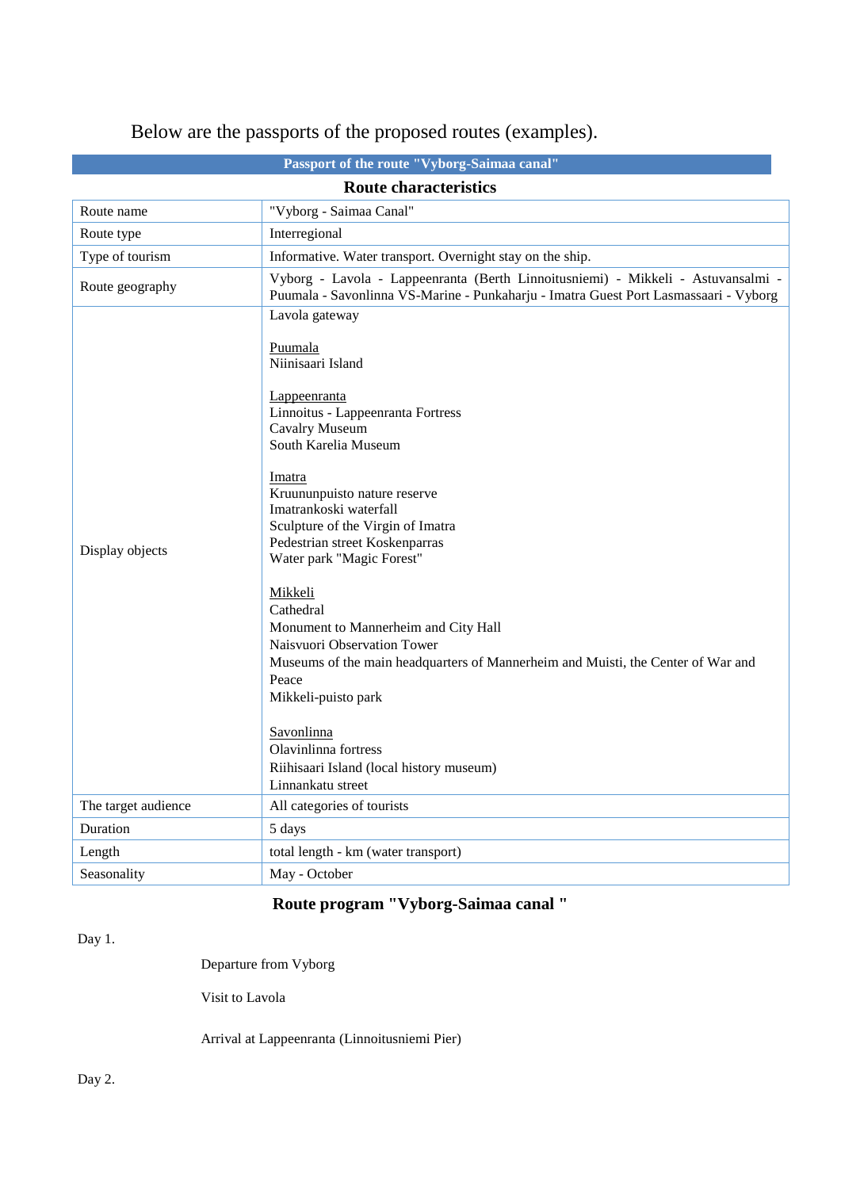Below are the passports of the proposed routes (examples).

**Passport of the route "Vyborg-Saimaa canal"**

**Route characteristics**

| Route name | "Vyborg - Saimaa Canal" |
|---|---|
| Route type | Interregional |
| Type of tourism | Informative. Water transport. Overnight stay on the ship. |
| Route geography | Vyborg - Lavola - Lappeenranta (Berth Linnoitusniemi) - Mikkeli - Astuvansalmi - Puumala - Savonlinna VS-Marine - Punkaharju - Imatra Guest Port Lasmassaari - Vyborg |
| Display objects | Lavola gateway<br><br>Puumala<br>Niinisaari Island<br><br>Lappeenranta<br>Linnoitus - Lappeenranta Fortress<br>Cavalry Museum<br>South Karelia Museum<br><br>Imatra<br>Kruununpuisto nature reserve<br>Imatrankoski waterfall<br>Sculpture of the Virgin of Imatra<br>Pedestrian street Koskenparras<br>Water park "Magic Forest"<br><br>Mikkeli<br>Cathedral<br>Monument to Mannerheim and City Hall<br>Naisvuori Observation Tower<br>Museums of the main headquarters of Mannerheim and Muisti, the Center of War and Peace<br>Mikkeli-puisto park<br><br>Savonlinna<br>Olavinlinna fortress<br>Riihisaari Island (local history museum)<br>Linnankatu street |
| The target audience | All categories of tourists |
| Duration | 5 days |
| Length | total length - km (water transport) |
| Seasonality | May - October |

## Route program "Vyborg-Saimaa canal "

Day 1.

Departure from Vyborg

Visit to Lavola

Arrival at Lappeenranta (Linnoitusniemi Pier)

Day 2.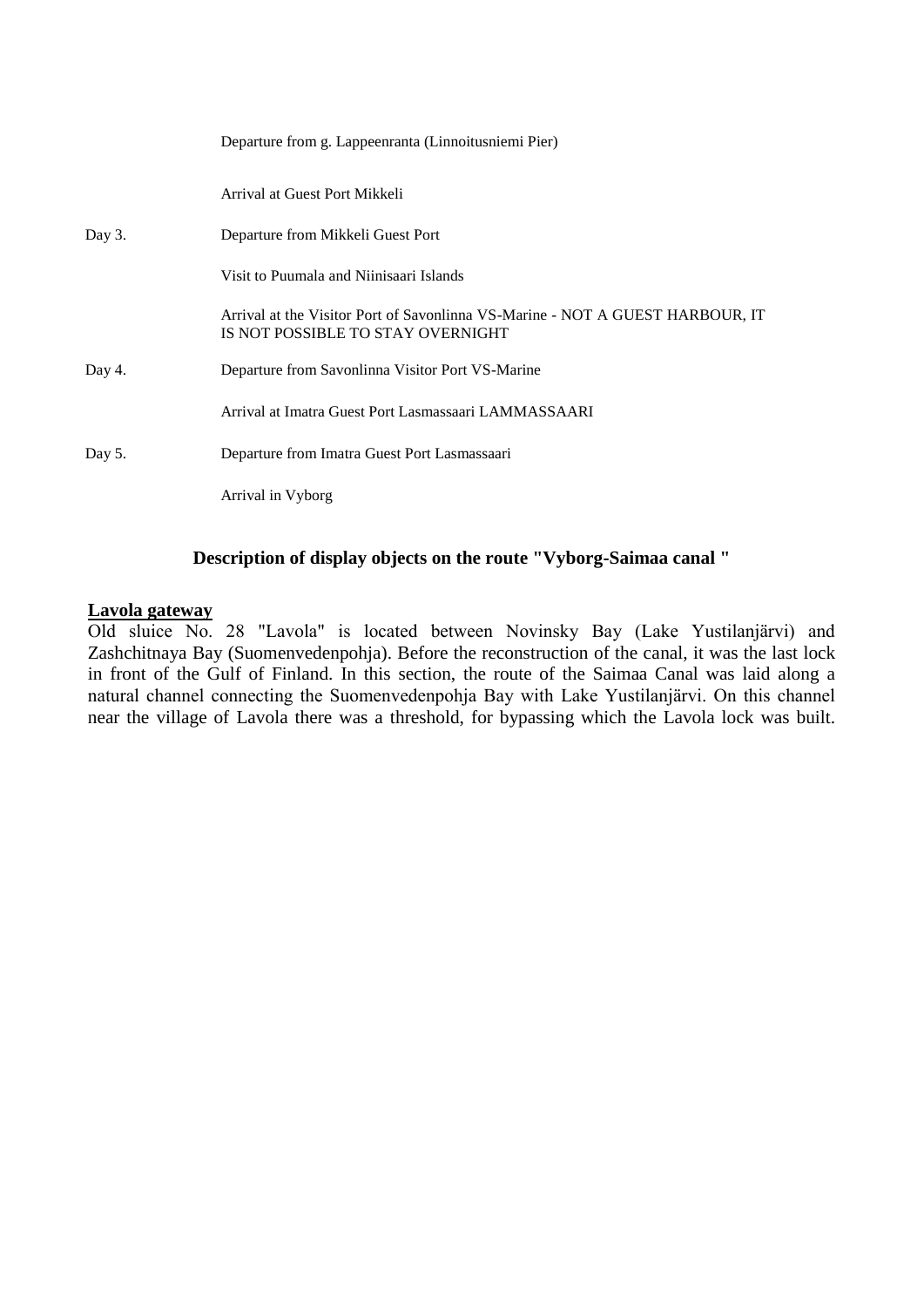| | |
|---|---|
| | Departure from g. Lappeenranta (Linnoitusniemi Pier) |
| | Arrival at Guest Port Mikkeli |
| Day 3. | Departure from Mikkeli Guest Port |
| | Visit to Puumala and Niinisaari Islands |
| | Arrival at the Visitor Port of Savonlinna VS-Marine - NOT A GUEST HARBOUR, IT IS NOT POSSIBLE TO STAY OVERNIGHT |
| Day 4. | Departure from Savonlinna Visitor Port VS-Marine |
| | Arrival at Imatra Guest Port Lasmassaari LAMMASSAARI |
| Day 5. | Departure from Imatra Guest Port Lasmassaari |
| | Arrival in Vyborg |

## Description of display objects on the route "Vyborg-Saimaa canal "

**Lavola gateway**

Old sluice No. 28 "Lavola" is located between Novinsky Bay (Lake Yustilanjärvi) and Zashchitnaya Bay (Suomenvedenpohja). Before the reconstruction of the canal, it was the last lock in front of the Gulf of Finland. In this section, the route of the Saimaa Canal was laid along a natural channel connecting the Suomenvedenpohja Bay with Lake Yustilanjärvi. On this channel near the village of Lavola there was a threshold, for bypassing which the Lavola lock was built.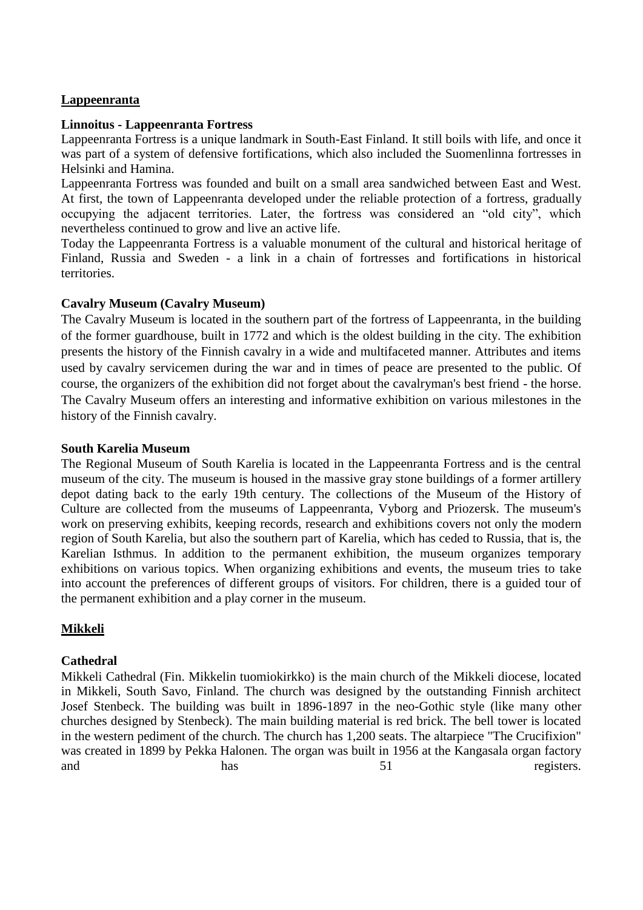**Lappeenranta**

**Linnoitus - Lappeenranta Fortress**

Lappeenranta Fortress is a unique landmark in South-East Finland. It still boils with life, and once it was part of a system of defensive fortifications, which also included the Suomenlinna fortresses in Helsinki and Hamina.

Lappeenranta Fortress was founded and built on a small area sandwiched between East and West. At first, the town of Lappeenranta developed under the reliable protection of a fortress, gradually occupying the adjacent territories. Later, the fortress was considered an "old city", which nevertheless continued to grow and live an active life.

Today the Lappeenranta Fortress is a valuable monument of the cultural and historical heritage of Finland, Russia and Sweden - a link in a chain of fortresses and fortifications in historical territories.

**Cavalry Museum (Cavalry Museum)**

The Cavalry Museum is located in the southern part of the fortress of Lappeenranta, in the building of the former guardhouse, built in 1772 and which is the oldest building in the city. The exhibition presents the history of the Finnish cavalry in a wide and multifaceted manner. Attributes and items used by cavalry servicemen during the war and in times of peace are presented to the public. Of course, the organizers of the exhibition did not forget about the cavalryman's best friend - the horse. The Cavalry Museum offers an interesting and informative exhibition on various milestones in the history of the Finnish cavalry.

**South Karelia Museum**

The Regional Museum of South Karelia is located in the Lappeenranta Fortress and is the central museum of the city. The museum is housed in the massive gray stone buildings of a former artillery depot dating back to the early 19th century. The collections of the Museum of the History of Culture are collected from the museums of Lappeenranta, Vyborg and Priozersk. The museum's work on preserving exhibits, keeping records, research and exhibitions covers not only the modern region of South Karelia, but also the southern part of Karelia, which has ceded to Russia, that is, the Karelian Isthmus. In addition to the permanent exhibition, the museum organizes temporary exhibitions on various topics. When organizing exhibitions and events, the museum tries to take into account the preferences of different groups of visitors. For children, there is a guided tour of the permanent exhibition and a play corner in the museum.

**Mikkeli**

**Cathedral**

Mikkeli Cathedral (Fin. Mikkelin tuomiokirkko) is the main church of the Mikkeli diocese, located in Mikkeli, South Savo, Finland. The church was designed by the outstanding Finnish architect Josef Stenbeck. The building was built in 1896-1897 in the neo-Gothic style (like many other churches designed by Stenbeck). The main building material is red brick. The bell tower is located in the western pediment of the church. The church has 1,200 seats. The altarpiece "The Crucifixion" was created in 1899 by Pekka Halonen. The organ was built in 1956 at the Kangasala organ factory and has 51 registers.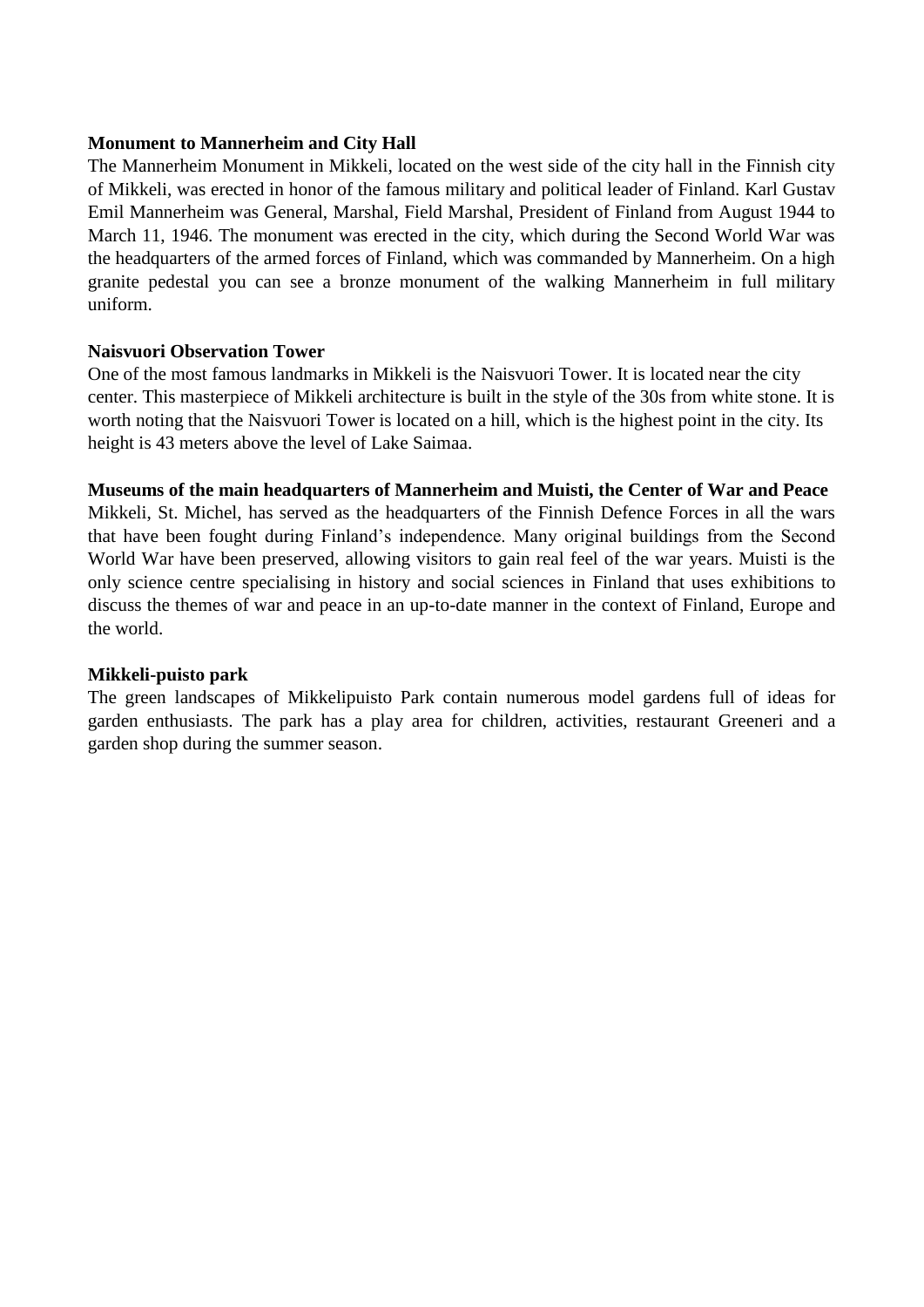**Monument to Mannerheim and City Hall**

The Mannerheim Monument in Mikkeli, located on the west side of the city hall in the Finnish city of Mikkeli, was erected in honor of the famous military and political leader of Finland. Karl Gustav Emil Mannerheim was General, Marshal, Field Marshal, President of Finland from August 1944 to March 11, 1946. The monument was erected in the city, which during the Second World War was the headquarters of the armed forces of Finland, which was commanded by Mannerheim. On a high granite pedestal you can see a bronze monument of the walking Mannerheim in full military uniform.

**Naisvuori Observation Tower**

One of the most famous landmarks in Mikkeli is the Naisvuori Tower. It is located near the city center. This masterpiece of Mikkeli architecture is built in the style of the 30s from white stone. It is worth noting that the Naisvuori Tower is located on a hill, which is the highest point in the city. Its height is 43 meters above the level of Lake Saimaa.

**Museums of the main headquarters of Mannerheim and Muisti, the Center of War and Peace**

Mikkeli, St. Michel, has served as the headquarters of the Finnish Defence Forces in all the wars that have been fought during Finland's independence. Many original buildings from the Second World War have been preserved, allowing visitors to gain real feel of the war years. Muisti is the only science centre specialising in history and social sciences in Finland that uses exhibitions to discuss the themes of war and peace in an up-to-date manner in the context of Finland, Europe and the world.

**Mikkeli-puisto park**

The green landscapes of Mikkelipuisto Park contain numerous model gardens full of ideas for garden enthusiasts. The park has a play area for children, activities, restaurant Greeneri and a garden shop during the summer season.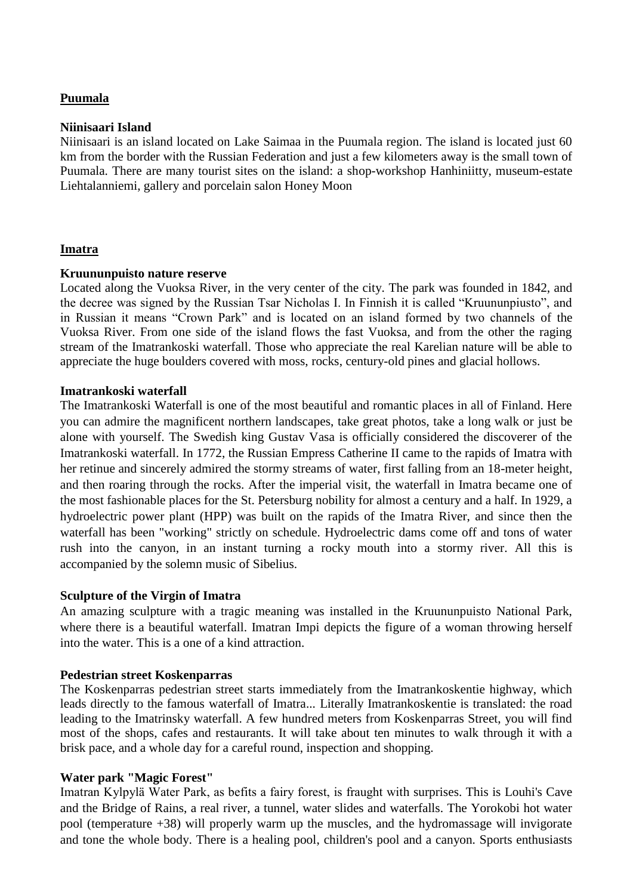## <u>Puumala</u>

### Niinisaari Island

Niinisaari is an island located on Lake Saimaa in the Puumala region. The island is located just 60 km from the border with the Russian Federation and just a few kilometers away is the small town of Puumala. There are many tourist sites on the island: a shop-workshop Hanhiniitty, museum-estate Liehtalanniemi, gallery and porcelain salon Honey Moon

## <u>Imatra</u>

### Kruununpuisto nature reserve

Located along the Vuoksa River, in the very center of the city. The park was founded in 1842, and the decree was signed by the Russian Tsar Nicholas I. In Finnish it is called "Kruununpiusto", and in Russian it means "Crown Park" and is located on an island formed by two channels of the Vuoksa River. From one side of the island flows the fast Vuoksa, and from the other the raging stream of the Imatrankoski waterfall. Those who appreciate the real Karelian nature will be able to appreciate the huge boulders covered with moss, rocks, century-old pines and glacial hollows.

### Imatrankoski waterfall

The Imatrankoski Waterfall is one of the most beautiful and romantic places in all of Finland. Here you can admire the magnificent northern landscapes, take great photos, take a long walk or just be alone with yourself. The Swedish king Gustav Vasa is officially considered the discoverer of the Imatrankoski waterfall. In 1772, the Russian Empress Catherine II came to the rapids of Imatra with her retinue and sincerely admired the stormy streams of water, first falling from an 18-meter height, and then roaring through the rocks. After the imperial visit, the waterfall in Imatra became one of the most fashionable places for the St. Petersburg nobility for almost a century and a half. In 1929, a hydroelectric power plant (HPP) was built on the rapids of the Imatra River, and since then the waterfall has been "working" strictly on schedule. Hydroelectric dams come off and tons of water rush into the canyon, in an instant turning a rocky mouth into a stormy river. All this is accompanied by the solemn music of Sibelius.

### Sculpture of the Virgin of Imatra

An amazing sculpture with a tragic meaning was installed in the Kruununpuisto National Park, where there is a beautiful waterfall. Imatran Impi depicts the figure of a woman throwing herself into the water. This is a one of a kind attraction.

### Pedestrian street Koskenparras

The Koskenparras pedestrian street starts immediately from the Imatrankoskentie highway, which leads directly to the famous waterfall of Imatra... Literally Imatrankoskentie is translated: the road leading to the Imatrinsky waterfall. A few hundred meters from Koskenparras Street, you will find most of the shops, cafes and restaurants. It will take about ten minutes to walk through it with a brisk pace, and a whole day for a careful round, inspection and shopping.

### Water park "Magic Forest"

Imatran Kylpylä Water Park, as befits a fairy forest, is fraught with surprises. This is Louhi's Cave and the Bridge of Rains, a real river, a tunnel, water slides and waterfalls. The Yorokobi hot water pool (temperature +38) will properly warm up the muscles, and the hydromassage will invigorate and tone the whole body. There is a healing pool, children's pool and a canyon. Sports enthusiasts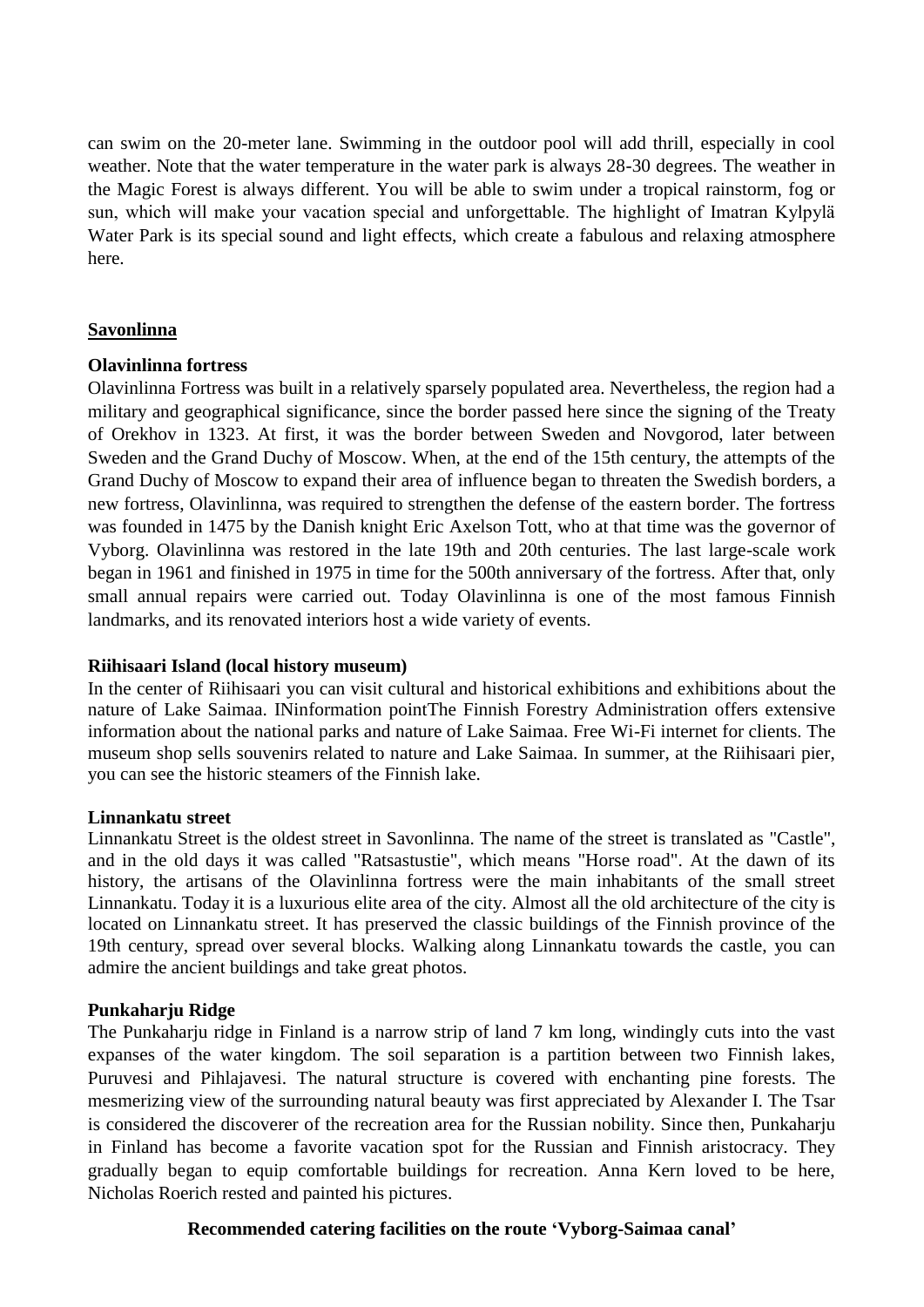can swim on the 20-meter lane. Swimming in the outdoor pool will add thrill, especially in cool weather. Note that the water temperature in the water park is always 28-30 degrees. The weather in the Magic Forest is always different. You will be able to swim under a tropical rainstorm, fog or sun, which will make your vacation special and unforgettable. The highlight of Imatran Kylpylä Water Park is its special sound and light effects, which create a fabulous and relaxing atmosphere here.

## Savonlinna

### Olavinlinna fortress

Olavinlinna Fortress was built in a relatively sparsely populated area. Nevertheless, the region had a military and geographical significance, since the border passed here since the signing of the Treaty of Orekhov in 1323. At first, it was the border between Sweden and Novgorod, later between Sweden and the Grand Duchy of Moscow. When, at the end of the 15th century, the attempts of the Grand Duchy of Moscow to expand their area of influence began to threaten the Swedish borders, a new fortress, Olavinlinna, was required to strengthen the defense of the eastern border. The fortress was founded in 1475 by the Danish knight Eric Axelson Tott, who at that time was the governor of Vyborg. Olavinlinna was restored in the late 19th and 20th centuries. The last large-scale work began in 1961 and finished in 1975 in time for the 500th anniversary of the fortress. After that, only small annual repairs were carried out. Today Olavinlinna is one of the most famous Finnish landmarks, and its renovated interiors host a wide variety of events.

### Riihisaari Island (local history museum)

In the center of Riihisaari you can visit cultural and historical exhibitions and exhibitions about the nature of Lake Saimaa. INinformation pointThe Finnish Forestry Administration offers extensive information about the national parks and nature of Lake Saimaa. Free Wi-Fi internet for clients. The museum shop sells souvenirs related to nature and Lake Saimaa. In summer, at the Riihisaari pier, you can see the historic steamers of the Finnish lake.

### Linnankatu street

Linnankatu Street is the oldest street in Savonlinna. The name of the street is translated as "Castle", and in the old days it was called "Ratsastustie", which means "Horse road". At the dawn of its history, the artisans of the Olavinlinna fortress were the main inhabitants of the small street Linnankatu. Today it is a luxurious elite area of the city. Almost all the old architecture of the city is located on Linnankatu street. It has preserved the classic buildings of the Finnish province of the 19th century, spread over several blocks. Walking along Linnankatu towards the castle, you can admire the ancient buildings and take great photos.

### Punkaharju Ridge

The Punkaharju ridge in Finland is a narrow strip of land 7 km long, windingly cuts into the vast expanses of the water kingdom. The soil separation is a partition between two Finnish lakes, Puruvesi and Pihlajavesi. The natural structure is covered with enchanting pine forests. The mesmerizing view of the surrounding natural beauty was first appreciated by Alexander I. The Tsar is considered the discoverer of the recreation area for the Russian nobility. Since then, Punkaharju in Finland has become a favorite vacation spot for the Russian and Finnish aristocracy. They gradually began to equip comfortable buildings for recreation. Anna Kern loved to be here, Nicholas Roerich rested and painted his pictures.

**Recommended catering facilities on the route 'Vyborg-Saimaa canal'**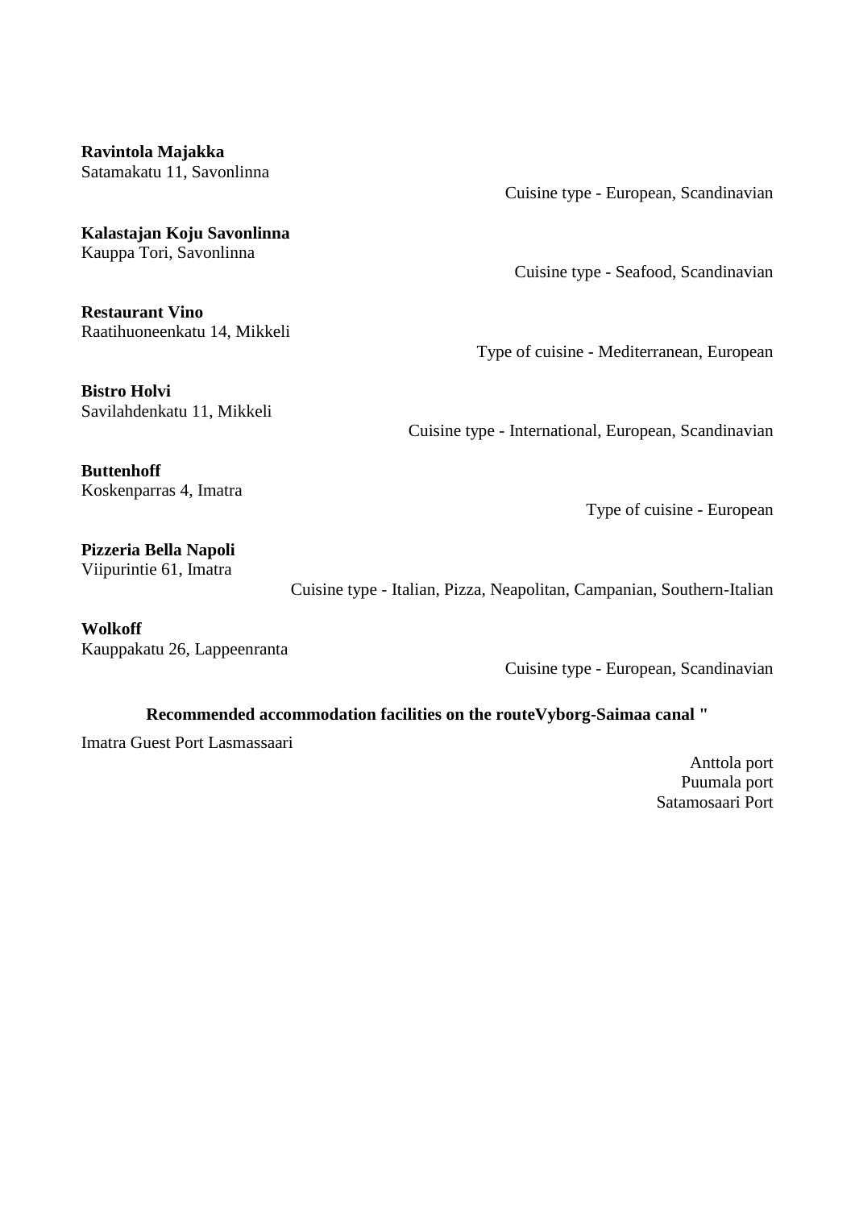**Ravintola Majakka**
Satamakatu 11, Savonlinna

Cuisine type - European, Scandinavian

**Kalastajan Koju Savonlinna**
Kauppa Tori, Savonlinna

Cuisine type - Seafood, Scandinavian

**Restaurant Vino**
Raatihuoneenkatu 14, Mikkeli

Type of cuisine - Mediterranean, European

**Bistro Holvi**
Savilahdenkatu 11, Mikkeli

Cuisine type - International, European, Scandinavian

**Buttenhoff**
Koskenparras 4, Imatra

Type of cuisine - European

**Pizzeria Bella Napoli**
Viipurintie 61, Imatra

Cuisine type - Italian, Pizza, Neapolitan, Campanian, Southern-Italian

**Wolkoff**
Kauppakatu 26, Lappeenranta

Cuisine type - European, Scandinavian

**Recommended accommodation facilities on the routeVyborg-Saimaa canal "**

Imatra Guest Port Lasmassaari

Anttola port
Puumala port
Satamosaari Port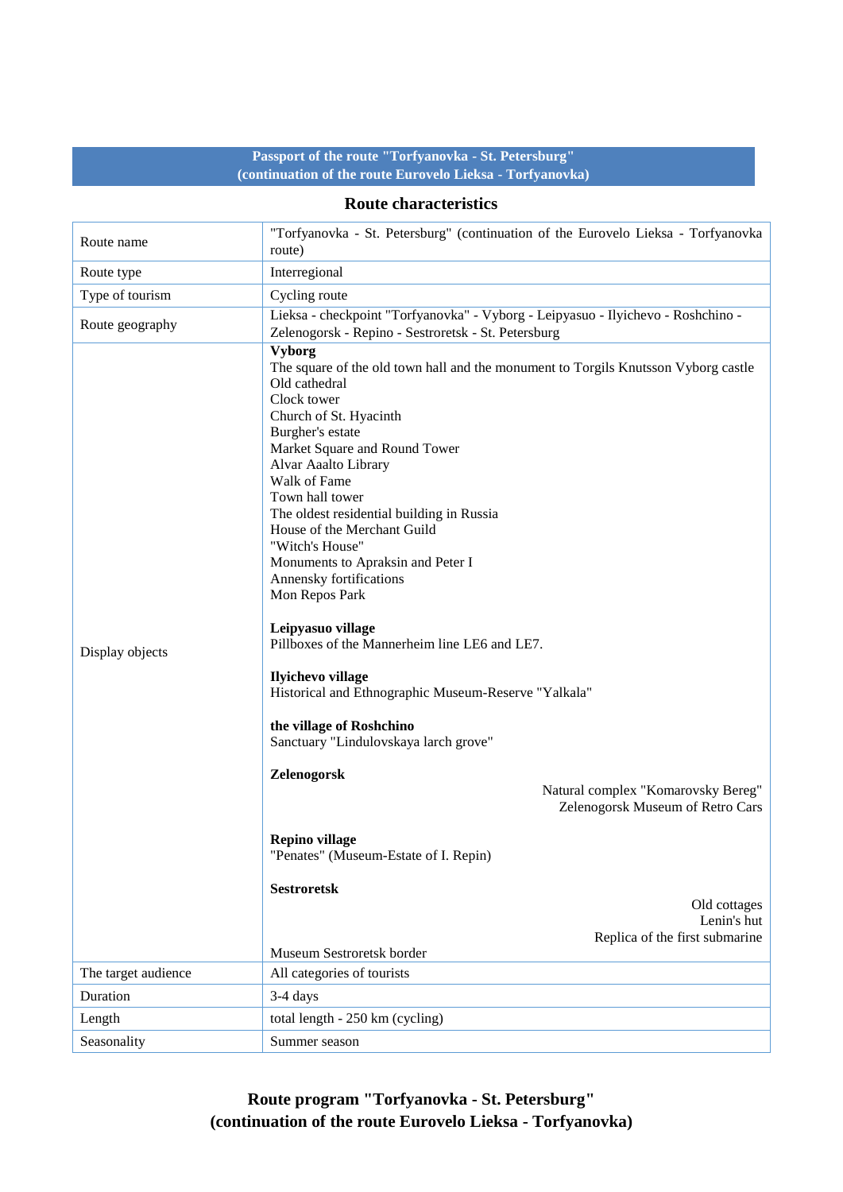## Passport of the route "Torfyanovka - St. Petersburg" (continuation of the route Eurovelo Lieksa - Torfyanovka)

### Route characteristics

| | |
|---|---|
| Route name | "Torfyanovka - St. Petersburg" (continuation of the Eurovelo Lieksa - Torfyanovka route) |
| Route type | Interregional |
| Type of tourism | Cycling route |
| Route geography | Lieksa - checkpoint "Torfyanovka" - Vyborg - Leipyasuo - Ilyichevo - Roshchino - Zelenogorsk - Repino - Sestroretsk - St. Petersburg |
| Display objects | **Vyborg**<br>The square of the old town hall and the monument to Torgils Knutsson Vyborg castle<br>Old cathedral<br>Clock tower<br>Church of St. Hyacinth<br>Burgher's estate<br>Market Square and Round Tower<br>Alvar Aaalto Library<br>Walk of Fame<br>Town hall tower<br>The oldest residential building in Russia<br>House of the Merchant Guild<br>"Witch's House"<br>Monuments to Apraksin and Peter I<br>Annensky fortifications<br>Mon Repos Park<br><br>**Leipyasuo village**<br>Pillboxes of the Mannerheim line LE6 and LE7.<br><br>**Ilyichevo village**<br>Historical and Ethnographic Museum-Reserve "Yalkala"<br><br>**the village of Roshchino**<br>Sanctuary "Lindulovskaya larch grove"<br><br>**Zelenogorsk**<br>Natural complex "Komarovsky Bereg"<br>Zelenogorsk Museum of Retro Cars<br><br>**Repino village**<br>"Penates" (Museum-Estate of I. Repin)<br><br>**Sestroretsk**<br>Old cottages<br>Lenin's hut<br>Replica of the first submarine<br>Museum Sestroretsk border |
| The target audience | All categories of tourists |
| Duration | 3-4 days |
| Length | total length - 250 km (cycling) |
| Seasonality | Summer season |

### Route program "Torfyanovka - St. Petersburg" (continuation of the route Eurovelo Lieksa - Torfyanovka)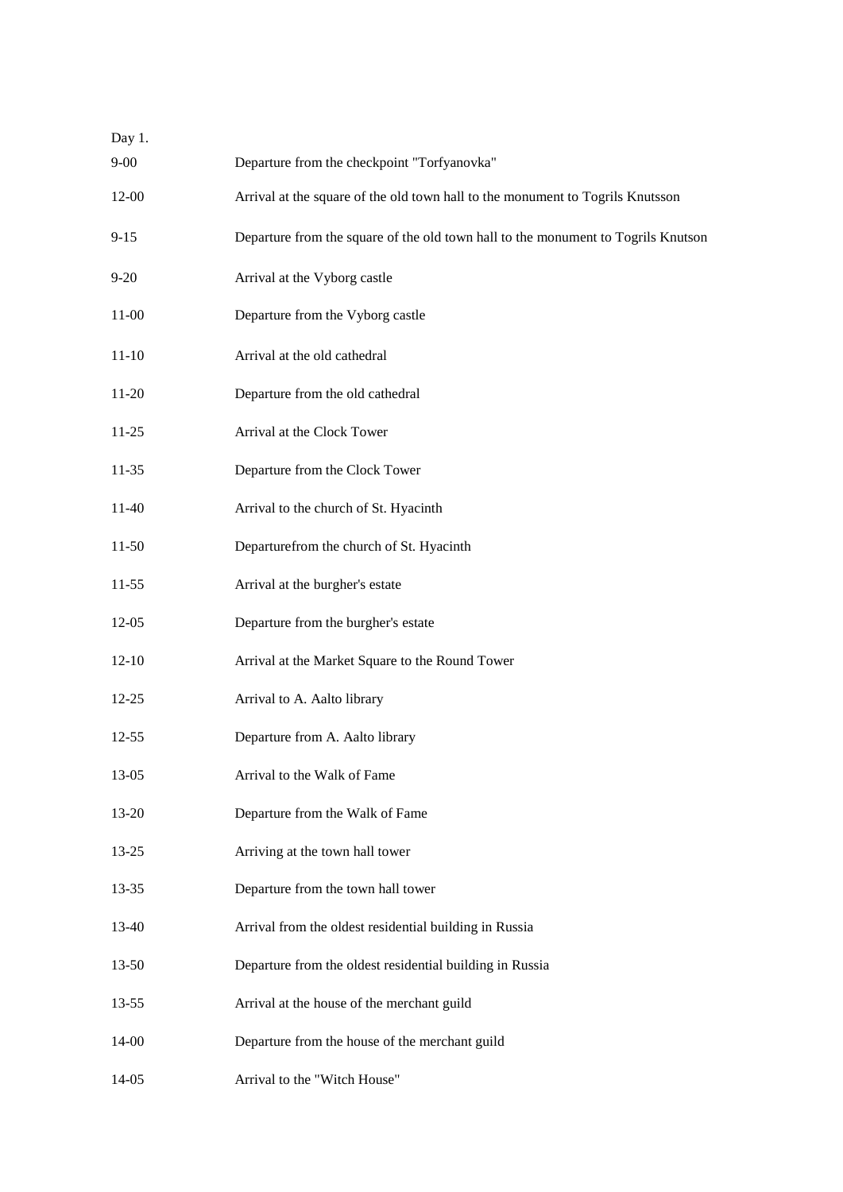Day 1.

| | |
|---|---|
| 9-00 | Departure from the checkpoint "Torfyanovka" |
| 12-00 | Arrival at the square of the old town hall to the monument to Togrils Knutsson |
| 9-15 | Departure from the square of the old town hall to the monument to Togrils Knutson |
| 9-20 | Arrival at the Vyborg castle |
| 11-00 | Departure from the Vyborg castle |
| 11-10 | Arrival at the old cathedral |
| 11-20 | Departure from the old cathedral |
| 11-25 | Arrival at the Clock Tower |
| 11-35 | Departure from the Clock Tower |
| 11-40 | Arrival to the church of St. Hyacinth |
| 11-50 | Departurefrom the church of St. Hyacinth |
| 11-55 | Arrival at the burgher's estate |
| 12-05 | Departure from the burgher's estate |
| 12-10 | Arrival at the Market Square to the Round Tower |
| 12-25 | Arrival to A. Aalto library |
| 12-55 | Departure from A. Aalto library |
| 13-05 | Arrival to the Walk of Fame |
| 13-20 | Departure from the Walk of Fame |
| 13-25 | Arriving at the town hall tower |
| 13-35 | Departure from the town hall tower |
| 13-40 | Arrival from the oldest residential building in Russia |
| 13-50 | Departure from the oldest residential building in Russia |
| 13-55 | Arrival at the house of the merchant guild |
| 14-00 | Departure from the house of the merchant guild |
| 14-05 | Arrival to the "Witch House" |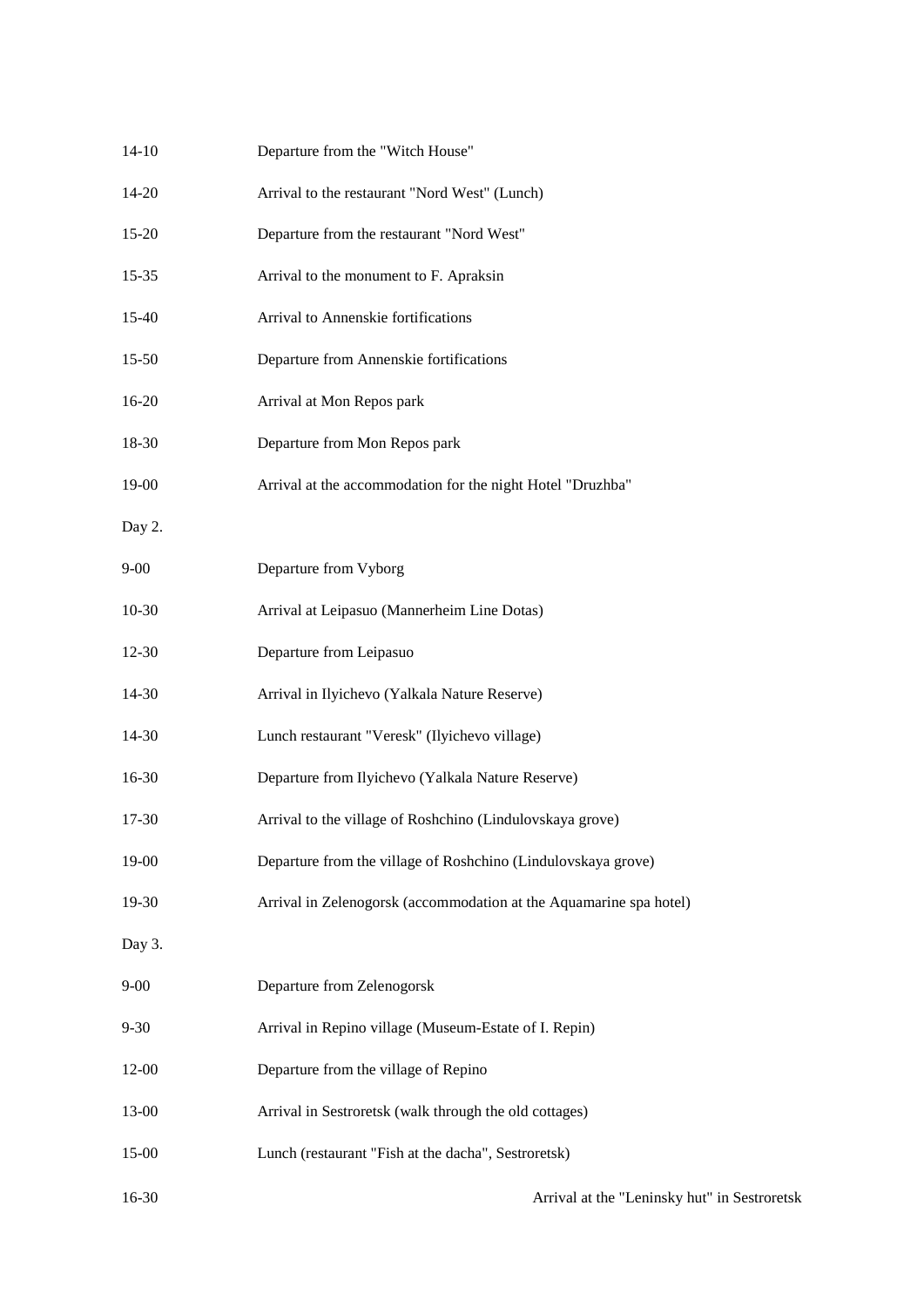14-10 Departure from the "Witch House"

14-20 Arrival to the restaurant "Nord West" (Lunch)

15-20 Departure from the restaurant "Nord West"

15-35 Arrival to the monument to F. Apraksin

15-40 Arrival to Annenskie fortifications

15-50 Departure from Annenskie fortifications

16-20 Arrival at Mon Repos park

18-30 Departure from Mon Repos park

19-00 Arrival at the accommodation for the night Hotel "Druzhba"

Day 2.

9-00 Departure from Vyborg

10-30 Arrival at Leipasuo (Mannerheim Line Dotas)

12-30 Departure from Leipasuo

14-30 Arrival in Ilyichevo (Yalkala Nature Reserve)

14-30 Lunch restaurant "Veresk" (Ilyichevo village)

16-30 Departure from Ilyichevo (Yalkala Nature Reserve)

17-30 Arrival to the village of Roshchino (Lindulovskaya grove)

19-00 Departure from the village of Roshchino (Lindulovskaya grove)

19-30 Arrival in Zelenogorsk (accommodation at the Aquamarine spa hotel)

Day 3.

9-00 Departure from Zelenogorsk

9-30 Arrival in Repino village (Museum-Estate of I. Repin)

12-00 Departure from the village of Repino

13-00 Arrival in Sestroretsk (walk through the old cottages)

15-00 Lunch (restaurant "Fish at the dacha", Sestroretsk)

16-30 Arrival at the "Leninsky hut" in Sestroretsk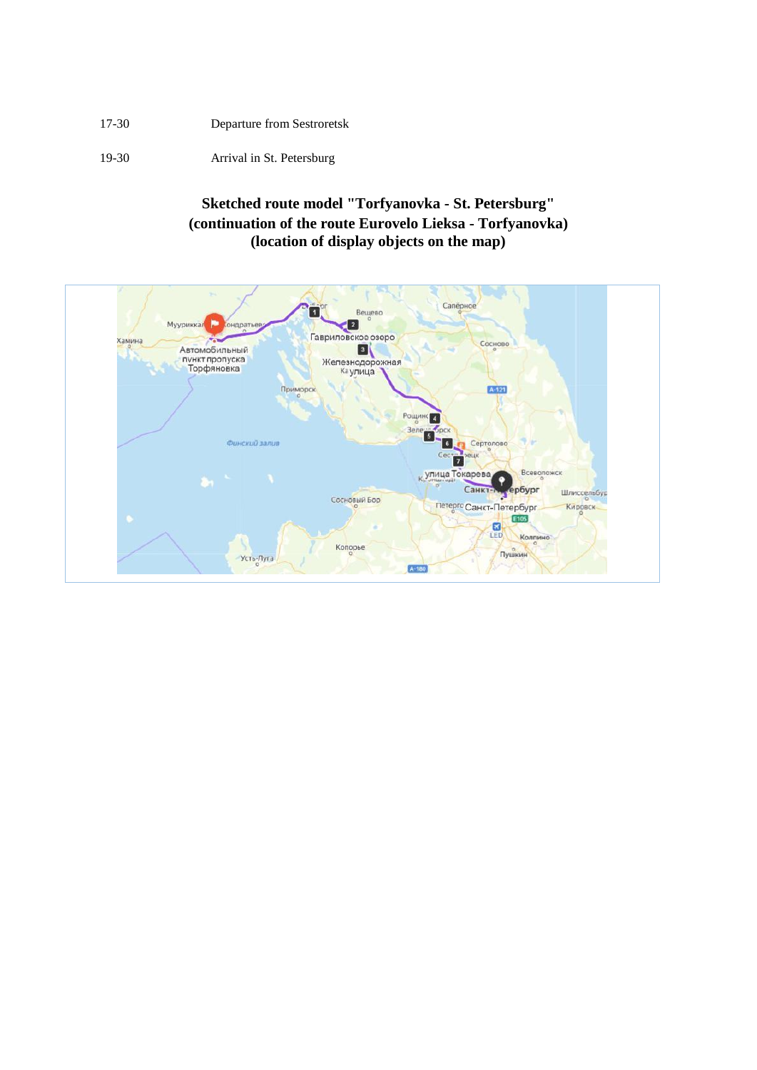| | |
|---|---|
| 17-30 | Departure from Sestroretsk |
| 19-30 | Arrival in St. Petersburg |

**Sketched route model "Torfyanovka - St. Petersburg"**
**(continuation of the route Eurovelo Lieksa - Torfyanovka)**
**(location of display objects on the map)**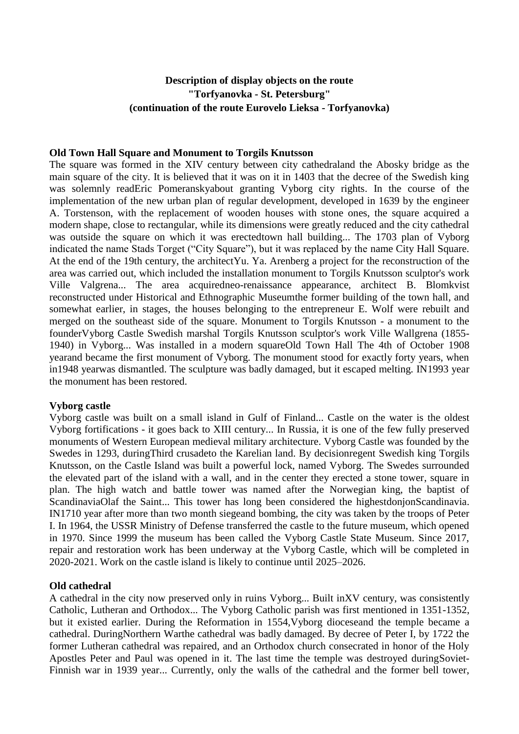**Description of display objects on the route "Torfyanovka - St. Petersburg" (continuation of the route Eurovelo Lieksa - Torfyanovka)**

**Old Town Hall Square and Monument to Torgils Knutsson**

The square was formed in the XIV century between city cathedraland the Abosky bridge as the main square of the city. It is believed that it was on it in 1403 that the decree of the Swedish king was solemnly readEric Pomeranskyabout granting Vyborg city rights. In the course of the implementation of the new urban plan of regular development, developed in 1639 by the engineer A. Torstenson, with the replacement of wooden houses with stone ones, the square acquired a modern shape, close to rectangular, while its dimensions were greatly reduced and the city cathedral was outside the square on which it was erectedtown hall building... The 1703 plan of Vyborg indicated the name Stads Torget ("City Square"), but it was replaced by the name City Hall Square. At the end of the 19th century, the architectYu. Ya. Arenberg a project for the reconstruction of the area was carried out, which included the installation monument to Torgils Knutsson sculptor's work Ville Valgrena... The area acquiredneo-renaissance appearance, architect B. Blomkvist reconstructed under Historical and Ethnographic Museumthe former building of the town hall, and somewhat earlier, in stages, the houses belonging to the entrepreneur E. Wolf were rebuilt and merged on the southeast side of the square. Monument to Torgils Knutsson - a monument to the founderVyborg Castle Swedish marshal Torgils Knutsson sculptor's work Ville Wallgrena (1855-1940) in Vyborg... Was installed in a modern squareOld Town Hall The 4th of October 1908 yearand became the first monument of Vyborg. The monument stood for exactly forty years, when in1948 yearwas dismantled. The sculpture was badly damaged, but it escaped melting. IN1993 year the monument has been restored.

**Vyborg castle**

Vyborg castle was built on a small island in Gulf of Finland... Castle on the water is the oldest Vyborg fortifications - it goes back to XIII century... In Russia, it is one of the few fully preserved monuments of Western European medieval military architecture. Vyborg Castle was founded by the Swedes in 1293, duringThird crusadeto the Karelian land. By decisionregent Swedish king Torgils Knutsson, on the Castle Island was built a powerful lock, named Vyborg. The Swedes surrounded the elevated part of the island with a wall, and in the center they erected a stone tower, square in plan. The high watch and battle tower was named after the Norwegian king, the baptist of ScandinaviaOlaf the Saint... This tower has long been considered the highestdonjonScandinavia. IN1710 year after more than two month siegeand bombing, the city was taken by the troops of Peter I. In 1964, the USSR Ministry of Defense transferred the castle to the future museum, which opened in 1970. Since 1999 the museum has been called the Vyborg Castle State Museum. Since 2017, repair and restoration work has been underway at the Vyborg Castle, which will be completed in 2020-2021. Work on the castle island is likely to continue until 2025–2026.

**Old cathedral**

A cathedral in the city now preserved only in ruins Vyborg... Built inXV century, was consistently Catholic, Lutheran and Orthodox... The Vyborg Catholic parish was first mentioned in 1351-1352, but it existed earlier. During the Reformation in 1554,Vyborg dioceseand the temple became a cathedral. DuringNorthern Warthe cathedral was badly damaged. By decree of Peter I, by 1722 the former Lutheran cathedral was repaired, and an Orthodox church consecrated in honor of the Holy Apostles Peter and Paul was opened in it. The last time the temple was destroyed duringSoviet-Finnish war in 1939 year... Currently, only the walls of the cathedral and the former bell tower,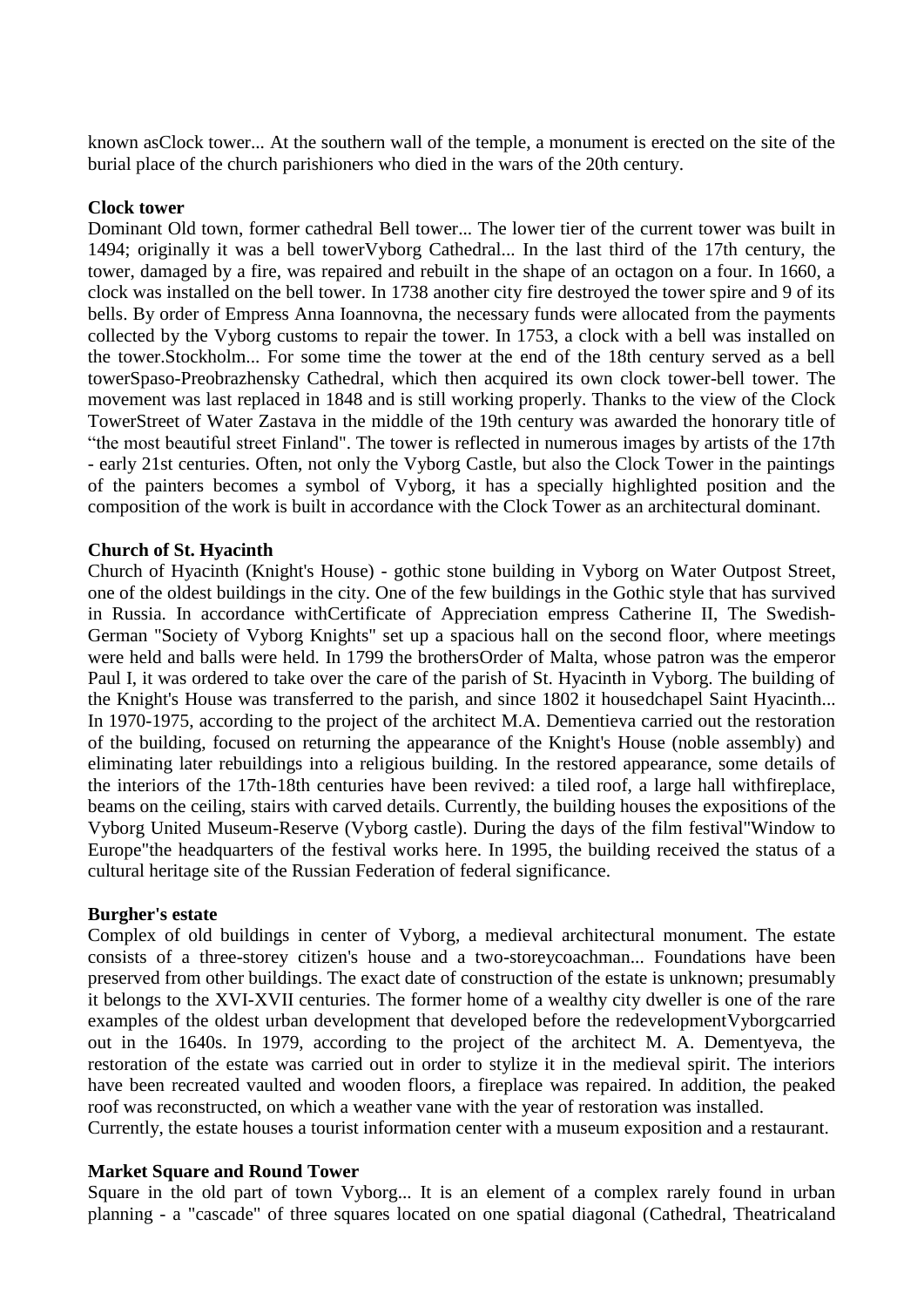known asClock tower... At the southern wall of the temple, a monument is erected on the site of the burial place of the church parishioners who died in the wars of the 20th century.

**Clock tower**

Dominant Old town, former cathedral Bell tower... The lower tier of the current tower was built in 1494; originally it was a bell towerVyborg Cathedral... In the last third of the 17th century, the tower, damaged by a fire, was repaired and rebuilt in the shape of an octagon on a four. In 1660, a clock was installed on the bell tower. In 1738 another city fire destroyed the tower spire and 9 of its bells. By order of Empress Anna Ioannovna, the necessary funds were allocated from the payments collected by the Vyborg customs to repair the tower. In 1753, a clock with a bell was installed on the tower.Stockholm... For some time the tower at the end of the 18th century served as a bell towerSpaso-Preobrazhensky Cathedral, which then acquired its own clock tower-bell tower. The movement was last replaced in 1848 and is still working properly. Thanks to the view of the Clock TowerStreet of Water Zastava in the middle of the 19th century was awarded the honorary title of "the most beautiful street Finland". The tower is reflected in numerous images by artists of the 17th - early 21st centuries. Often, not only the Vyborg Castle, but also the Clock Tower in the paintings of the painters becomes a symbol of Vyborg, it has a specially highlighted position and the composition of the work is built in accordance with the Clock Tower as an architectural dominant.

**Church of St. Hyacinth**

Church of Hyacinth (Knight's House) - gothic stone building in Vyborg on Water Outpost Street, one of the oldest buildings in the city. One of the few buildings in the Gothic style that has survived in Russia. In accordance withCertificate of Appreciation empress Catherine II, The Swedish-German "Society of Vyborg Knights" set up a spacious hall on the second floor, where meetings were held and balls were held. In 1799 the brothersOrder of Malta, whose patron was the emperor Paul I, it was ordered to take over the care of the parish of St. Hyacinth in Vyborg. The building of the Knight's House was transferred to the parish, and since 1802 it housedchapel Saint Hyacinth... In 1970-1975, according to the project of the architect M.A. Dementieva carried out the restoration of the building, focused on returning the appearance of the Knight's House (noble assembly) and eliminating later rebuildings into a religious building. In the restored appearance, some details of the interiors of the 17th-18th centuries have been revived: a tiled roof, a large hall withfireplace, beams on the ceiling, stairs with carved details. Currently, the building houses the expositions of the Vyborg United Museum-Reserve (Vyborg castle). During the days of the film festival"Window to Europe"the headquarters of the festival works here. In 1995, the building received the status of a cultural heritage site of the Russian Federation of federal significance.

**Burgher's estate**

Complex of old buildings in center of Vyborg, a medieval architectural monument. The estate consists of a three-storey citizen's house and a two-storeycoachman... Foundations have been preserved from other buildings. The exact date of construction of the estate is unknown; presumably it belongs to the XVI-XVII centuries. The former home of a wealthy city dweller is one of the rare examples of the oldest urban development that developed before the redevelopmentVyborgcarried out in the 1640s. In 1979, according to the project of the architect M. A. Dementyeva, the restoration of the estate was carried out in order to stylize it in the medieval spirit. The interiors have been recreated vaulted and wooden floors, a fireplace was repaired. In addition, the peaked roof was reconstructed, on which a weather vane with the year of restoration was installed.
Currently, the estate houses a tourist information center with a museum exposition and a restaurant.

**Market Square and Round Tower**

Square in the old part of town Vyborg... It is an element of a complex rarely found in urban planning - a "cascade" of three squares located on one spatial diagonal (Cathedral, Theatricaland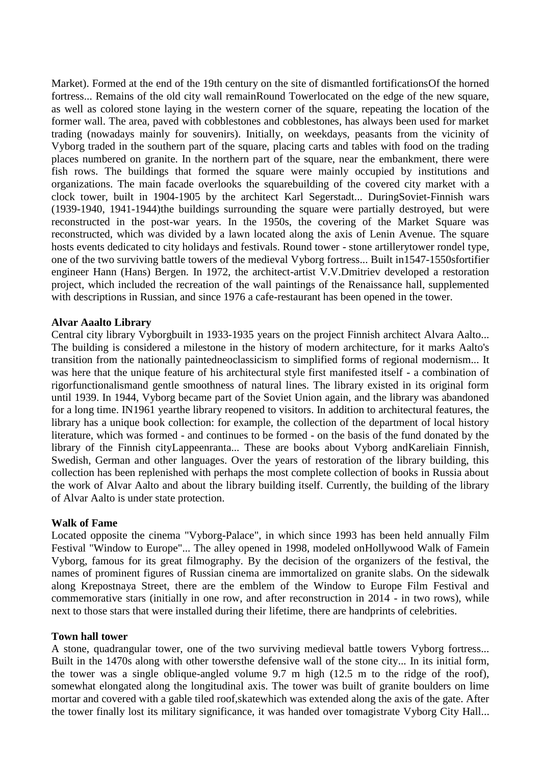Market). Formed at the end of the 19th century on the site of dismantled fortificationsOf the horned fortress... Remains of the old city wall remainRound Towerlocated on the edge of the new square, as well as colored stone laying in the western corner of the square, repeating the location of the former wall. The area, paved with cobblestones and cobblestones, has always been used for market trading (nowadays mainly for souvenirs). Initially, on weekdays, peasants from the vicinity of Vyborg traded in the southern part of the square, placing carts and tables with food on the trading places numbered on granite. In the northern part of the square, near the embankment, there were fish rows. The buildings that formed the square were mainly occupied by institutions and organizations. The main facade overlooks the squarebuilding of the covered city market with a clock tower, built in 1904-1905 by the architect Karl Segerstadt... DuringSoviet-Finnish wars (1939-1940, 1941-1944)the buildings surrounding the square were partially destroyed, but were reconstructed in the post-war years. In the 1950s, the covering of the Market Square was reconstructed, which was divided by a lawn located along the axis of Lenin Avenue. The square hosts events dedicated to city holidays and festivals. Round tower - stone artillerytower rondel type, one of the two surviving battle towers of the medieval Vyborg fortress... Built in1547-1550sfortifier engineer Hann (Hans) Bergen. In 1972, the architect-artist V.V.Dmitriev developed a restoration project, which included the recreation of the wall paintings of the Renaissance hall, supplemented with descriptions in Russian, and since 1976 a cafe-restaurant has been opened in the tower.

**Alvar Aaalto Library**

Central city library Vyborgbuilt in 1933-1935 years on the project Finnish architect Alvara Aalto... The building is considered a milestone in the history of modern architecture, for it marks Aalto's transition from the nationally paintedneoclassicism to simplified forms of regional modernism... It was here that the unique feature of his architectural style first manifested itself - a combination of rigorfunctionalismand gentle smoothness of natural lines. The library existed in its original form until 1939. In 1944, Vyborg became part of the Soviet Union again, and the library was abandoned for a long time. IN1961 yearthe library reopened to visitors. In addition to architectural features, the library has a unique book collection: for example, the collection of the department of local history literature, which was formed - and continues to be formed - on the basis of the fund donated by the library of the Finnish cityLappeenranta... These are books about Vyborg andKareliain Finnish, Swedish, German and other languages. Over the years of restoration of the library building, this collection has been replenished with perhaps the most complete collection of books in Russia about the work of Alvar Aalto and about the library building itself. Currently, the building of the library of Alvar Aalto is under state protection.

**Walk of Fame**

Located opposite the cinema "Vyborg-Palace", in which since 1993 has been held annually Film Festival "Window to Europe"... The alley opened in 1998, modeled onHollywood Walk of Famein Vyborg, famous for its great filmography. By the decision of the organizers of the festival, the names of prominent figures of Russian cinema are immortalized on granite slabs. On the sidewalk along Krepostnaya Street, there are the emblem of the Window to Europe Film Festival and commemorative stars (initially in one row, and after reconstruction in 2014 - in two rows), while next to those stars that were installed during their lifetime, there are handprints of celebrities.

**Town hall tower**

A stone, quadrangular tower, one of the two surviving medieval battle towers Vyborg fortress... Built in the 1470s along with other towersthe defensive wall of the stone city... In its initial form, the tower was a single oblique-angled volume 9.7 m high (12.5 m to the ridge of the roof), somewhat elongated along the longitudinal axis. The tower was built of granite boulders on lime mortar and covered with a gable tiled roof,skatewhich was extended along the axis of the gate. After the tower finally lost its military significance, it was handed over tomagistrate Vyborg City Hall...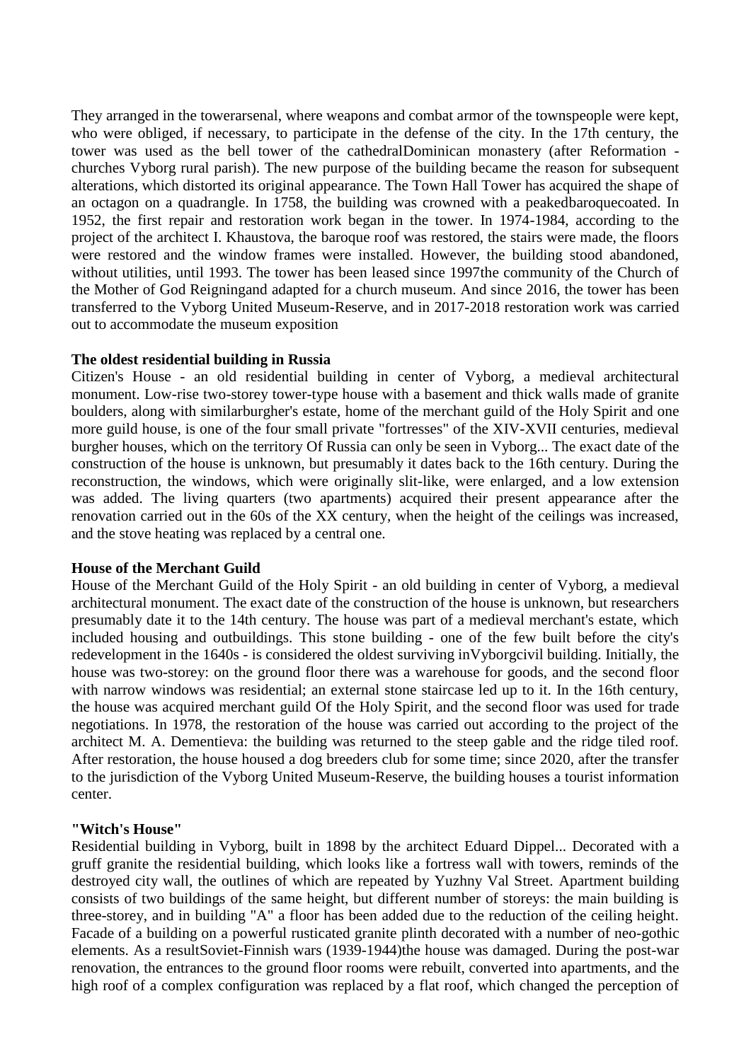They arranged in the towerarsenal, where weapons and combat armor of the townspeople were kept, who were obliged, if necessary, to participate in the defense of the city. In the 17th century, the tower was used as the bell tower of the cathedralDominican monastery (after Reformation - churches Vyborg rural parish). The new purpose of the building became the reason for subsequent alterations, which distorted its original appearance. The Town Hall Tower has acquired the shape of an octagon on a quadrangle. In 1758, the building was crowned with a peakedbaroquecoated. In 1952, the first repair and restoration work began in the tower. In 1974-1984, according to the project of the architect I. Khaustova, the baroque roof was restored, the stairs were made, the floors were restored and the window frames were installed. However, the building stood abandoned, without utilities, until 1993. The tower has been leased since 1997the community of the Church of the Mother of God Reigningand adapted for a church museum. And since 2016, the tower has been transferred to the Vyborg United Museum-Reserve, and in 2017-2018 restoration work was carried out to accommodate the museum exposition

**The oldest residential building in Russia**

Citizen's House - an old residential building in center of Vyborg, a medieval architectural monument. Low-rise two-storey tower-type house with a basement and thick walls made of granite boulders, along with similarburgher's estate, home of the merchant guild of the Holy Spirit and one more guild house, is one of the four small private "fortresses" of the XIV-XVII centuries, medieval burgher houses, which on the territory Of Russia can only be seen in Vyborg... The exact date of the construction of the house is unknown, but presumably it dates back to the 16th century. During the reconstruction, the windows, which were originally slit-like, were enlarged, and a low extension was added. The living quarters (two apartments) acquired their present appearance after the renovation carried out in the 60s of the XX century, when the height of the ceilings was increased, and the stove heating was replaced by a central one.

**House of the Merchant Guild**

House of the Merchant Guild of the Holy Spirit - an old building in center of Vyborg, a medieval architectural monument. The exact date of the construction of the house is unknown, but researchers presumably date it to the 14th century. The house was part of a medieval merchant's estate, which included housing and outbuildings. This stone building - one of the few built before the city's redevelopment in the 1640s - is considered the oldest surviving inVyborgcivil building. Initially, the house was two-storey: on the ground floor there was a warehouse for goods, and the second floor with narrow windows was residential; an external stone staircase led up to it. In the 16th century, the house was acquired merchant guild Of the Holy Spirit, and the second floor was used for trade negotiations. In 1978, the restoration of the house was carried out according to the project of the architect M. A. Dementieva: the building was returned to the steep gable and the ridge tiled roof. After restoration, the house housed a dog breeders club for some time; since 2020, after the transfer to the jurisdiction of the Vyborg United Museum-Reserve, the building houses a tourist information center.

**"Witch's House"**

Residential building in Vyborg, built in 1898 by the architect Eduard Dippel... Decorated with a gruff granite the residential building, which looks like a fortress wall with towers, reminds of the destroyed city wall, the outlines of which are repeated by Yuzhny Val Street. Apartment building consists of two buildings of the same height, but different number of storeys: the main building is three-storey, and in building "A" a floor has been added due to the reduction of the ceiling height. Facade of a building on a powerful rusticated granite plinth decorated with a number of neo-gothic elements. As a resultSoviet-Finnish wars (1939-1944)the house was damaged. During the post-war renovation, the entrances to the ground floor rooms were rebuilt, converted into apartments, and the high roof of a complex configuration was replaced by a flat roof, which changed the perception of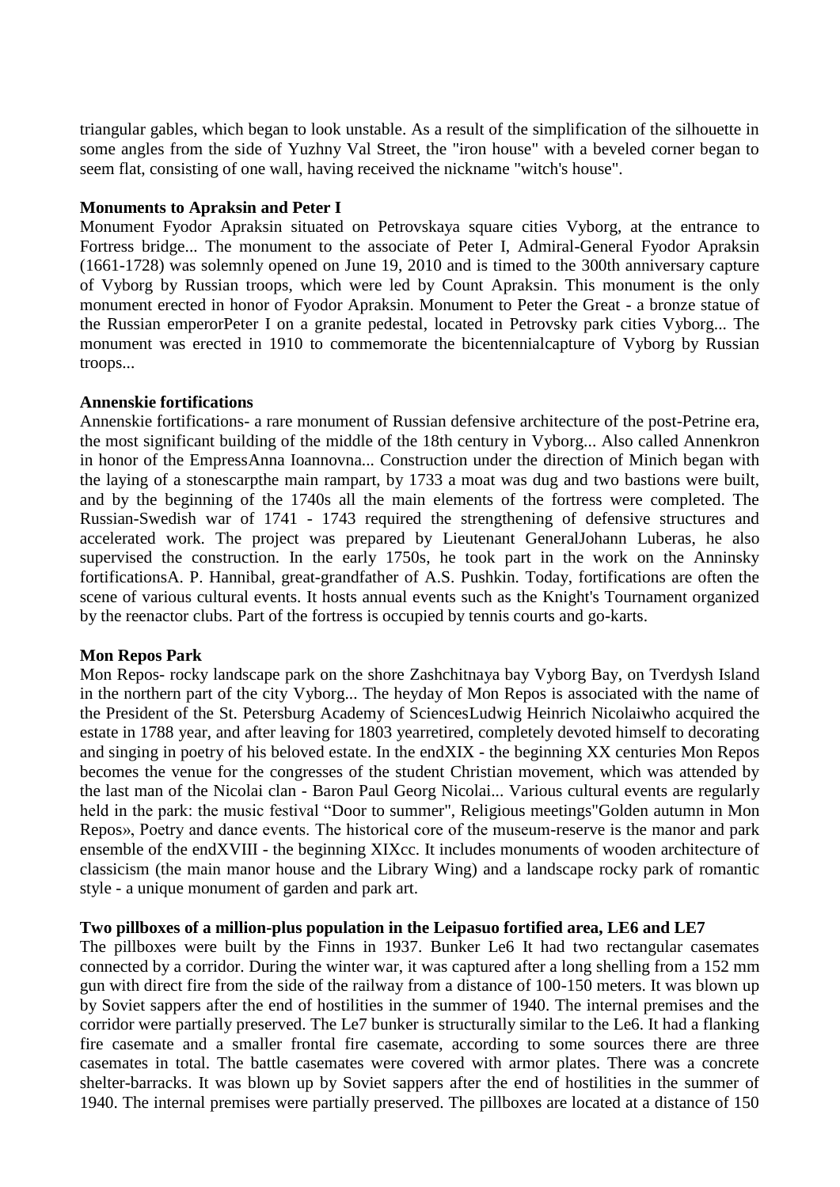triangular gables, which began to look unstable. As a result of the simplification of the silhouette in some angles from the side of Yuzhny Val Street, the "iron house" with a beveled corner began to seem flat, consisting of one wall, having received the nickname "witch's house".

**Monuments to Apraksin and Peter I**

Monument Fyodor Apraksin situated on Petrovskaya square cities Vyborg, at the entrance to Fortress bridge... The monument to the associate of Peter I, Admiral-General Fyodor Apraksin (1661-1728) was solemnly opened on June 19, 2010 and is timed to the 300th anniversary capture of Vyborg by Russian troops, which were led by Count Apraksin. This monument is the only monument erected in honor of Fyodor Apraksin. Monument to Peter the Great - a bronze statue of the Russian emperorPeter I on a granite pedestal, located in Petrovsky park cities Vyborg... The monument was erected in 1910 to commemorate the bicentennialcapture of Vyborg by Russian troops...

**Annenskie fortifications**

Annenskie fortifications- a rare monument of Russian defensive architecture of the post-Petrine era, the most significant building of the middle of the 18th century in Vyborg... Also called Annenkron in honor of the EmpressAnna Ioannovna... Construction under the direction of Minich began with the laying of a stonescarpthe main rampart, by 1733 a moat was dug and two bastions were built, and by the beginning of the 1740s all the main elements of the fortress were completed. The Russian-Swedish war of 1741 - 1743 required the strengthening of defensive structures and accelerated work. The project was prepared by Lieutenant GeneralJohann Luberas, he also supervised the construction. In the early 1750s, he took part in the work on the Anninsky fortificationsA. P. Hannibal, great-grandfather of A.S. Pushkin. Today, fortifications are often the scene of various cultural events. It hosts annual events such as the Knight's Tournament organized by the reenactor clubs. Part of the fortress is occupied by tennis courts and go-karts.

**Mon Repos Park**

Mon Repos- rocky landscape park on the shore Zashchitnaya bay Vyborg Bay, on Tverdysh Island in the northern part of the city Vyborg... The heyday of Mon Repos is associated with the name of the President of the St. Petersburg Academy of SciencesLudwig Heinrich Nicolaiwho acquired the estate in 1788 year, and after leaving for 1803 yearretired, completely devoted himself to decorating and singing in poetry of his beloved estate. In the endXIX - the beginning XX centuries Mon Repos becomes the venue for the congresses of the student Christian movement, which was attended by the last man of the Nicolai clan - Baron Paul Georg Nicolai... Various cultural events are regularly held in the park: the music festival “Door to summer", Religious meetings"Golden autumn in Mon Repos», Poetry and dance events. The historical core of the museum-reserve is the manor and park ensemble of the endXVIII - the beginning XIXcc. It includes monuments of wooden architecture of classicism (the main manor house and the Library Wing) and a landscape rocky park of romantic style - a unique monument of garden and park art.

**Two pillboxes of a million-plus population in the Leipasuo fortified area, LE6 and LE7**

The pillboxes were built by the Finns in 1937. Bunker Le6 It had two rectangular casemates connected by a corridor. During the winter war, it was captured after a long shelling from a 152 mm gun with direct fire from the side of the railway from a distance of 100-150 meters. It was blown up by Soviet sappers after the end of hostilities in the summer of 1940. The internal premises and the corridor were partially preserved. The Le7 bunker is structurally similar to the Le6. It had a flanking fire casemate and a smaller frontal fire casemate, according to some sources there are three casemates in total. The battle casemates were covered with armor plates. There was a concrete shelter-barracks. It was blown up by Soviet sappers after the end of hostilities in the summer of 1940. The internal premises were partially preserved. The pillboxes are located at a distance of 150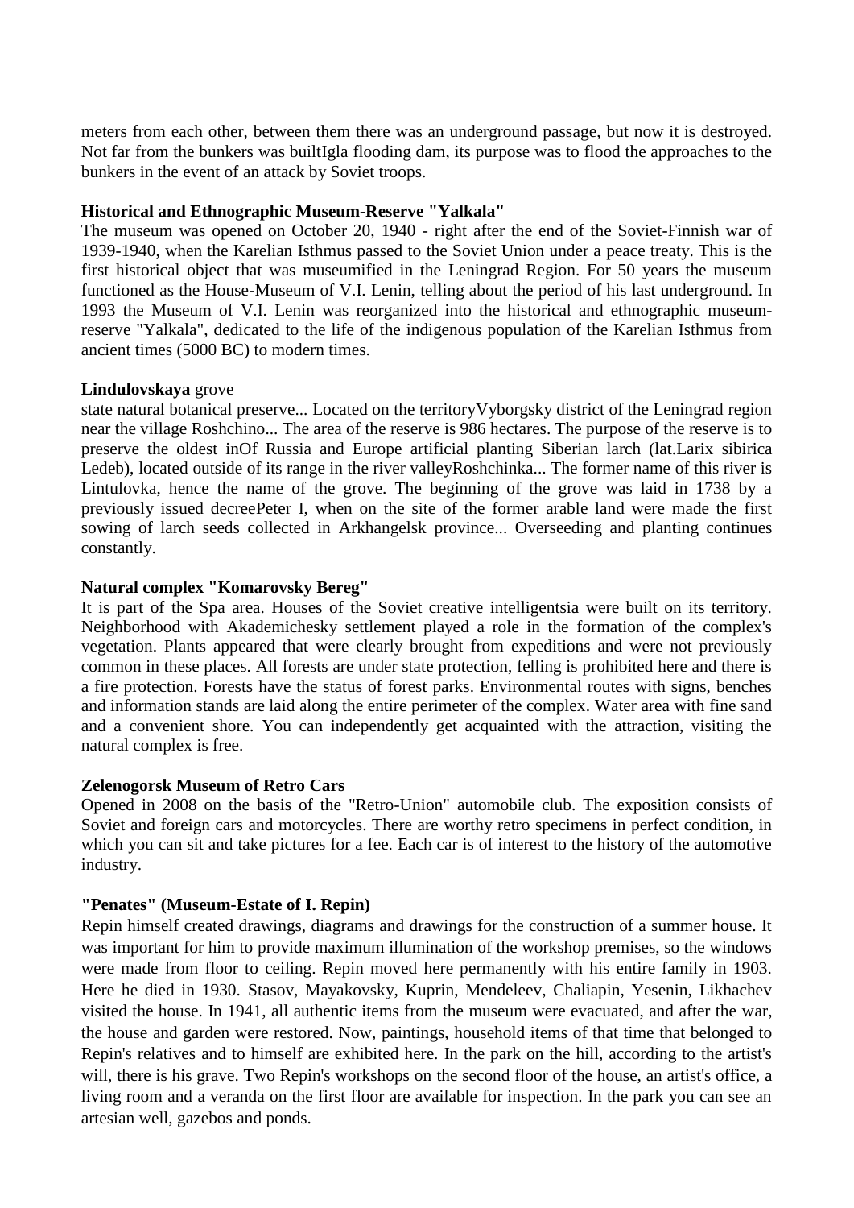meters from each other, between them there was an underground passage, but now it is destroyed. Not far from the bunkers was builtIgla flooding dam, its purpose was to flood the approaches to the bunkers in the event of an attack by Soviet troops.

**Historical and Ethnographic Museum-Reserve "Yalkala"**

The museum was opened on October 20, 1940 - right after the end of the Soviet-Finnish war of 1939-1940, when the Karelian Isthmus passed to the Soviet Union under a peace treaty. This is the first historical object that was museumified in the Leningrad Region. For 50 years the museum functioned as the House-Museum of V.I. Lenin, telling about the period of his last underground. In 1993 the Museum of V.I. Lenin was reorganized into the historical and ethnographic museum-reserve "Yalkala", dedicated to the life of the indigenous population of the Karelian Isthmus from ancient times (5000 BC) to modern times.

**Lindulovskaya** grove

state natural botanical preserve... Located on the territoryVyborgsky district of the Leningrad region near the village Roshchino... The area of the reserve is 986 hectares. The purpose of the reserve is to preserve the oldest inOf Russia and Europe artificial planting Siberian larch (lat.Larix sibirica Ledeb), located outside of its range in the river valleyRoshchinka... The former name of this river is Lintulovka, hence the name of the grove. The beginning of the grove was laid in 1738 by a previously issued decreePeter I, when on the site of the former arable land were made the first sowing of larch seeds collected in Arkhangelsk province... Overseeding and planting continues constantly.

**Natural complex "Komarovsky Bereg"**

It is part of the Spa area. Houses of the Soviet creative intelligentsia were built on its territory. Neighborhood with Akademichesky settlement played a role in the formation of the complex's vegetation. Plants appeared that were clearly brought from expeditions and were not previously common in these places. All forests are under state protection, felling is prohibited here and there is a fire protection. Forests have the status of forest parks. Environmental routes with signs, benches and information stands are laid along the entire perimeter of the complex. Water area with fine sand and a convenient shore. You can independently get acquainted with the attraction, visiting the natural complex is free.

**Zelenogorsk Museum of Retro Cars**

Opened in 2008 on the basis of the "Retro-Union" automobile club. The exposition consists of Soviet and foreign cars and motorcycles. There are worthy retro specimens in perfect condition, in which you can sit and take pictures for a fee. Each car is of interest to the history of the automotive industry.

**"Penates" (Museum-Estate of I. Repin)**

Repin himself created drawings, diagrams and drawings for the construction of a summer house. It was important for him to provide maximum illumination of the workshop premises, so the windows were made from floor to ceiling. Repin moved here permanently with his entire family in 1903. Here he died in 1930. Stasov, Mayakovsky, Kuprin, Mendeleev, Chaliapin, Yesenin, Likhachev visited the house. In 1941, all authentic items from the museum were evacuated, and after the war, the house and garden were restored. Now, paintings, household items of that time that belonged to Repin's relatives and to himself are exhibited here. In the park on the hill, according to the artist's will, there is his grave. Two Repin's workshops on the second floor of the house, an artist's office, a living room and a veranda on the first floor are available for inspection. In the park you can see an artesian well, gazebos and ponds.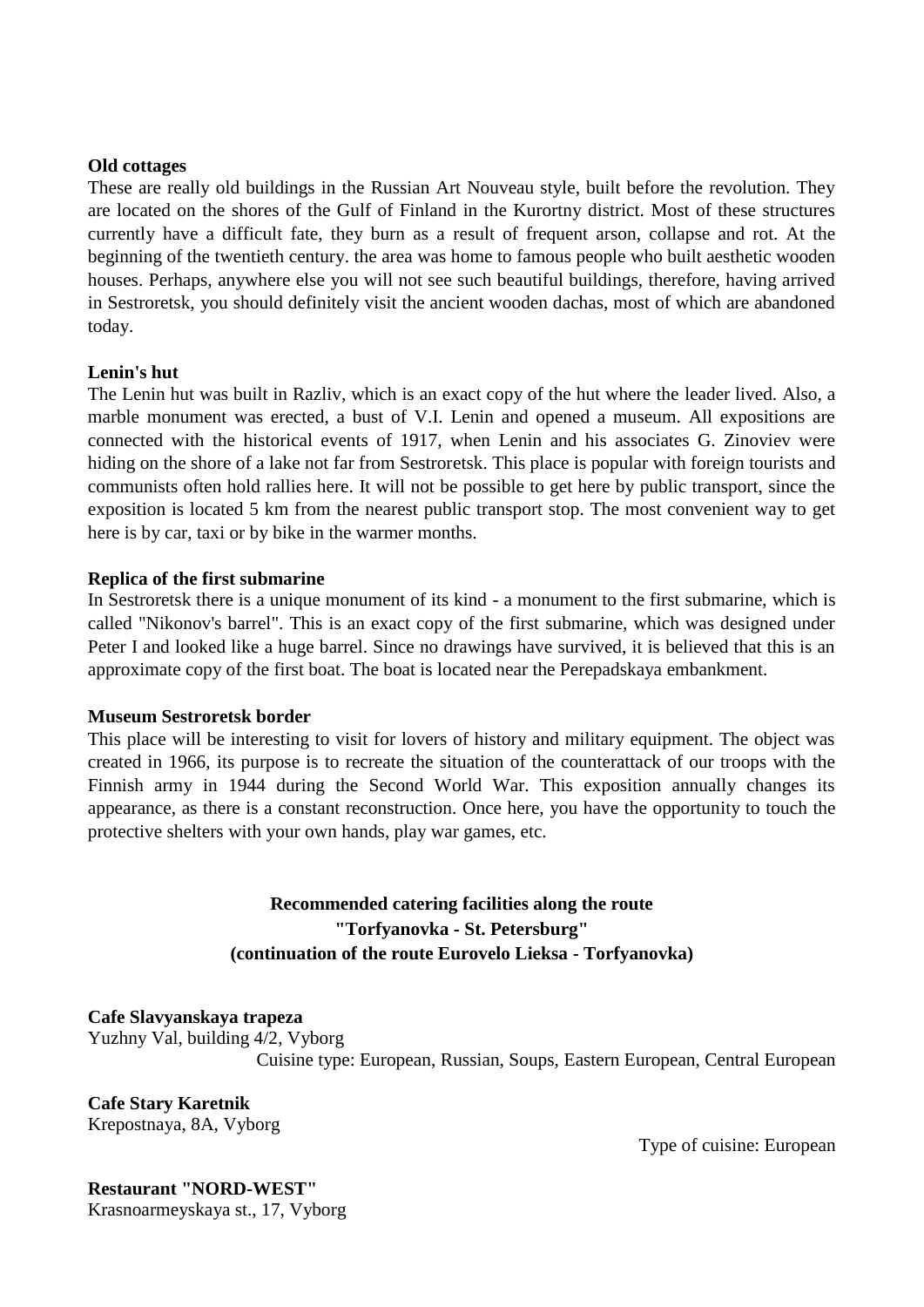**Old cottages**

These are really old buildings in the Russian Art Nouveau style, built before the revolution. They are located on the shores of the Gulf of Finland in the Kurortny district. Most of these structures currently have a difficult fate, they burn as a result of frequent arson, collapse and rot. At the beginning of the twentieth century. the area was home to famous people who built aesthetic wooden houses. Perhaps, anywhere else you will not see such beautiful buildings, therefore, having arrived in Sestroretsk, you should definitely visit the ancient wooden dachas, most of which are abandoned today.

**Lenin's hut**

The Lenin hut was built in Razliv, which is an exact copy of the hut where the leader lived. Also, a marble monument was erected, a bust of V.I. Lenin and opened a museum. All expositions are connected with the historical events of 1917, when Lenin and his associates G. Zinoviev were hiding on the shore of a lake not far from Sestroretsk. This place is popular with foreign tourists and communists often hold rallies here. It will not be possible to get here by public transport, since the exposition is located 5 km from the nearest public transport stop. The most convenient way to get here is by car, taxi or by bike in the warmer months.

**Replica of the first submarine**

In Sestroretsk there is a unique monument of its kind - a monument to the first submarine, which is called "Nikonov's barrel". This is an exact copy of the first submarine, which was designed under Peter I and looked like a huge barrel. Since no drawings have survived, it is believed that this is an approximate copy of the first boat. The boat is located near the Perepadskaya embankment.

**Museum Sestroretsk border**

This place will be interesting to visit for lovers of history and military equipment. The object was created in 1966, its purpose is to recreate the situation of the counterattack of our troops with the Finnish army in 1944 during the Second World War. This exposition annually changes its appearance, as there is a constant reconstruction. Once here, you have the opportunity to touch the protective shelters with your own hands, play war games, etc.

## Recommended catering facilities along the route "Torfyanovka - St. Petersburg" (continuation of the route Eurovelo Lieksa - Torfyanovka)

**Cafe Slavyanskaya trapeza**
Yuzhny Val, building 4/2, Vyborg
Cuisine type: European, Russian, Soups, Eastern European, Central European

**Cafe Stary Karetnik**
Krepostnaya, 8A, Vyborg
Type of cuisine: European

**Restaurant "NORD-WEST"**
Krasnoarmeyskaya st., 17, Vyborg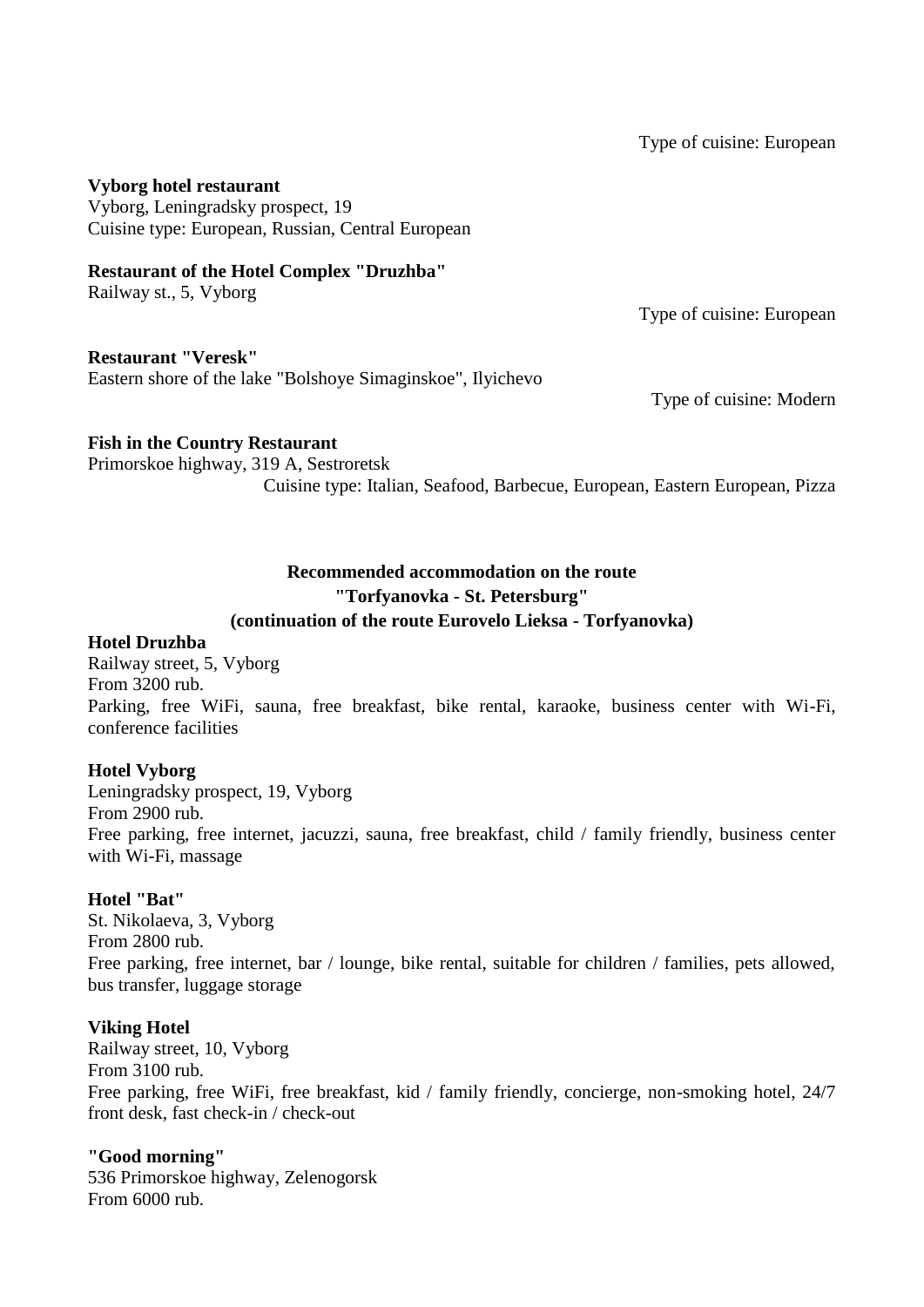Type of cuisine: European

**Vyborg hotel restaurant**
Vyborg, Leningradsky prospect, 19
Cuisine type: European, Russian, Central European

**Restaurant of the Hotel Complex "Druzhba"**
Railway st., 5, Vyborg

Type of cuisine: European

**Restaurant "Veresk"**
Eastern shore of the lake "Bolshoye Simaginskoe", Ilyichevo

Type of cuisine: Modern

**Fish in the Country Restaurant**
Primorskoe highway, 319 A, Sestroretsk
Cuisine type: Italian, Seafood, Barbecue, European, Eastern European, Pizza

## Recommended accommodation on the route "Torfyanovka - St. Petersburg" (continuation of the route Eurovelo Lieksa - Torfyanovka)

**Hotel Druzhba**
Railway street, 5, Vyborg
From 3200 rub.
Parking, free WiFi, sauna, free breakfast, bike rental, karaoke, business center with Wi-Fi, conference facilities

**Hotel Vyborg**
Leningradsky prospect, 19, Vyborg
From 2900 rub.
Free parking, free internet, jacuzzi, sauna, free breakfast, child / family friendly, business center with Wi-Fi, massage

**Hotel "Bat"**
St. Nikolaeva, 3, Vyborg
From 2800 rub.
Free parking, free internet, bar / lounge, bike rental, suitable for children / families, pets allowed, bus transfer, luggage storage

**Viking Hotel**
Railway street, 10, Vyborg
From 3100 rub.
Free parking, free WiFi, free breakfast, kid / family friendly, concierge, non-smoking hotel, 24/7 front desk, fast check-in / check-out

**"Good morning"**
536 Primorskoe highway, Zelenogorsk
From 6000 rub.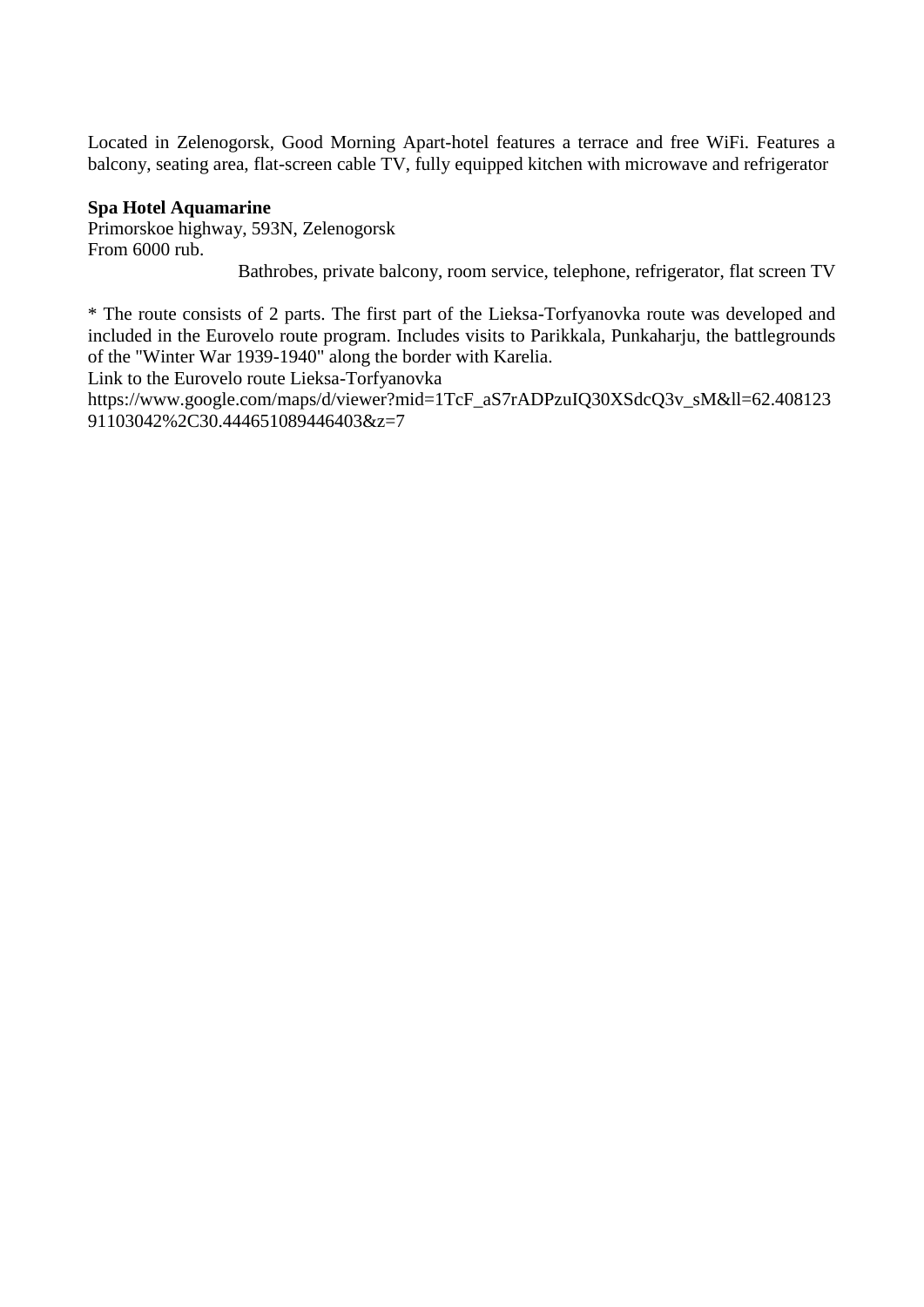Located in Zelenogorsk, Good Morning Apart-hotel features a terrace and free WiFi. Features a balcony, seating area, flat-screen cable TV, fully equipped kitchen with microwave and refrigerator

**Spa Hotel Aquamarine**
Primorskoe highway, 593N, Zelenogorsk
From 6000 rub.
Bathrobes, private balcony, room service, telephone, refrigerator, flat screen TV

* The route consists of 2 parts. The first part of the Lieksa-Torfyanovka route was developed and included in the Eurovelo route program. Includes visits to Parikkala, Punkaharju, the battlegrounds of the "Winter War 1939-1940" along the border with Karelia.
Link to the Eurovelo route Lieksa-Torfyanovka
https://www.google.com/maps/d/viewer?mid=1TcF_aS7rADPzuIQ30XSdcQ3v_sM&ll=62.40812391103042%2C30.444651089446403&z=7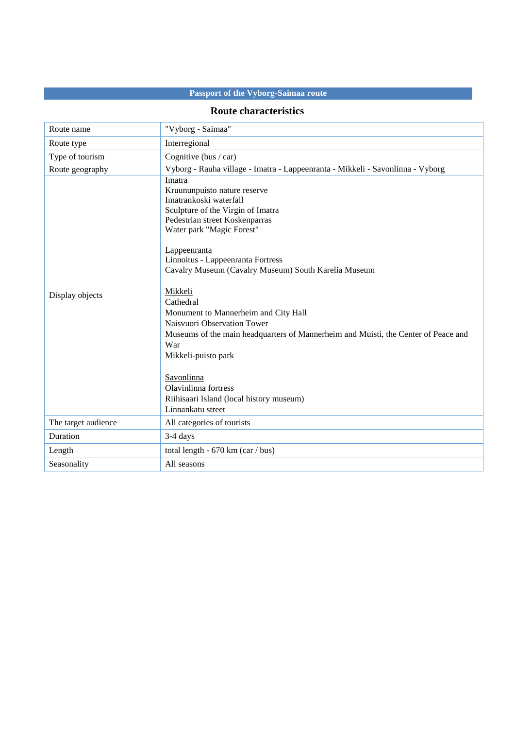## Passport of the Vyborg-Saimaa route

### Route characteristics

| Route name | "Vyborg - Saimaa" |
|---|---|
| Route type | Interregional |
| Type of tourism | Cognitive (bus / car) |
| Route geography | Vyborg - Rauha village - Imatra - Lappeenranta - Mikkeli - Savonlinna - Vyborg |
| Display objects | Imatra<br>Kruununpuisto nature reserve<br>Imatrankoski waterfall<br>Sculpture of the Virgin of Imatra<br>Pedestrian street Koskenparras<br>Water park "Magic Forest"<br><br>Lappeenranta<br>Linnoitus - Lappeenranta Fortress<br>Cavalry Museum (Cavalry Museum) South Karelia Museum<br><br>Mikkeli<br>Cathedral<br>Monument to Mannerheim and City Hall<br>Naisvuori Observation Tower<br>Museums of the main headquarters of Mannerheim and Muisti, the Center of Peace and War<br>Mikkeli-puisto park<br><br>Savonlinna<br>Olavinlinna fortress<br>Riihisaari Island (local history museum)<br>Linnankatu street |
| The target audience | All categories of tourists |
| Duration | 3-4 days |
| Length | total length - 670 km (car / bus) |
| Seasonality | All seasons |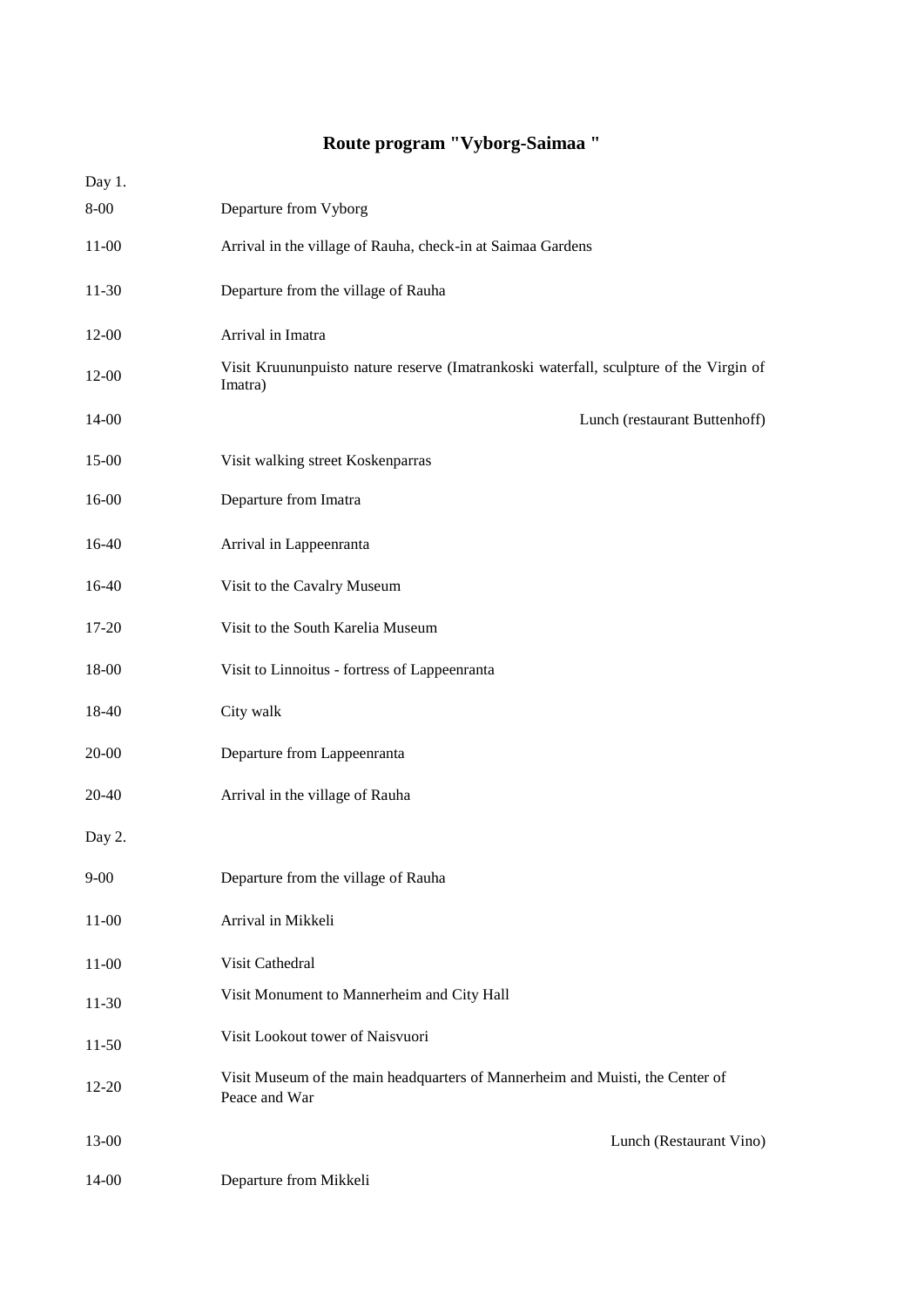# Route program "Vyborg-Saimaa "

Day 1.

| | |
|---|---|
| 8-00 | Departure from Vyborg |
| 11-00 | Arrival in the village of Rauha, check-in at Saimaa Gardens |
| 11-30 | Departure from the village of Rauha |
| 12-00 | Arrival in Imatra |
| 12-00 | Visit Kruununpuisto nature reserve (Imatrankoski waterfall, sculpture of the Virgin of Imatra) |
| 14-00 | Lunch (restaurant Buttenhoff) |
| 15-00 | Visit walking street Koskenparras |
| 16-00 | Departure from Imatra |
| 16-40 | Arrival in Lappeenranta |
| 16-40 | Visit to the Cavalry Museum |
| 17-20 | Visit to the South Karelia Museum |
| 18-00 | Visit to Linnoitus - fortress of Lappeenranta |
| 18-40 | City walk |
| 20-00 | Departure from Lappeenranta |
| 20-40 | Arrival in the village of Rauha |

Day 2.

| | |
|---|---|
| 9-00 | Departure from the village of Rauha |
| 11-00 | Arrival in Mikkeli |
| 11-00 | Visit Cathedral |
| 11-30 | Visit Monument to Mannerheim and City Hall |
| 11-50 | Visit Lookout tower of Naisvuori |
| 12-20 | Visit Museum of the main headquarters of Mannerheim and Muisti, the Center of Peace and War |
| 13-00 | Lunch (Restaurant Vino) |
| 14-00 | Departure from Mikkeli |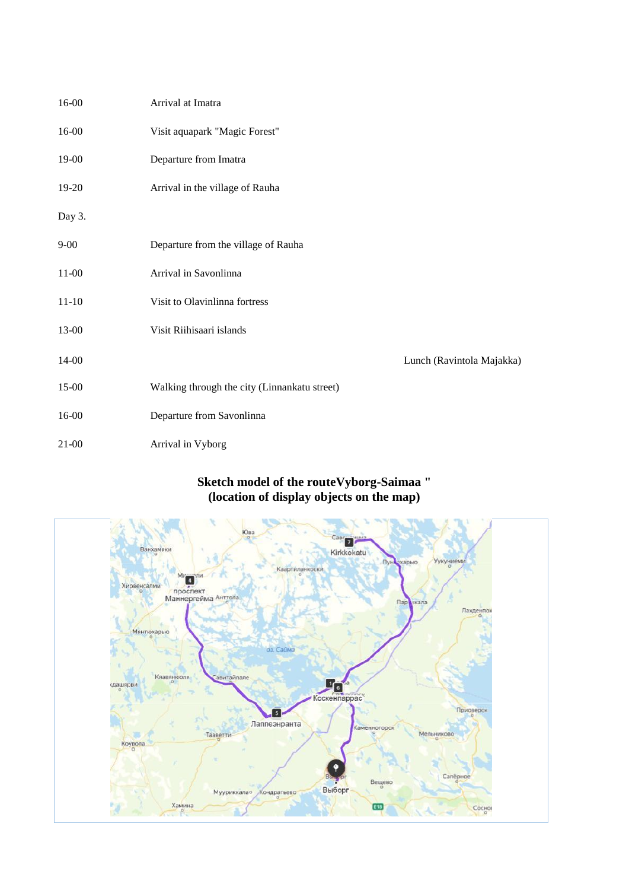| | |
|---|---|
| 16-00 | Arrival at Imatra |
| 16-00 | Visit aquapark "Magic Forest" |
| 19-00 | Departure from Imatra |
| 19-20 | Arrival in the village of Rauha |
| Day 3. | |
| 9-00 | Departure from the village of Rauha |
| 11-00 | Arrival in Savonlinna |
| 11-10 | Visit to Olavinlinna fortress |
| 13-00 | Visit Riihisaari islands |
| 14-00 | Lunch (Ravintola Majakka) |
| 15-00 | Walking through the city (Linnankatu street) |
| 16-00 | Departure from Savonlinna |
| 21-00 | Arrival in Vyborg |

**Sketch model of the routeVyborg-Saimaa "**
**(location of display objects on the map)**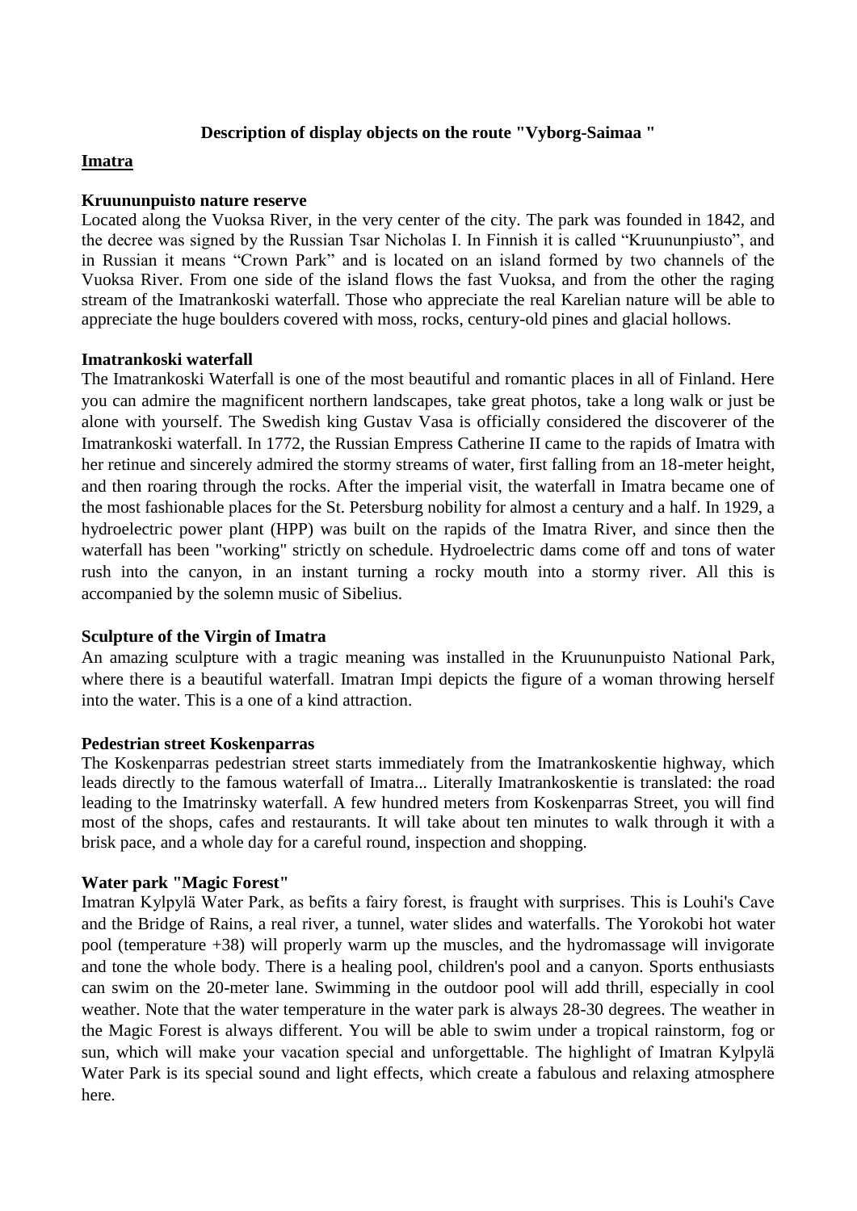## Description of display objects on the route "Vyborg-Saimaa "

### Imatra

**Kruununpuisto nature reserve**

Located along the Vuoksa River, in the very center of the city. The park was founded in 1842, and the decree was signed by the Russian Tsar Nicholas I. In Finnish it is called "Kruununpiusto", and in Russian it means "Crown Park" and is located on an island formed by two channels of the Vuoksa River. From one side of the island flows the fast Vuoksa, and from the other the raging stream of the Imatrankoski waterfall. Those who appreciate the real Karelian nature will be able to appreciate the huge boulders covered with moss, rocks, century-old pines and glacial hollows.

**Imatrankoski waterfall**

The Imatrankoski Waterfall is one of the most beautiful and romantic places in all of Finland. Here you can admire the magnificent northern landscapes, take great photos, take a long walk or just be alone with yourself. The Swedish king Gustav Vasa is officially considered the discoverer of the Imatrankoski waterfall. In 1772, the Russian Empress Catherine II came to the rapids of Imatra with her retinue and sincerely admired the stormy streams of water, first falling from an 18-meter height, and then roaring through the rocks. After the imperial visit, the waterfall in Imatra became one of the most fashionable places for the St. Petersburg nobility for almost a century and a half. In 1929, a hydroelectric power plant (HPP) was built on the rapids of the Imatra River, and since then the waterfall has been "working" strictly on schedule. Hydroelectric dams come off and tons of water rush into the canyon, in an instant turning a rocky mouth into a stormy river. All this is accompanied by the solemn music of Sibelius.

**Sculpture of the Virgin of Imatra**

An amazing sculpture with a tragic meaning was installed in the Kruununpuisto National Park, where there is a beautiful waterfall. Imatran Impi depicts the figure of a woman throwing herself into the water. This is a one of a kind attraction.

**Pedestrian street Koskenparras**

The Koskenparras pedestrian street starts immediately from the Imatrankoskentie highway, which leads directly to the famous waterfall of Imatra... Literally Imatrankoskentie is translated: the road leading to the Imatrinsky waterfall. A few hundred meters from Koskenparras Street, you will find most of the shops, cafes and restaurants. It will take about ten minutes to walk through it with a brisk pace, and a whole day for a careful round, inspection and shopping.

**Water park "Magic Forest"**

Imatran Kylpylä Water Park, as befits a fairy forest, is fraught with surprises. This is Louhi's Cave and the Bridge of Rains, a real river, a tunnel, water slides and waterfalls. The Yorokobi hot water pool (temperature +38) will properly warm up the muscles, and the hydromassage will invigorate and tone the whole body. There is a healing pool, children's pool and a canyon. Sports enthusiasts can swim on the 20-meter lane. Swimming in the outdoor pool will add thrill, especially in cool weather. Note that the water temperature in the water park is always 28-30 degrees. The weather in the Magic Forest is always different. You will be able to swim under a tropical rainstorm, fog or sun, which will make your vacation special and unforgettable. The highlight of Imatran Kylpylä Water Park is its special sound and light effects, which create a fabulous and relaxing atmosphere here.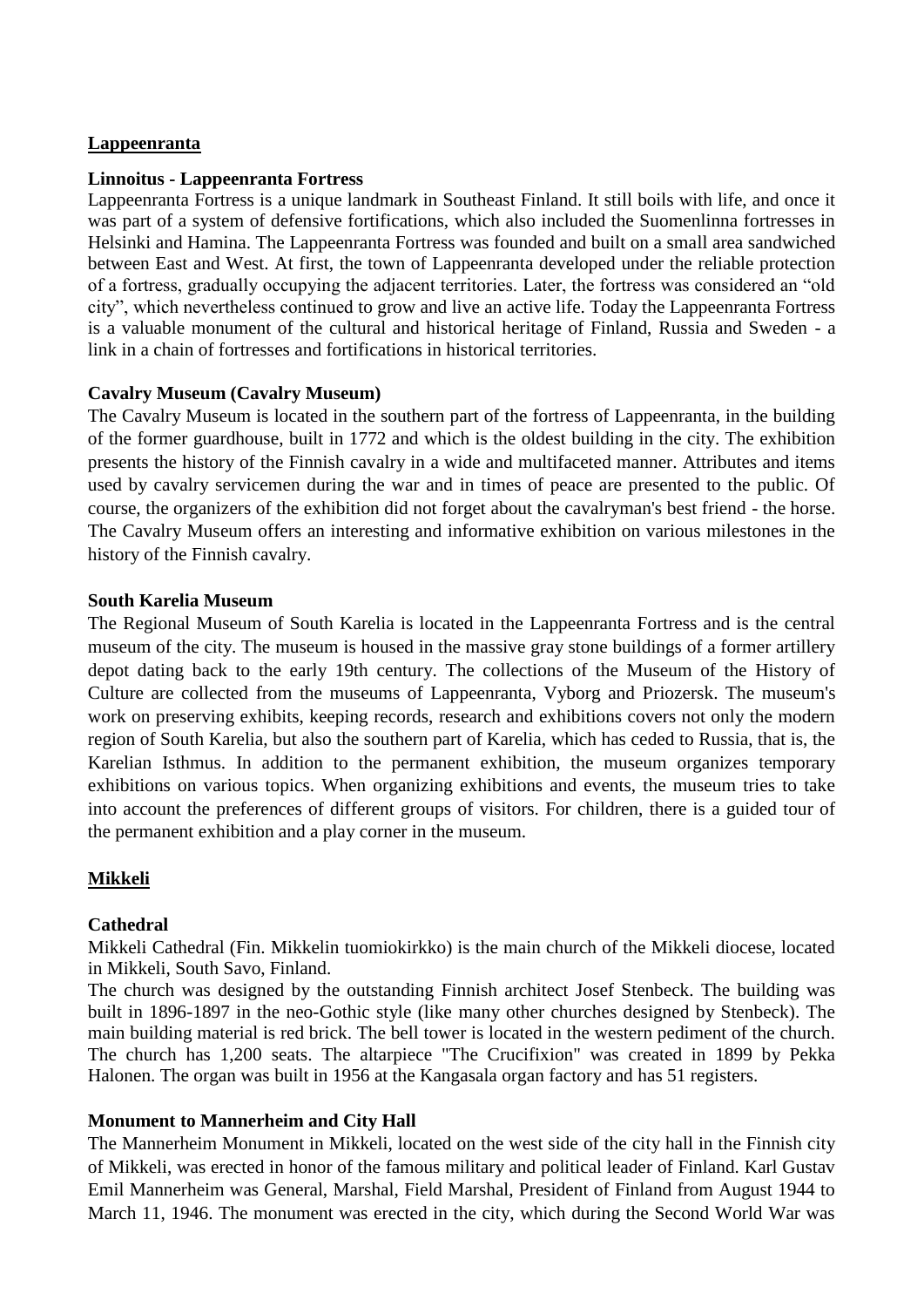## Lappeenranta

### Linnoitus - Lappeenranta Fortress

Lappeenranta Fortress is a unique landmark in Southeast Finland. It still boils with life, and once it was part of a system of defensive fortifications, which also included the Suomenlinna fortresses in Helsinki and Hamina. The Lappeenranta Fortress was founded and built on a small area sandwiched between East and West. At first, the town of Lappeenranta developed under the reliable protection of a fortress, gradually occupying the adjacent territories. Later, the fortress was considered an "old city", which nevertheless continued to grow and live an active life. Today the Lappeenranta Fortress is a valuable monument of the cultural and historical heritage of Finland, Russia and Sweden - a link in a chain of fortresses and fortifications in historical territories.

### Cavalry Museum (Cavalry Museum)

The Cavalry Museum is located in the southern part of the fortress of Lappeenranta, in the building of the former guardhouse, built in 1772 and which is the oldest building in the city. The exhibition presents the history of the Finnish cavalry in a wide and multifaceted manner. Attributes and items used by cavalry servicemen during the war and in times of peace are presented to the public. Of course, the organizers of the exhibition did not forget about the cavalryman's best friend - the horse. The Cavalry Museum offers an interesting and informative exhibition on various milestones in the history of the Finnish cavalry.

### South Karelia Museum

The Regional Museum of South Karelia is located in the Lappeenranta Fortress and is the central museum of the city. The museum is housed in the massive gray stone buildings of a former artillery depot dating back to the early 19th century. The collections of the Museum of the History of Culture are collected from the museums of Lappeenranta, Vyborg and Priozersk. The museum's work on preserving exhibits, keeping records, research and exhibitions covers not only the modern region of South Karelia, but also the southern part of Karelia, which has ceded to Russia, that is, the Karelian Isthmus. In addition to the permanent exhibition, the museum organizes temporary exhibitions on various topics. When organizing exhibitions and events, the museum tries to take into account the preferences of different groups of visitors. For children, there is a guided tour of the permanent exhibition and a play corner in the museum.

## Mikkeli

### Cathedral

Mikkeli Cathedral (Fin. Mikkelin tuomiokirkko) is the main church of the Mikkeli diocese, located in Mikkeli, South Savo, Finland.

The church was designed by the outstanding Finnish architect Josef Stenbeck. The building was built in 1896-1897 in the neo-Gothic style (like many other churches designed by Stenbeck). The main building material is red brick. The bell tower is located in the western pediment of the church. The church has 1,200 seats. The altarpiece "The Crucifixion" was created in 1899 by Pekka Halonen. The organ was built in 1956 at the Kangasala organ factory and has 51 registers.

### Monument to Mannerheim and City Hall

The Mannerheim Monument in Mikkeli, located on the west side of the city hall in the Finnish city of Mikkeli, was erected in honor of the famous military and political leader of Finland. Karl Gustav Emil Mannerheim was General, Marshal, Field Marshal, President of Finland from August 1944 to March 11, 1946. The monument was erected in the city, which during the Second World War was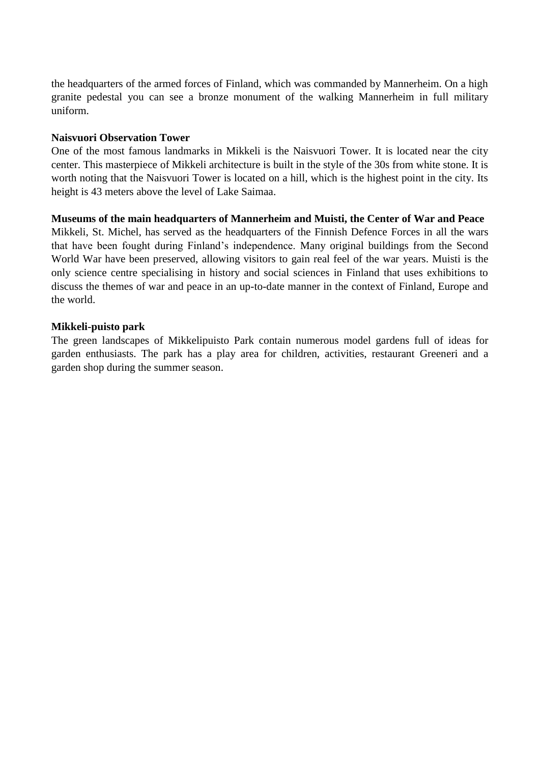the headquarters of the armed forces of Finland, which was commanded by Mannerheim. On a high granite pedestal you can see a bronze monument of the walking Mannerheim in full military uniform.

**Naisvuori Observation Tower**

One of the most famous landmarks in Mikkeli is the Naisvuori Tower. It is located near the city center. This masterpiece of Mikkeli architecture is built in the style of the 30s from white stone. It is worth noting that the Naisvuori Tower is located on a hill, which is the highest point in the city. Its height is 43 meters above the level of Lake Saimaa.

**Museums of the main headquarters of Mannerheim and Muisti, the Center of War and Peace**

Mikkeli, St. Michel, has served as the headquarters of the Finnish Defence Forces in all the wars that have been fought during Finland's independence. Many original buildings from the Second World War have been preserved, allowing visitors to gain real feel of the war years. Muisti is the only science centre specialising in history and social sciences in Finland that uses exhibitions to discuss the themes of war and peace in an up-to-date manner in the context of Finland, Europe and the world.

**Mikkeli-puisto park**

The green landscapes of Mikkelipuisto Park contain numerous model gardens full of ideas for garden enthusiasts. The park has a play area for children, activities, restaurant Greeneri and a garden shop during the summer season.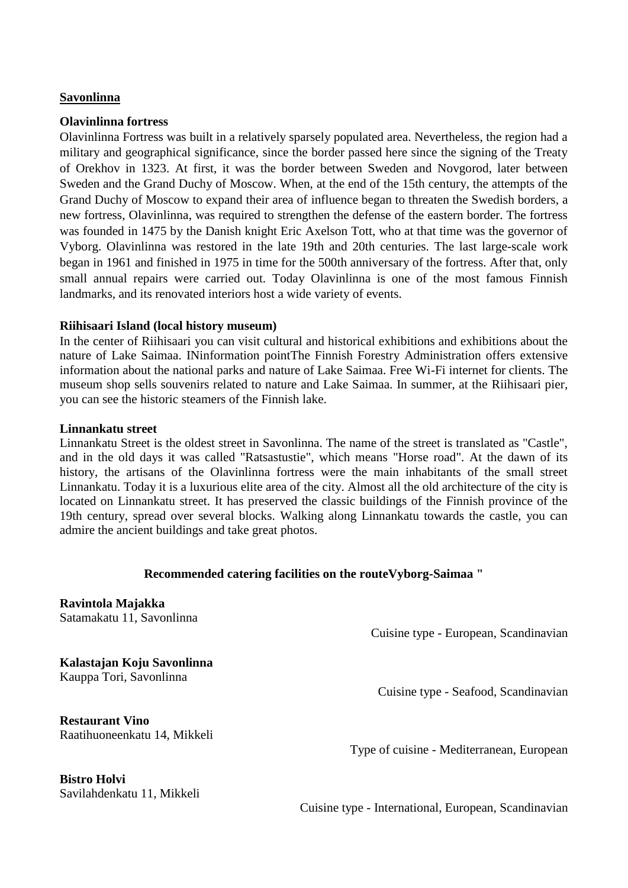**Savonlinna**

**Olavinlinna fortress**

Olavinlinna Fortress was built in a relatively sparsely populated area. Nevertheless, the region had a military and geographical significance, since the border passed here since the signing of the Treaty of Orekhov in 1323. At first, it was the border between Sweden and Novgorod, later between Sweden and the Grand Duchy of Moscow. When, at the end of the 15th century, the attempts of the Grand Duchy of Moscow to expand their area of influence began to threaten the Swedish borders, a new fortress, Olavinlinna, was required to strengthen the defense of the eastern border. The fortress was founded in 1475 by the Danish knight Eric Axelson Tott, who at that time was the governor of Vyborg. Olavinlinna was restored in the late 19th and 20th centuries. The last large-scale work began in 1961 and finished in 1975 in time for the 500th anniversary of the fortress. After that, only small annual repairs were carried out. Today Olavinlinna is one of the most famous Finnish landmarks, and its renovated interiors host a wide variety of events.

**Riihisaari Island (local history museum)**

In the center of Riihisaari you can visit cultural and historical exhibitions and exhibitions about the nature of Lake Saimaa. INinformation pointThe Finnish Forestry Administration offers extensive information about the national parks and nature of Lake Saimaa. Free Wi-Fi internet for clients. The museum shop sells souvenirs related to nature and Lake Saimaa. In summer, at the Riihisaari pier, you can see the historic steamers of the Finnish lake.

**Linnankatu street**

Linnankatu Street is the oldest street in Savonlinna. The name of the street is translated as "Castle", and in the old days it was called "Ratsastustie", which means "Horse road". At the dawn of its history, the artisans of the Olavinlinna fortress were the main inhabitants of the small street Linnankatu. Today it is a luxurious elite area of the city. Almost all the old architecture of the city is located on Linnankatu street. It has preserved the classic buildings of the Finnish province of the 19th century, spread over several blocks. Walking along Linnankatu towards the castle, you can admire the ancient buildings and take great photos.

**Recommended catering facilities on the routeVyborg-Saimaa "**

**Ravintola Majakka**
Satamakatu 11, Savonlinna

Cuisine type - European, Scandinavian

**Kalastajan Koju Savonlinna**
Kauppa Tori, Savonlinna

Cuisine type - Seafood, Scandinavian

**Restaurant Vino**
Raatihuoneenkatu 14, Mikkeli

Type of cuisine - Mediterranean, European

**Bistro Holvi**
Savilahdenkatu 11, Mikkeli

Cuisine type - International, European, Scandinavian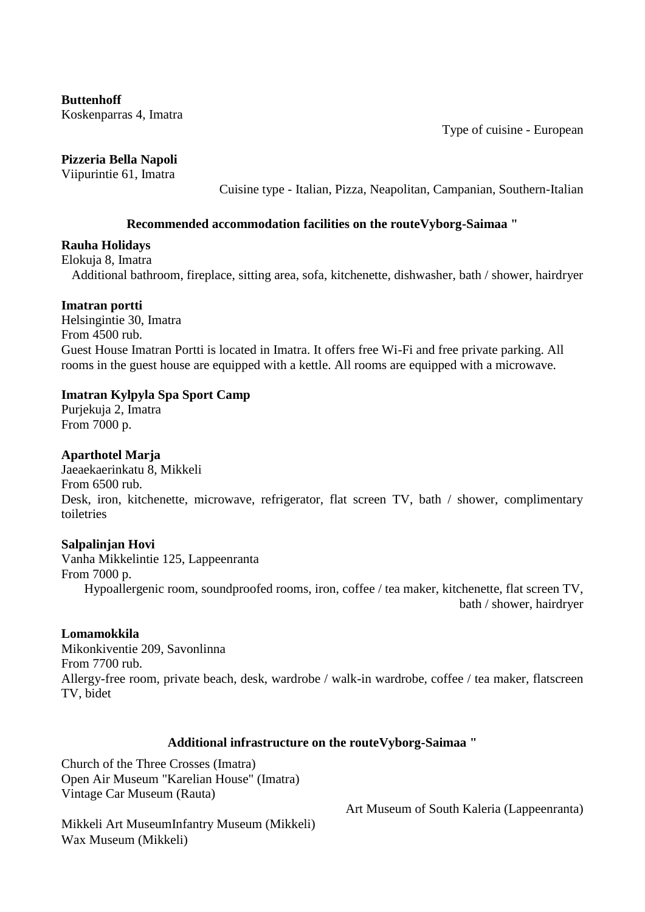**Buttenhoff**
Koskenparras 4, Imatra

Type of cuisine - European

**Pizzeria Bella Napoli**
Viipurintie 61, Imatra

Cuisine type - Italian, Pizza, Neapolitan, Campanian, Southern-Italian

### Recommended accommodation facilities on the routeVyborg-Saimaa "

**Rauha Holidays**
Elokuja 8, Imatra
Additional bathroom, fireplace, sitting area, sofa, kitchenette, dishwasher, bath / shower, hairdryer

**Imatran portti**
Helsingintie 30, Imatra
From 4500 rub.
Guest House Imatran Portti is located in Imatra. It offers free Wi-Fi and free private parking. All rooms in the guest house are equipped with a kettle. All rooms are equipped with a microwave.

**Imatran Kylpyla Spa Sport Camp**
Purjekuja 2, Imatra
From 7000 p.

**Aparthotel Marja**
Jaeaekaerinkatu 8, Mikkeli
From 6500 rub.
Desk, iron, kitchenette, microwave, refrigerator, flat screen TV, bath / shower, complimentary toiletries

**Salpalinjan Hovi**
Vanha Mikkelintie 125, Lappeenranta
From 7000 p.
Hypoallergenic room, soundproofed rooms, iron, coffee / tea maker, kitchenette, flat screen TV, bath / shower, hairdryer

**Lomamokkila**
Mikonkiventie 209, Savonlinna
From 7700 rub.
Allergy-free room, private beach, desk, wardrobe / walk-in wardrobe, coffee / tea maker, flatscreen TV, bidet

### Additional infrastructure on the routeVyborg-Saimaa "

Church of the Three Crosses (Imatra)
Open Air Museum "Karelian House" (Imatra)
Vintage Car Museum (Rauta)
Art Museum of South Kaleria (Lappeenranta)
Mikkeli Art MuseumInfantry Museum (Mikkeli)
Wax Museum (Mikkeli)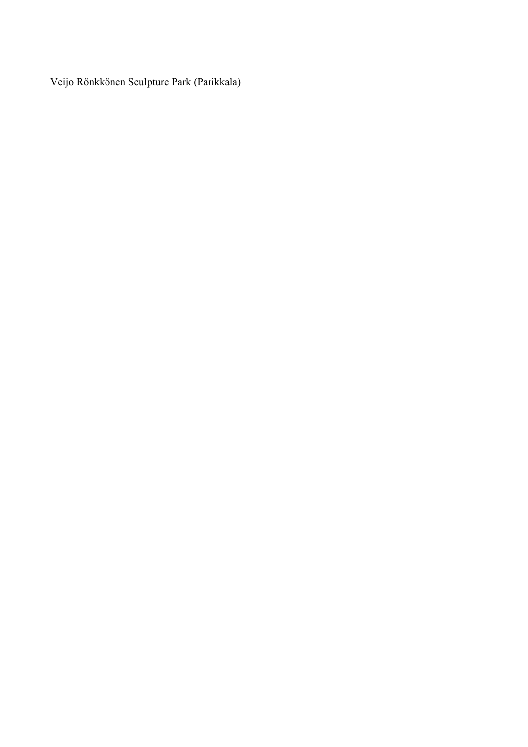Veijo Rönkkönen Sculpture Park (Parikkala)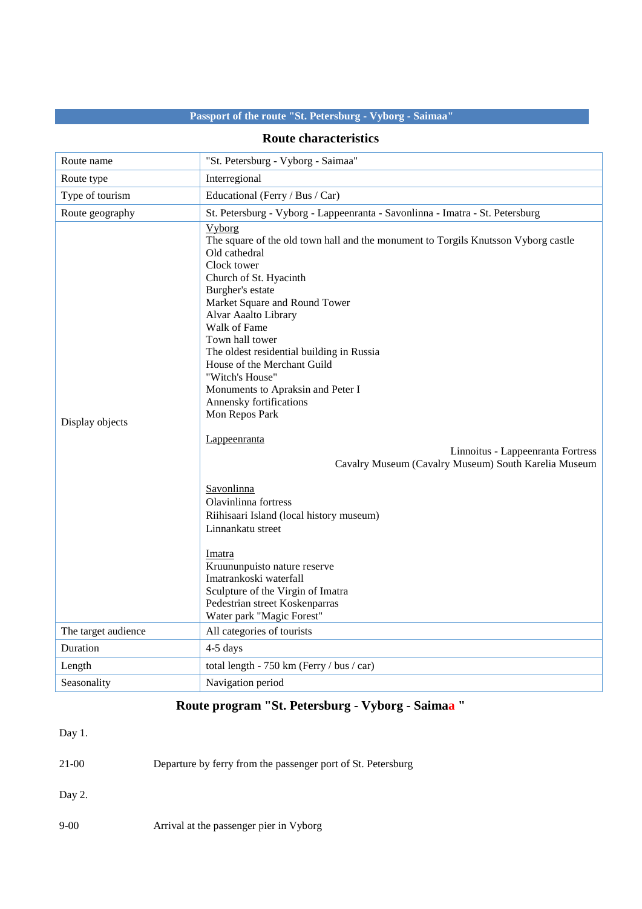## Passport of the route "St. Petersburg - Vyborg - Saimaa"

### Route characteristics

| Route name | "St. Petersburg - Vyborg - Saimaa" |
|---|---|
| Route type | Interregional |
| Type of tourism | Educational (Ferry / Bus / Car) |
| Route geography | St. Petersburg - Vyborg - Lappeenranta - Savonlinna - Imatra - St. Petersburg |
| Display objects | Vyborg<br>The square of the old town hall and the monument to Torgils Knutsson Vyborg castle<br>Old cathedral<br>Clock tower<br>Church of St. Hyacinth<br>Burgher's estate<br>Market Square and Round Tower<br>Alvar Aaalto Library<br>Walk of Fame<br>Town hall tower<br>The oldest residential building in Russia<br>House of the Merchant Guild<br>"Witch's House"<br>Monuments to Apraksin and Peter I<br>Annensky fortifications<br>Mon Repos Park<br><br>Lappeenranta<br>Linnoitus - Lappeenranta Fortress<br>Cavalry Museum (Cavalry Museum) South Karelia Museum<br><br>Savonlinna<br>Olavinlinna fortress<br>Riihisaari Island (local history museum)<br>Linnankatu street<br><br>Imatra<br>Kruununpuisto nature reserve<br>Imatrankoski waterfall<br>Sculpture of the Virgin of Imatra<br>Pedestrian street Koskenparras<br>Water park "Magic Forest" |
| The target audience | All categories of tourists |
| Duration | 4-5 days |
| Length | total length - 750 km (Ferry / bus / car) |
| Seasonality | Navigation period |

### Route program "St. Petersburg - Vyborg - Saimaa "

Day 1.

21-00 Departure by ferry from the passenger port of St. Petersburg

Day 2.

9-00 Arrival at the passenger pier in Vyborg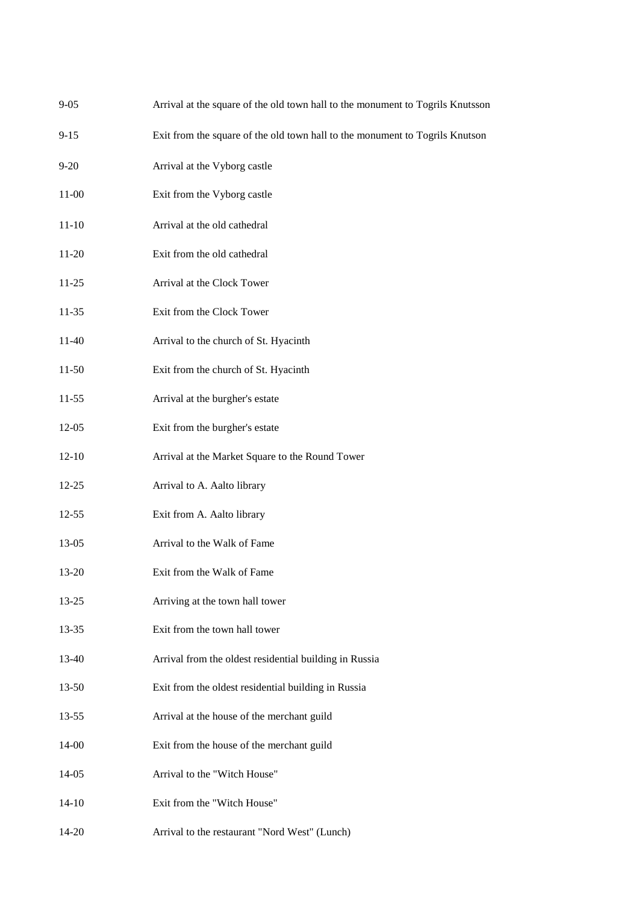| | |
|---|---|
| 9-05 | Arrival at the square of the old town hall to the monument to Togrils Knutsson |
| 9-15 | Exit from the square of the old town hall to the monument to Togrils Knutson |
| 9-20 | Arrival at the Vyborg castle |
| 11-00 | Exit from the Vyborg castle |
| 11-10 | Arrival at the old cathedral |
| 11-20 | Exit from the old cathedral |
| 11-25 | Arrival at the Clock Tower |
| 11-35 | Exit from the Clock Tower |
| 11-40 | Arrival to the church of St. Hyacinth |
| 11-50 | Exit from the church of St. Hyacinth |
| 11-55 | Arrival at the burgher's estate |
| 12-05 | Exit from the burgher's estate |
| 12-10 | Arrival at the Market Square to the Round Tower |
| 12-25 | Arrival to A. Aalto library |
| 12-55 | Exit from A. Aalto library |
| 13-05 | Arrival to the Walk of Fame |
| 13-20 | Exit from the Walk of Fame |
| 13-25 | Arriving at the town hall tower |
| 13-35 | Exit from the town hall tower |
| 13-40 | Arrival from the oldest residential building in Russia |
| 13-50 | Exit from the oldest residential building in Russia |
| 13-55 | Arrival at the house of the merchant guild |
| 14-00 | Exit from the house of the merchant guild |
| 14-05 | Arrival to the "Witch House" |
| 14-10 | Exit from the "Witch House" |
| 14-20 | Arrival to the restaurant "Nord West" (Lunch) |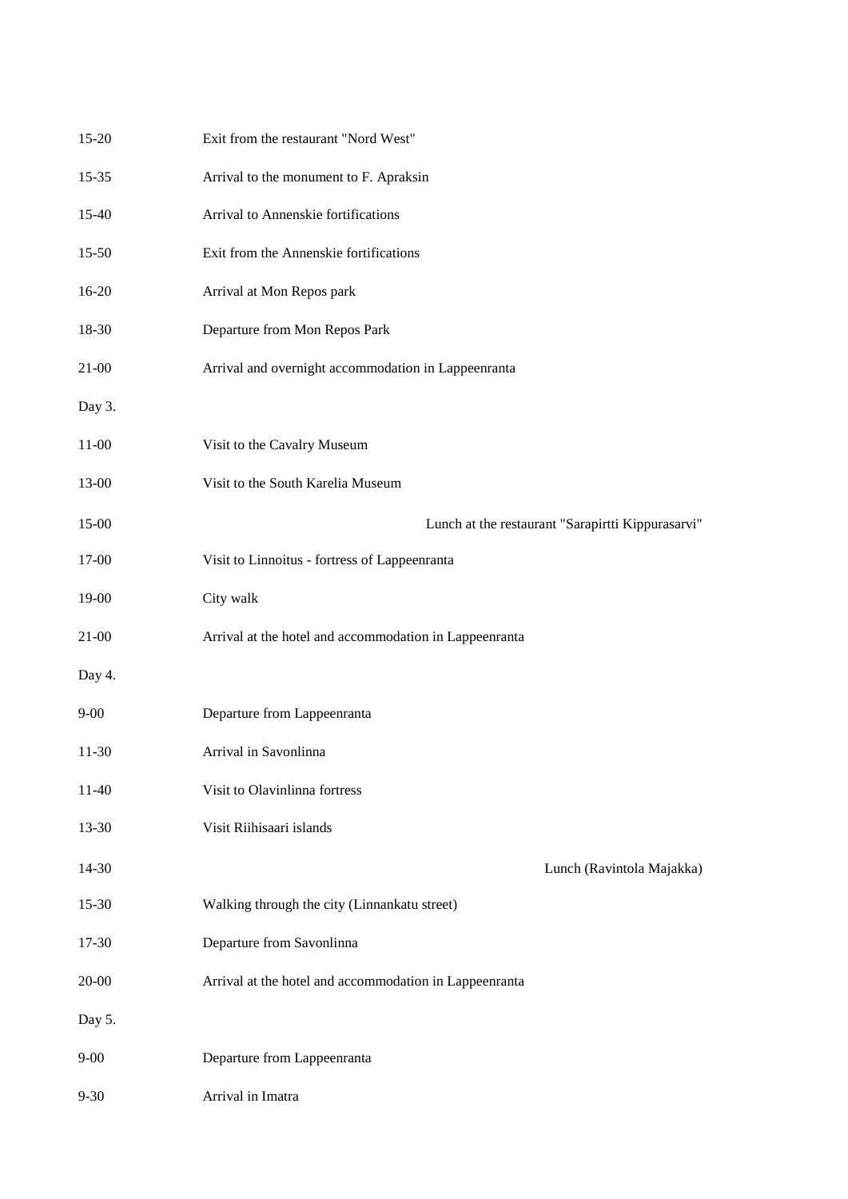| | |
|---|---|
| 15-20 | Exit from the restaurant "Nord West" |
| 15-35 | Arrival to the monument to F. Apraksin |
| 15-40 | Arrival to Annenskie fortifications |
| 15-50 | Exit from the Annenskie fortifications |
| 16-20 | Arrival at Mon Repos park |
| 18-30 | Departure from Mon Repos Park |
| 21-00 | Arrival and overnight accommodation in Lappeenranta |
| Day 3. | |
| 11-00 | Visit to the Cavalry Museum |
| 13-00 | Visit to the South Karelia Museum |
| 15-00 | Lunch at the restaurant "Sarapirtti Kippurasarvi" |
| 17-00 | Visit to Linnoitus - fortress of Lappeenranta |
| 19-00 | City walk |
| 21-00 | Arrival at the hotel and accommodation in Lappeenranta |
| Day 4. | |
| 9-00 | Departure from Lappeenranta |
| 11-30 | Arrival in Savonlinna |
| 11-40 | Visit to Olavinlinna fortress |
| 13-30 | Visit Riihisaari islands |
| 14-30 | Lunch (Ravintola Majakka) |
| 15-30 | Walking through the city (Linnankatu street) |
| 17-30 | Departure from Savonlinna |
| 20-00 | Arrival at the hotel and accommodation in Lappeenranta |
| Day 5. | |
| 9-00 | Departure from Lappeenranta |
| 9-30 | Arrival in Imatra |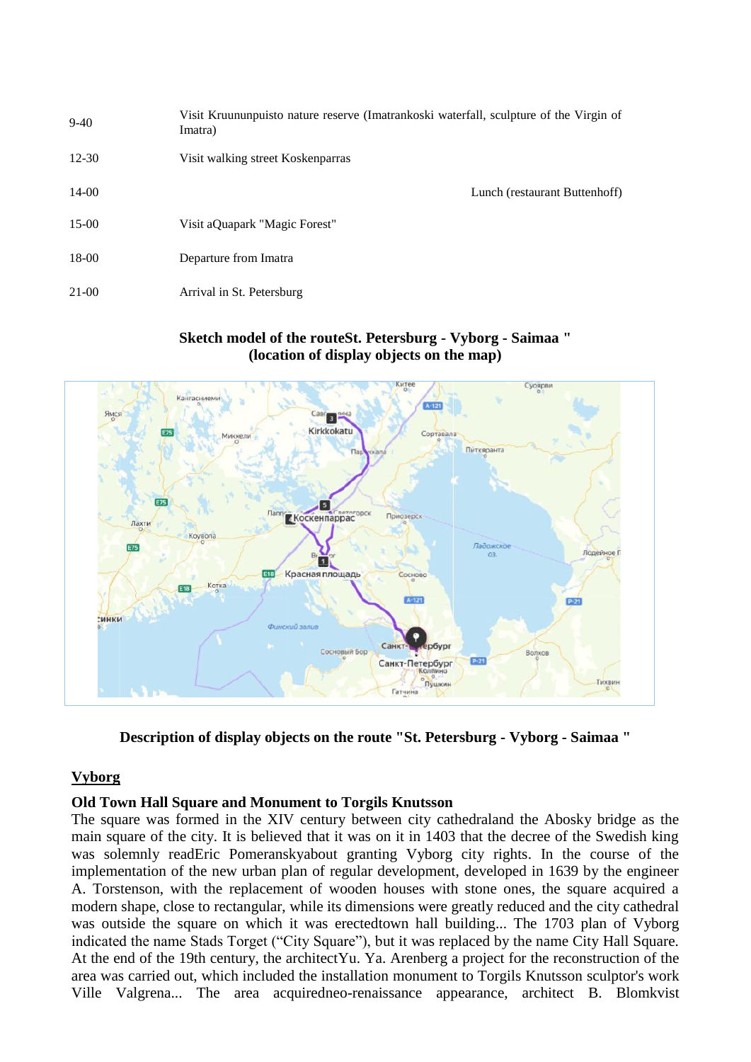| | |
|---|---|
| 9-40 | Visit Kruununpuisto nature reserve (Imatrankoski waterfall, sculpture of the Virgin of Imatra) |
| 12-30 | Visit walking street Koskenparras |
| 14-00 | Lunch (restaurant Buttenhoff) |
| 15-00 | Visit aQuapark "Magic Forest" |
| 18-00 | Departure from Imatra |
| 21-00 | Arrival in St. Petersburg |

**Sketch model of the routeSt. Petersburg - Vyborg - Saimaa "**
**(location of display objects on the map)**

**Description of display objects on the route "St. Petersburg - Vyborg - Saimaa "**

## Vyborg

### Old Town Hall Square and Monument to Torgils Knutsson

The square was formed in the XIV century between city cathedraland the Abosky bridge as the main square of the city. It is believed that it was on it in 1403 that the decree of the Swedish king was solemnly readEric Pomeranskyabout granting Vyborg city rights. In the course of the implementation of the new urban plan of regular development, developed in 1639 by the engineer A. Torstenson, with the replacement of wooden houses with stone ones, the square acquired a modern shape, close to rectangular, while its dimensions were greatly reduced and the city cathedral was outside the square on which it was erectedtown hall building... The 1703 plan of Vyborg indicated the name Stads Torget ("City Square"), but it was replaced by the name City Hall Square. At the end of the 19th century, the architectYu. Ya. Arenberg a project for the reconstruction of the area was carried out, which included the installation monument to Torgils Knutsson sculptor's work Ville Valgrena... The area acquiredneo-renaissance appearance, architect B. Blomkvist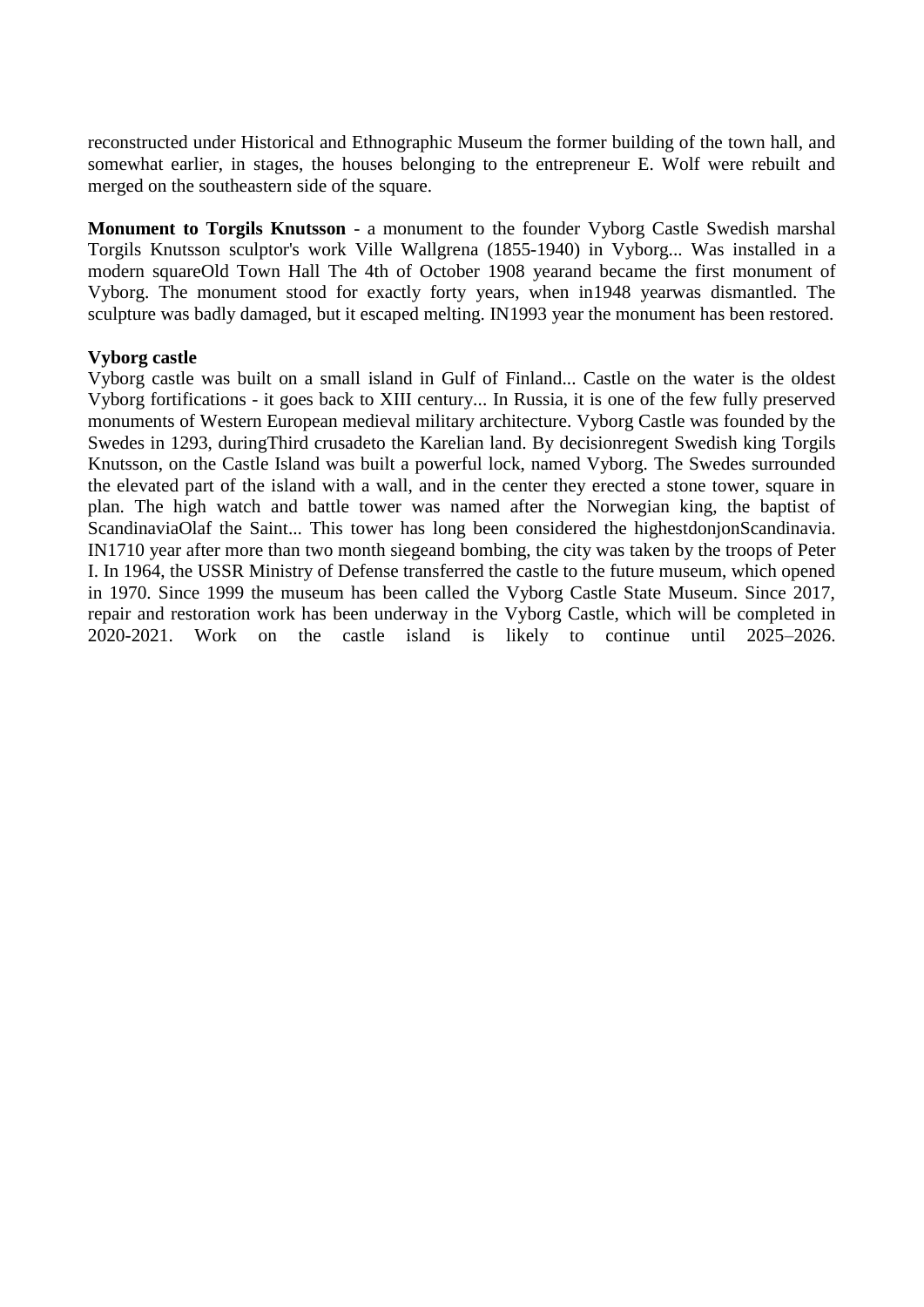reconstructed under Historical and Ethnographic Museum the former building of the town hall, and somewhat earlier, in stages, the houses belonging to the entrepreneur E. Wolf were rebuilt and merged on the southeastern side of the square.

**Monument to Torgils Knutsson** - a monument to the founder Vyborg Castle Swedish marshal Torgils Knutsson sculptor's work Ville Wallgrena (1855-1940) in Vyborg... Was installed in a modern squareOld Town Hall The 4th of October 1908 yearand became the first monument of Vyborg. The monument stood for exactly forty years, when in1948 yearwas dismantled. The sculpture was badly damaged, but it escaped melting. IN1993 year the monument has been restored.

**Vyborg castle**

Vyborg castle was built on a small island in Gulf of Finland... Castle on the water is the oldest Vyborg fortifications - it goes back to XIII century... In Russia, it is one of the few fully preserved monuments of Western European medieval military architecture. Vyborg Castle was founded by the Swedes in 1293, duringThird crusadeto the Karelian land. By decisionregent Swedish king Torgils Knutsson, on the Castle Island was built a powerful lock, named Vyborg. The Swedes surrounded the elevated part of the island with a wall, and in the center they erected a stone tower, square in plan. The high watch and battle tower was named after the Norwegian king, the baptist of ScandinaviaOlaf the Saint... This tower has long been considered the highestdonjonScandinavia. IN1710 year after more than two month siegeand bombing, the city was taken by the troops of Peter I. In 1964, the USSR Ministry of Defense transferred the castle to the future museum, which opened in 1970. Since 1999 the museum has been called the Vyborg Castle State Museum. Since 2017, repair and restoration work has been underway in the Vyborg Castle, which will be completed in 2020-2021. Work on the castle island is likely to continue until 2025–2026.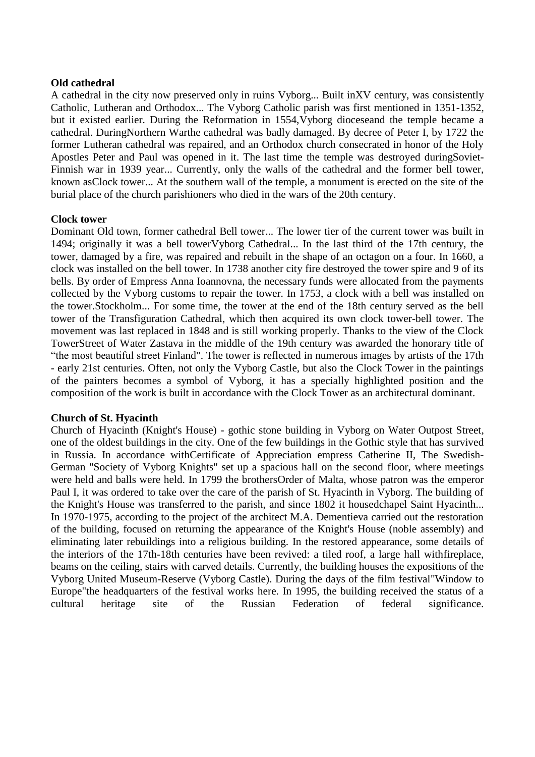**Old cathedral**

A cathedral in the city now preserved only in ruins Vyborg... Built inXV century, was consistently Catholic, Lutheran and Orthodox... The Vyborg Catholic parish was first mentioned in 1351-1352, but it existed earlier. During the Reformation in 1554,Vyborg dioceseand the temple became a cathedral. DuringNorthern Warthe cathedral was badly damaged. By decree of Peter I, by 1722 the former Lutheran cathedral was repaired, and an Orthodox church consecrated in honor of the Holy Apostles Peter and Paul was opened in it. The last time the temple was destroyed duringSoviet-Finnish war in 1939 year... Currently, only the walls of the cathedral and the former bell tower, known asClock tower... At the southern wall of the temple, a monument is erected on the site of the burial place of the church parishioners who died in the wars of the 20th century.

**Clock tower**

Dominant Old town, former cathedral Bell tower... The lower tier of the current tower was built in 1494; originally it was a bell towerVyborg Cathedral... In the last third of the 17th century, the tower, damaged by a fire, was repaired and rebuilt in the shape of an octagon on a four. In 1660, a clock was installed on the bell tower. In 1738 another city fire destroyed the tower spire and 9 of its bells. By order of Empress Anna Ioannovna, the necessary funds were allocated from the payments collected by the Vyborg customs to repair the tower. In 1753, a clock with a bell was installed on the tower.Stockholm... For some time, the tower at the end of the 18th century served as the bell tower of the Transfiguration Cathedral, which then acquired its own clock tower-bell tower. The movement was last replaced in 1848 and is still working properly. Thanks to the view of the Clock TowerStreet of Water Zastava in the middle of the 19th century was awarded the honorary title of “the most beautiful street Finland". The tower is reflected in numerous images by artists of the 17th - early 21st centuries. Often, not only the Vyborg Castle, but also the Clock Tower in the paintings of the painters becomes a symbol of Vyborg, it has a specially highlighted position and the composition of the work is built in accordance with the Clock Tower as an architectural dominant.

**Church of St. Hyacinth**

Church of Hyacinth (Knight's House) - gothic stone building in Vyborg on Water Outpost Street, one of the oldest buildings in the city. One of the few buildings in the Gothic style that has survived in Russia. In accordance withCertificate of Appreciation empress Catherine II, The Swedish-German "Society of Vyborg Knights" set up a spacious hall on the second floor, where meetings were held and balls were held. In 1799 the brothersOrder of Malta, whose patron was the emperor Paul I, it was ordered to take over the care of the parish of St. Hyacinth in Vyborg. The building of the Knight's House was transferred to the parish, and since 1802 it housedchapel Saint Hyacinth... In 1970-1975, according to the project of the architect M.A. Dementieva carried out the restoration of the building, focused on returning the appearance of the Knight's House (noble assembly) and eliminating later rebuildings into a religious building. In the restored appearance, some details of the interiors of the 17th-18th centuries have been revived: a tiled roof, a large hall withfireplace, beams on the ceiling, stairs with carved details. Currently, the building houses the expositions of the Vyborg United Museum-Reserve (Vyborg Castle). During the days of the film festival"Window to Europe"the headquarters of the festival works here. In 1995, the building received the status of a cultural heritage site of the Russian Federation of federal significance.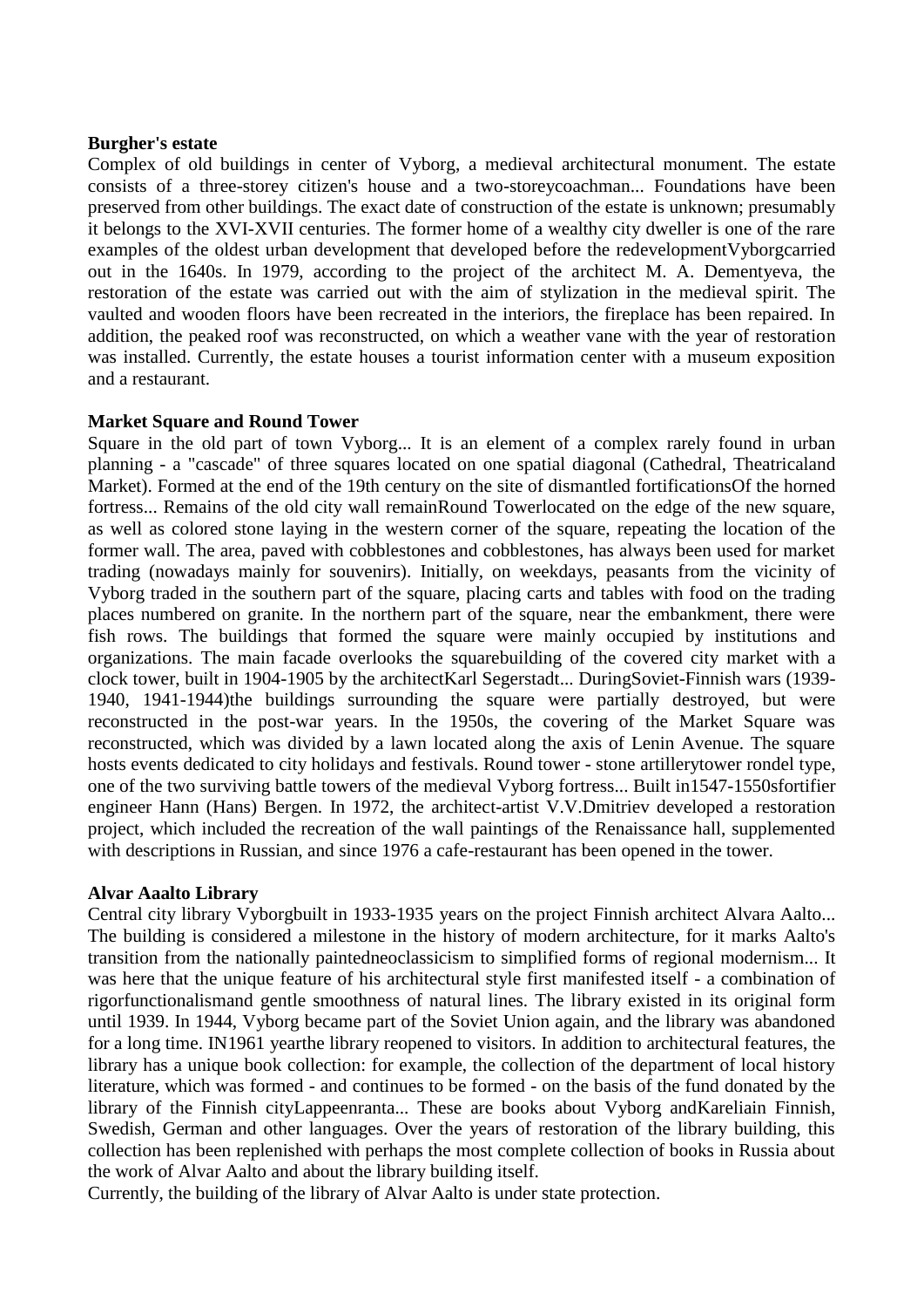**Burgher's estate**

Complex of old buildings in center of Vyborg, a medieval architectural monument. The estate consists of a three-storey citizen's house and a two-storeycoachman... Foundations have been preserved from other buildings. The exact date of construction of the estate is unknown; presumably it belongs to the XVI-XVII centuries. The former home of a wealthy city dweller is one of the rare examples of the oldest urban development that developed before the redevelopmentVyborgcarried out in the 1640s. In 1979, according to the project of the architect M. A. Dementyeva, the restoration of the estate was carried out with the aim of stylization in the medieval spirit. The vaulted and wooden floors have been recreated in the interiors, the fireplace has been repaired. In addition, the peaked roof was reconstructed, on which a weather vane with the year of restoration was installed. Currently, the estate houses a tourist information center with a museum exposition and a restaurant.

**Market Square and Round Tower**

Square in the old part of town Vyborg... It is an element of a complex rarely found in urban planning - a "cascade" of three squares located on one spatial diagonal (Cathedral, Theatricaland Market). Formed at the end of the 19th century on the site of dismantled fortificationsOf the horned fortress... Remains of the old city wall remainRound Towerlocated on the edge of the new square, as well as colored stone laying in the western corner of the square, repeating the location of the former wall. The area, paved with cobblestones and cobblestones, has always been used for market trading (nowadays mainly for souvenirs). Initially, on weekdays, peasants from the vicinity of Vyborg traded in the southern part of the square, placing carts and tables with food on the trading places numbered on granite. In the northern part of the square, near the embankment, there were fish rows. The buildings that formed the square were mainly occupied by institutions and organizations. The main facade overlooks the squarebuilding of the covered city market with a clock tower, built in 1904-1905 by the architectKarl Segerstadt... DuringSoviet-Finnish wars (1939-1940, 1941-1944)the buildings surrounding the square were partially destroyed, but were reconstructed in the post-war years. In the 1950s, the covering of the Market Square was reconstructed, which was divided by a lawn located along the axis of Lenin Avenue. The square hosts events dedicated to city holidays and festivals. Round tower - stone artillerytower rondel type, one of the two surviving battle towers of the medieval Vyborg fortress... Built in1547-1550sfortifier engineer Hann (Hans) Bergen. In 1972, the architect-artist V.V.Dmitriev developed a restoration project, which included the recreation of the wall paintings of the Renaissance hall, supplemented with descriptions in Russian, and since 1976 a cafe-restaurant has been opened in the tower.

**Alvar Aaalto Library**

Central city library Vyborgbuilt in 1933-1935 years on the project Finnish architect Alvara Aalto... The building is considered a milestone in the history of modern architecture, for it marks Aalto's transition from the nationally paintedneoclassicism to simplified forms of regional modernism... It was here that the unique feature of his architectural style first manifested itself - a combination of rigorfunctionalismand gentle smoothness of natural lines. The library existed in its original form until 1939. In 1944, Vyborg became part of the Soviet Union again, and the library was abandoned for a long time. IN1961 yearthe library reopened to visitors. In addition to architectural features, the library has a unique book collection: for example, the collection of the department of local history literature, which was formed - and continues to be formed - on the basis of the fund donated by the library of the Finnish cityLappeenranta... These are books about Vyborg andKareliain Finnish, Swedish, German and other languages. Over the years of restoration of the library building, this collection has been replenished with perhaps the most complete collection of books in Russia about the work of Alvar Aalto and about the library building itself.

Currently, the building of the library of Alvar Aalto is under state protection.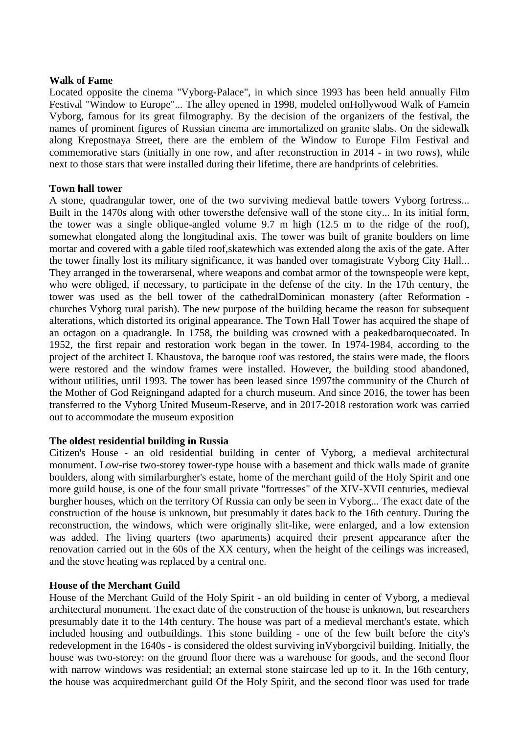**Walk of Fame**

Located opposite the cinema "Vyborg-Palace", in which since 1993 has been held annually Film Festival "Window to Europe"... The alley opened in 1998, modeled onHollywood Walk of Famein Vyborg, famous for its great filmography. By the decision of the organizers of the festival, the names of prominent figures of Russian cinema are immortalized on granite slabs. On the sidewalk along Krepostnaya Street, there are the emblem of the Window to Europe Film Festival and commemorative stars (initially in one row, and after reconstruction in 2014 - in two rows), while next to those stars that were installed during their lifetime, there are handprints of celebrities.

**Town hall tower**

A stone, quadrangular tower, one of the two surviving medieval battle towers Vyborg fortress... Built in the 1470s along with other towersthe defensive wall of the stone city... In its initial form, the tower was a single oblique-angled volume 9.7 m high (12.5 m to the ridge of the roof), somewhat elongated along the longitudinal axis. The tower was built of granite boulders on lime mortar and covered with a gable tiled roof,skatewhich was extended along the axis of the gate. After the tower finally lost its military significance, it was handed over tomagistrate Vyborg City Hall... They arranged in the towerarsenal, where weapons and combat armor of the townspeople were kept, who were obliged, if necessary, to participate in the defense of the city. In the 17th century, the tower was used as the bell tower of the cathedralDominican monastery (after Reformation - churches Vyborg rural parish). The new purpose of the building became the reason for subsequent alterations, which distorted its original appearance. The Town Hall Tower has acquired the shape of an octagon on a quadrangle. In 1758, the building was crowned with a peakedbaroquecoated. In 1952, the first repair and restoration work began in the tower. In 1974-1984, according to the project of the architect I. Khaustova, the baroque roof was restored, the stairs were made, the floors were restored and the window frames were installed. However, the building stood abandoned, without utilities, until 1993. The tower has been leased since 1997the community of the Church of the Mother of God Reigningand adapted for a church museum. And since 2016, the tower has been transferred to the Vyborg United Museum-Reserve, and in 2017-2018 restoration work was carried out to accommodate the museum exposition

**The oldest residential building in Russia**

Citizen's House - an old residential building in center of Vyborg, a medieval architectural monument. Low-rise two-storey tower-type house with a basement and thick walls made of granite boulders, along with similarburgher's estate, home of the merchant guild of the Holy Spirit and one more guild house, is one of the four small private "fortresses" of the XIV-XVII centuries, medieval burgher houses, which on the territory Of Russia can only be seen in Vyborg... The exact date of the construction of the house is unknown, but presumably it dates back to the 16th century. During the reconstruction, the windows, which were originally slit-like, were enlarged, and a low extension was added. The living quarters (two apartments) acquired their present appearance after the renovation carried out in the 60s of the XX century, when the height of the ceilings was increased, and the stove heating was replaced by a central one.

**House of the Merchant Guild**

House of the Merchant Guild of the Holy Spirit - an old building in center of Vyborg, a medieval architectural monument. The exact date of the construction of the house is unknown, but researchers presumably date it to the 14th century. The house was part of a medieval merchant's estate, which included housing and outbuildings. This stone building - one of the few built before the city's redevelopment in the 1640s - is considered the oldest surviving inVyborgcivil building. Initially, the house was two-storey: on the ground floor there was a warehouse for goods, and the second floor with narrow windows was residential; an external stone staircase led up to it. In the 16th century, the house was acquiredmerchant guild Of the Holy Spirit, and the second floor was used for trade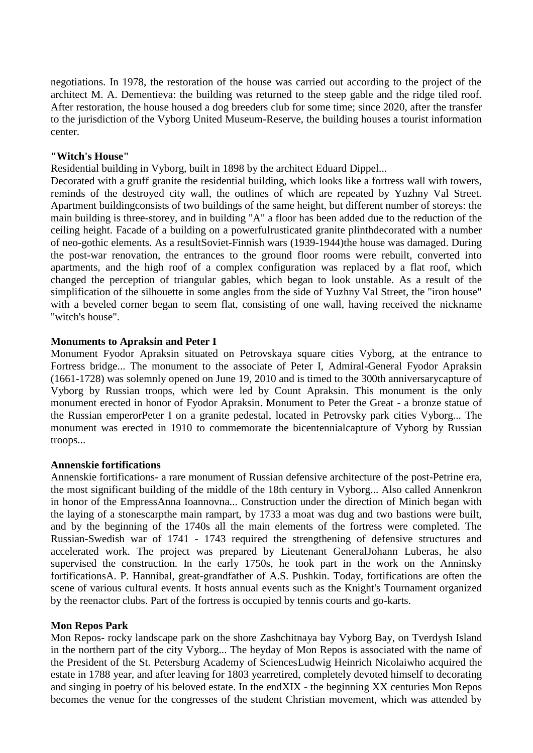negotiations. In 1978, the restoration of the house was carried out according to the project of the architect M. A. Dementieva: the building was returned to the steep gable and the ridge tiled roof. After restoration, the house housed a dog breeders club for some time; since 2020, after the transfer to the jurisdiction of the Vyborg United Museum-Reserve, the building houses a tourist information center.

**"Witch's House"**

Residential building in Vyborg, built in 1898 by the architect Eduard Dippel...

Decorated with a gruff granite the residential building, which looks like a fortress wall with towers, reminds of the destroyed city wall, the outlines of which are repeated by Yuzhny Val Street. Apartment buildingconsists of two buildings of the same height, but different number of storeys: the main building is three-storey, and in building "A" a floor has been added due to the reduction of the ceiling height. Facade of a building on a powerfulrusticated granite plinthdecorated with a number of neo-gothic elements. As a resultSoviet-Finnish wars (1939-1944)the house was damaged. During the post-war renovation, the entrances to the ground floor rooms were rebuilt, converted into apartments, and the high roof of a complex configuration was replaced by a flat roof, which changed the perception of triangular gables, which began to look unstable. As a result of the simplification of the silhouette in some angles from the side of Yuzhny Val Street, the "iron house" with a beveled corner began to seem flat, consisting of one wall, having received the nickname "witch's house".

**Monuments to Apraksin and Peter I**

Monument Fyodor Apraksin situated on Petrovskaya square cities Vyborg, at the entrance to Fortress bridge... The monument to the associate of Peter I, Admiral-General Fyodor Apraksin (1661-1728) was solemnly opened on June 19, 2010 and is timed to the 300th anniversarycapture of Vyborg by Russian troops, which were led by Count Apraksin. This monument is the only monument erected in honor of Fyodor Apraksin. Monument to Peter the Great - a bronze statue of the Russian emperorPeter I on a granite pedestal, located in Petrovsky park cities Vyborg... The monument was erected in 1910 to commemorate the bicentennialcapture of Vyborg by Russian troops...

**Annenskie fortifications**

Annenskie fortifications- a rare monument of Russian defensive architecture of the post-Petrine era, the most significant building of the middle of the 18th century in Vyborg... Also called Annenkron in honor of the EmpressAnna Ioannovna... Construction under the direction of Minich began with the laying of a stonescarpthe main rampart, by 1733 a moat was dug and two bastions were built, and by the beginning of the 1740s all the main elements of the fortress were completed. The Russian-Swedish war of 1741 - 1743 required the strengthening of defensive structures and accelerated work. The project was prepared by Lieutenant GeneralJohann Luberas, he also supervised the construction. In the early 1750s, he took part in the work on the Anninsky fortificationsA. P. Hannibal, great-grandfather of A.S. Pushkin. Today, fortifications are often the scene of various cultural events. It hosts annual events such as the Knight's Tournament organized by the reenactor clubs. Part of the fortress is occupied by tennis courts and go-karts.

**Mon Repos Park**

Mon Repos- rocky landscape park on the shore Zashchitnaya bay Vyborg Bay, on Tverdysh Island in the northern part of the city Vyborg... The heyday of Mon Repos is associated with the name of the President of the St. Petersburg Academy of SciencesLudwig Heinrich Nicolaiwho acquired the estate in 1788 year, and after leaving for 1803 yearretired, completely devoted himself to decorating and singing in poetry of his beloved estate. In the endXIX - the beginning XX centuries Mon Repos becomes the venue for the congresses of the student Christian movement, which was attended by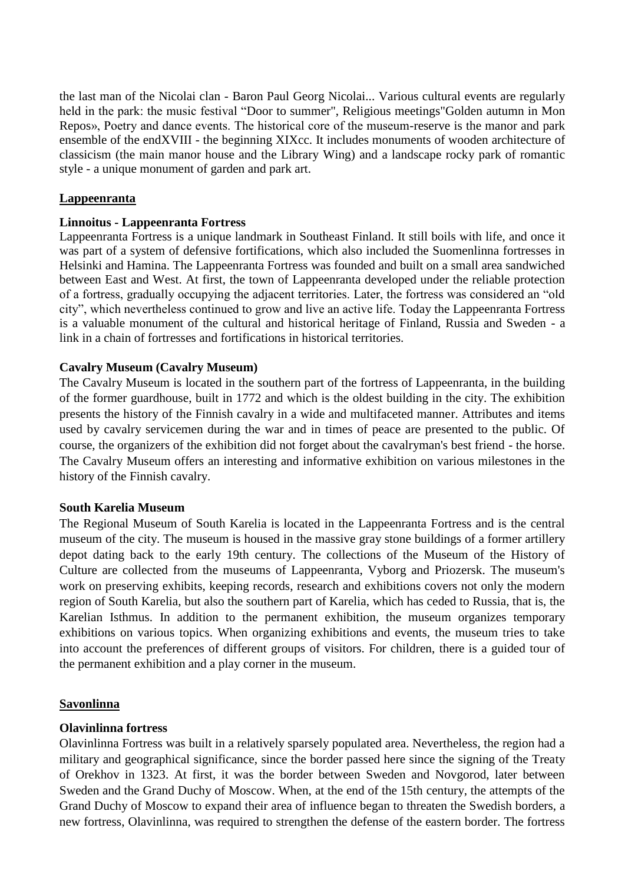the last man of the Nicolai clan - Baron Paul Georg Nicolai... Various cultural events are regularly held in the park: the music festival "Door to summer", Religious meetings"Golden autumn in Mon Repos», Poetry and dance events. The historical core of the museum-reserve is the manor and park ensemble of the endXVIII - the beginning XIXcc. It includes monuments of wooden architecture of classicism (the main manor house and the Library Wing) and a landscape rocky park of romantic style - a unique monument of garden and park art.

## Lappeenranta

### Linnoitus - Lappeenranta Fortress

Lappeenranta Fortress is a unique landmark in Southeast Finland. It still boils with life, and once it was part of a system of defensive fortifications, which also included the Suomenlinna fortresses in Helsinki and Hamina. The Lappeenranta Fortress was founded and built on a small area sandwiched between East and West. At first, the town of Lappeenranta developed under the reliable protection of a fortress, gradually occupying the adjacent territories. Later, the fortress was considered an "old city", which nevertheless continued to grow and live an active life. Today the Lappeenranta Fortress is a valuable monument of the cultural and historical heritage of Finland, Russia and Sweden - a link in a chain of fortresses and fortifications in historical territories.

### Cavalry Museum (Cavalry Museum)

The Cavalry Museum is located in the southern part of the fortress of Lappeenranta, in the building of the former guardhouse, built in 1772 and which is the oldest building in the city. The exhibition presents the history of the Finnish cavalry in a wide and multifaceted manner. Attributes and items used by cavalry servicemen during the war and in times of peace are presented to the public. Of course, the organizers of the exhibition did not forget about the cavalryman's best friend - the horse. The Cavalry Museum offers an interesting and informative exhibition on various milestones in the history of the Finnish cavalry.

### South Karelia Museum

The Regional Museum of South Karelia is located in the Lappeenranta Fortress and is the central museum of the city. The museum is housed in the massive gray stone buildings of a former artillery depot dating back to the early 19th century. The collections of the Museum of the History of Culture are collected from the museums of Lappeenranta, Vyborg and Priozersk. The museum's work on preserving exhibits, keeping records, research and exhibitions covers not only the modern region of South Karelia, but also the southern part of Karelia, which has ceded to Russia, that is, the Karelian Isthmus. In addition to the permanent exhibition, the museum organizes temporary exhibitions on various topics. When organizing exhibitions and events, the museum tries to take into account the preferences of different groups of visitors. For children, there is a guided tour of the permanent exhibition and a play corner in the museum.

## Savonlinna

### Olavinlinna fortress

Olavinlinna Fortress was built in a relatively sparsely populated area. Nevertheless, the region had a military and geographical significance, since the border passed here since the signing of the Treaty of Orekhov in 1323. At first, it was the border between Sweden and Novgorod, later between Sweden and the Grand Duchy of Moscow. When, at the end of the 15th century, the attempts of the Grand Duchy of Moscow to expand their area of influence began to threaten the Swedish borders, a new fortress, Olavinlinna, was required to strengthen the defense of the eastern border. The fortress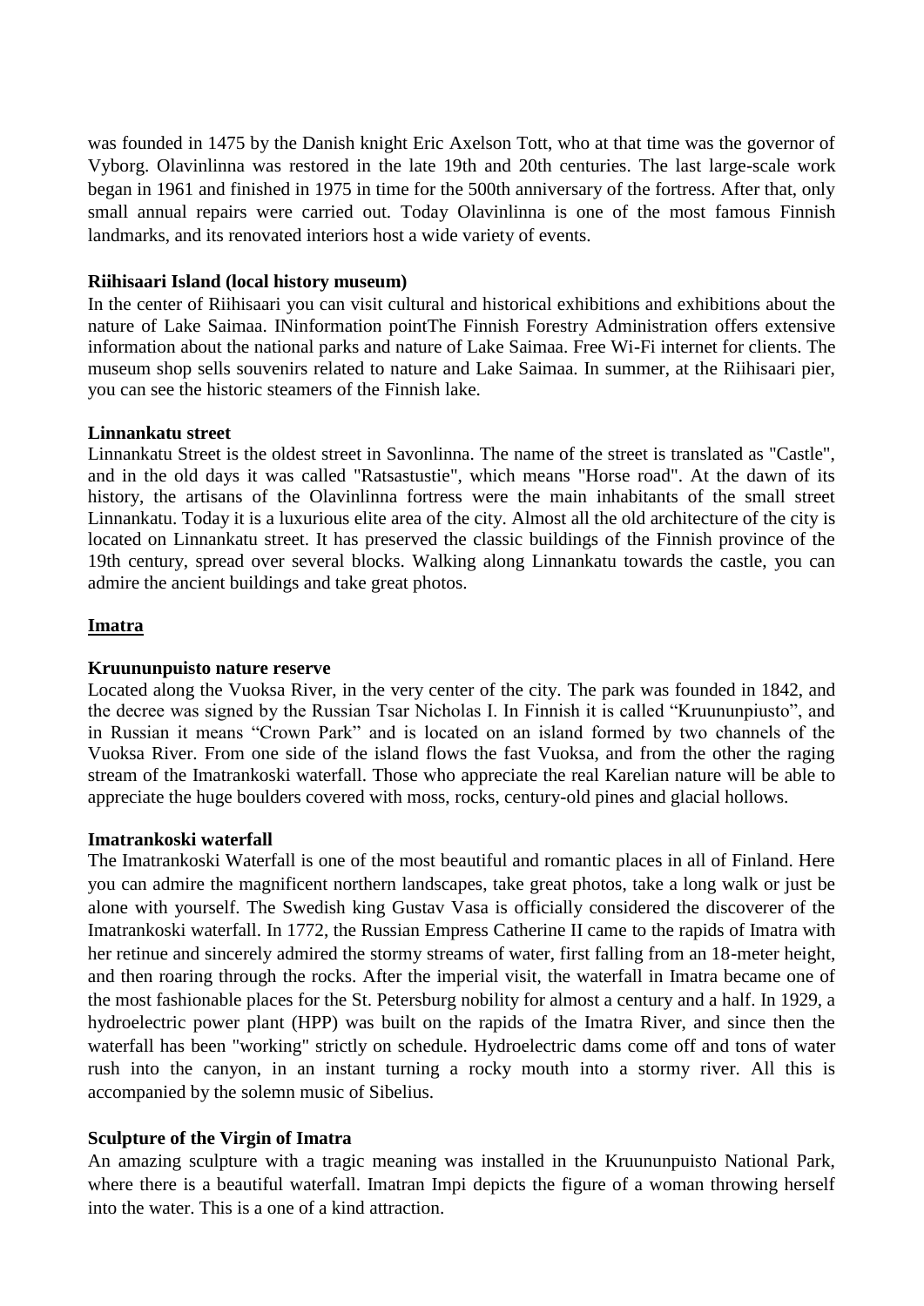was founded in 1475 by the Danish knight Eric Axelson Tott, who at that time was the governor of Vyborg. Olavinlinna was restored in the late 19th and 20th centuries. The last large-scale work began in 1961 and finished in 1975 in time for the 500th anniversary of the fortress. After that, only small annual repairs were carried out. Today Olavinlinna is one of the most famous Finnish landmarks, and its renovated interiors host a wide variety of events.

**Riihisaari Island (local history museum)**

In the center of Riihisaari you can visit cultural and historical exhibitions and exhibitions about the nature of Lake Saimaa. INinformation pointThe Finnish Forestry Administration offers extensive information about the national parks and nature of Lake Saimaa. Free Wi-Fi internet for clients. The museum shop sells souvenirs related to nature and Lake Saimaa. In summer, at the Riihisaari pier, you can see the historic steamers of the Finnish lake.

**Linnankatu street**

Linnankatu Street is the oldest street in Savonlinna. The name of the street is translated as "Castle", and in the old days it was called "Ratsastustie", which means "Horse road". At the dawn of its history, the artisans of the Olavinlinna fortress were the main inhabitants of the small street Linnankatu. Today it is a luxurious elite area of the city. Almost all the old architecture of the city is located on Linnankatu street. It has preserved the classic buildings of the Finnish province of the 19th century, spread over several blocks. Walking along Linnankatu towards the castle, you can admire the ancient buildings and take great photos.

## Imatra

**Kruununpuisto nature reserve**

Located along the Vuoksa River, in the very center of the city. The park was founded in 1842, and the decree was signed by the Russian Tsar Nicholas I. In Finnish it is called "Kruununpiusto", and in Russian it means "Crown Park" and is located on an island formed by two channels of the Vuoksa River. From one side of the island flows the fast Vuoksa, and from the other the raging stream of the Imatrankoski waterfall. Those who appreciate the real Karelian nature will be able to appreciate the huge boulders covered with moss, rocks, century-old pines and glacial hollows.

**Imatrankoski waterfall**

The Imatrankoski Waterfall is one of the most beautiful and romantic places in all of Finland. Here you can admire the magnificent northern landscapes, take great photos, take a long walk or just be alone with yourself. The Swedish king Gustav Vasa is officially considered the discoverer of the Imatrankoski waterfall. In 1772, the Russian Empress Catherine II came to the rapids of Imatra with her retinue and sincerely admired the stormy streams of water, first falling from an 18-meter height, and then roaring through the rocks. After the imperial visit, the waterfall in Imatra became one of the most fashionable places for the St. Petersburg nobility for almost a century and a half. In 1929, a hydroelectric power plant (HPP) was built on the rapids of the Imatra River, and since then the waterfall has been "working" strictly on schedule. Hydroelectric dams come off and tons of water rush into the canyon, in an instant turning a rocky mouth into a stormy river. All this is accompanied by the solemn music of Sibelius.

**Sculpture of the Virgin of Imatra**

An amazing sculpture with a tragic meaning was installed in the Kruununpuisto National Park, where there is a beautiful waterfall. Imatran Impi depicts the figure of a woman throwing herself into the water. This is a one of a kind attraction.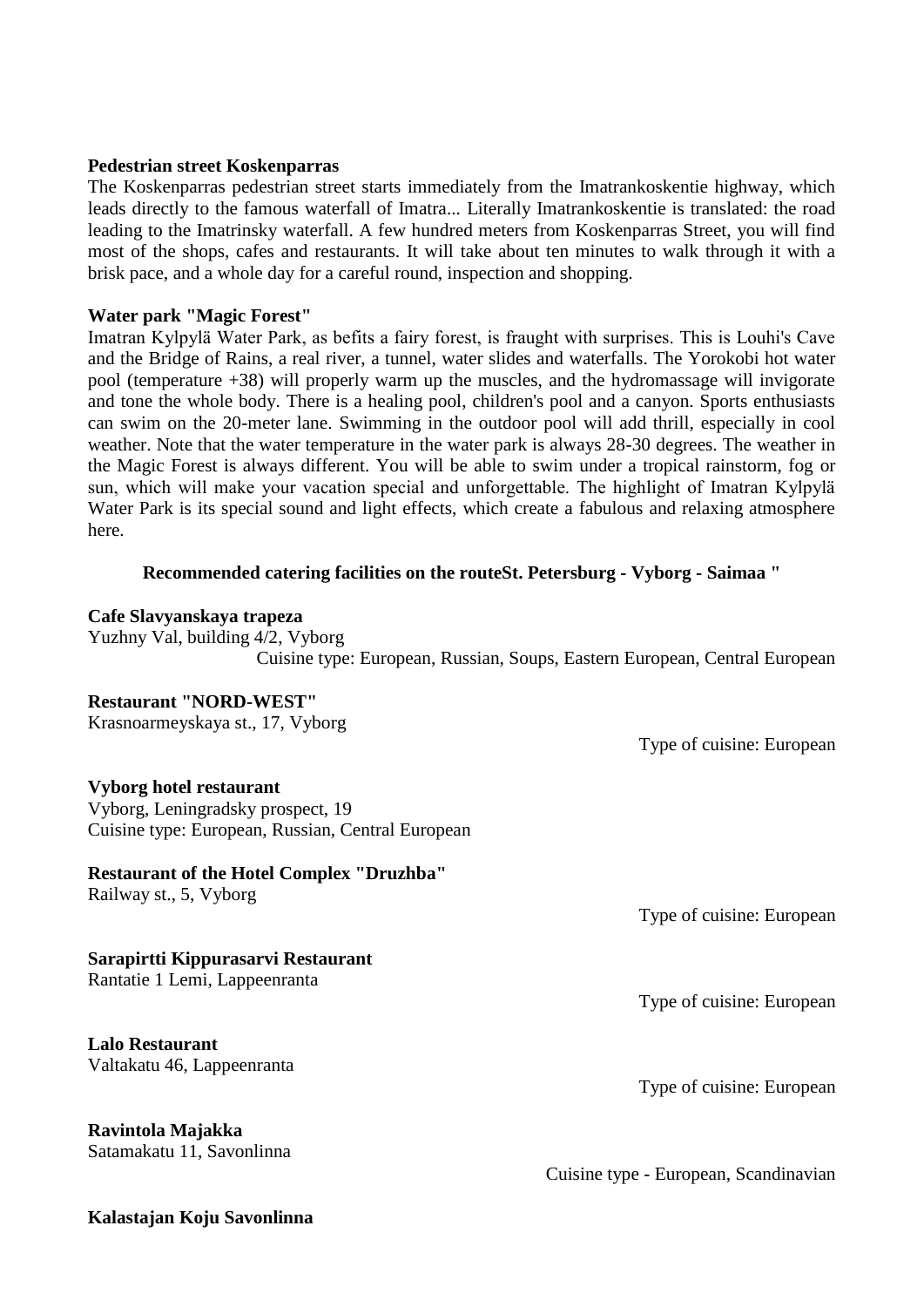**Pedestrian street Koskenparras**

The Koskenparras pedestrian street starts immediately from the Imatrankoskentie highway, which leads directly to the famous waterfall of Imatra... Literally Imatrankoskentie is translated: the road leading to the Imatrinsky waterfall. A few hundred meters from Koskenparras Street, you will find most of the shops, cafes and restaurants. It will take about ten minutes to walk through it with a brisk pace, and a whole day for a careful round, inspection and shopping.

**Water park "Magic Forest"**

Imatran Kylpylä Water Park, as befits a fairy forest, is fraught with surprises. This is Louhi's Cave and the Bridge of Rains, a real river, a tunnel, water slides and waterfalls. The Yorokobi hot water pool (temperature +38) will properly warm up the muscles, and the hydromassage will invigorate and tone the whole body. There is a healing pool, children's pool and a canyon. Sports enthusiasts can swim on the 20-meter lane. Swimming in the outdoor pool will add thrill, especially in cool weather. Note that the water temperature in the water park is always 28-30 degrees. The weather in the Magic Forest is always different. You will be able to swim under a tropical rainstorm, fog or sun, which will make your vacation special and unforgettable. The highlight of Imatran Kylpylä Water Park is its special sound and light effects, which create a fabulous and relaxing atmosphere here.

**Recommended catering facilities on the routeSt. Petersburg - Vyborg - Saimaa "**

**Cafe Slavyanskaya trapeza**
Yuzhny Val, building 4/2, Vyborg
Cuisine type: European, Russian, Soups, Eastern European, Central European

**Restaurant "NORD-WEST"**
Krasnoarmeyskaya st., 17, Vyborg
Type of cuisine: European

**Vyborg hotel restaurant**
Vyborg, Leningradsky prospect, 19
Cuisine type: European, Russian, Central European

**Restaurant of the Hotel Complex "Druzhba"**
Railway st., 5, Vyborg
Type of cuisine: European

**Sarapirtti Kippurasarvi Restaurant**
Rantatie 1 Lemi, Lappeenranta
Type of cuisine: European

**Lalo Restaurant**
Valtakatu 46, Lappeenranta
Type of cuisine: European

**Ravintola Majakka**
Satamakatu 11, Savonlinna
Cuisine type - European, Scandinavian

**Kalastajan Koju Savonlinna**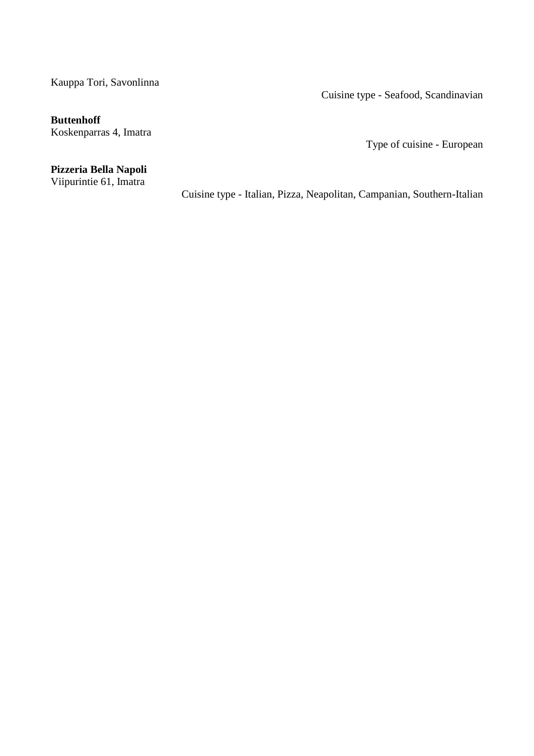Kauppa Tori, Savonlinna

Cuisine type - Seafood, Scandinavian

**Buttenhoff**
Koskenparras 4, Imatra

Type of cuisine - European

**Pizzeria Bella Napoli**
Viipurintie 61, Imatra

Cuisine type - Italian, Pizza, Neapolitan, Campanian, Southern-Italian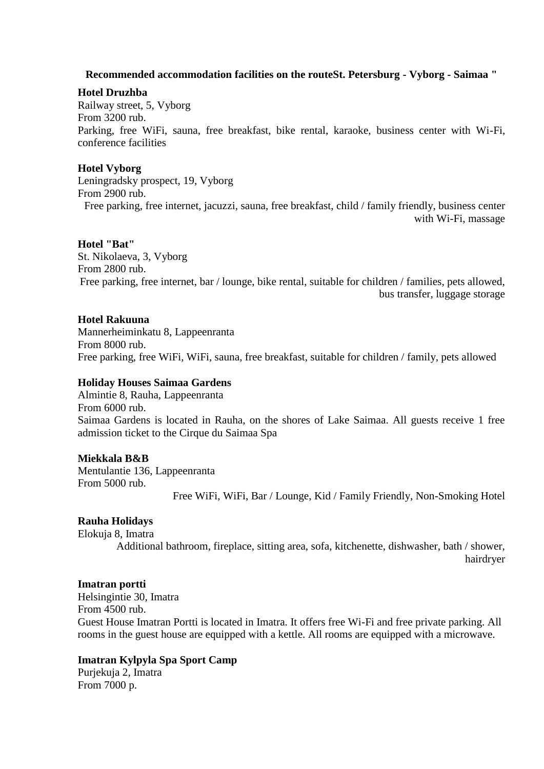**Recommended accommodation facilities on the routeSt. Petersburg - Vyborg - Saimaa "**

**Hotel Druzhba**
Railway street, 5, Vyborg
From 3200 rub.
Parking, free WiFi, sauna, free breakfast, bike rental, karaoke, business center with Wi-Fi, conference facilities

**Hotel Vyborg**
Leningradsky prospect, 19, Vyborg
From 2900 rub.
Free parking, free internet, jacuzzi, sauna, free breakfast, child / family friendly, business center with Wi-Fi, massage

**Hotel "Bat"**
St. Nikolaeva, 3, Vyborg
From 2800 rub.
Free parking, free internet, bar / lounge, bike rental, suitable for children / families, pets allowed, bus transfer, luggage storage

**Hotel Rakuuna**
Mannerheiminkatu 8, Lappeenranta
From 8000 rub.
Free parking, free WiFi, WiFi, sauna, free breakfast, suitable for children / family, pets allowed

**Holiday Houses Saimaa Gardens**
Almintie 8, Rauha, Lappeenranta
From 6000 rub.
Saimaa Gardens is located in Rauha, on the shores of Lake Saimaa. All guests receive 1 free admission ticket to the Cirque du Saimaa Spa

**Miekkala B&B**
Mentulantie 136, Lappeenranta
From 5000 rub.
Free WiFi, WiFi, Bar / Lounge, Kid / Family Friendly, Non-Smoking Hotel

**Rauha Holidays**
Elokuja 8, Imatra
Additional bathroom, fireplace, sitting area, sofa, kitchenette, dishwasher, bath / shower, hairdryer

**Imatran portti**
Helsingintie 30, Imatra
From 4500 rub.
Guest House Imatran Portti is located in Imatra. It offers free Wi-Fi and free private parking. All rooms in the guest house are equipped with a kettle. All rooms are equipped with a microwave.

**Imatran Kylpyla Spa Sport Camp**
Purjekuja 2, Imatra
From 7000 p.